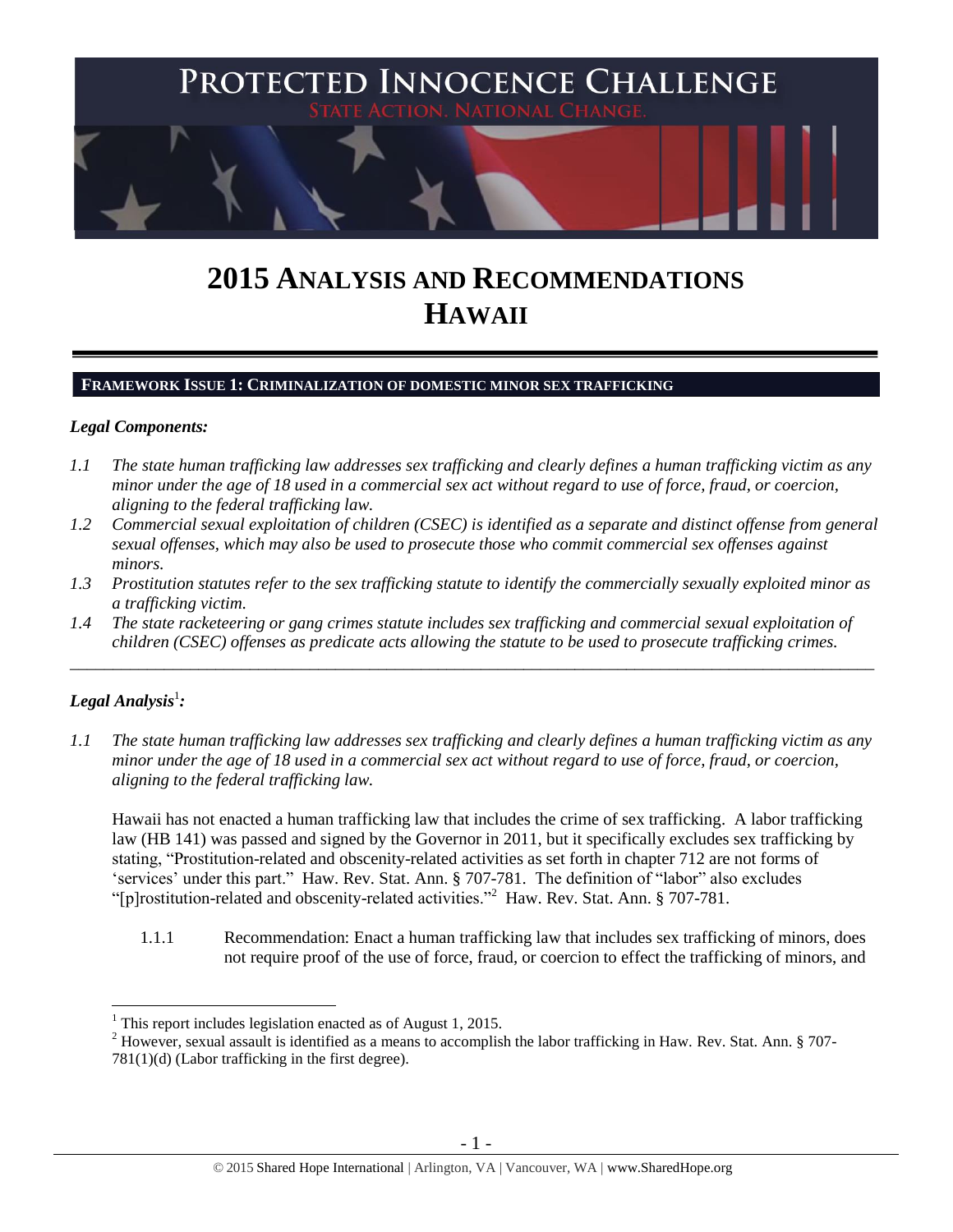PROTECTED INNOCENCE CHALLENGE
STATE ACTION. NATIONAL CHANGE.

# 2015 ANALYSIS AND RECOMMENDATIONS HAWAII

## FRAMEWORK ISSUE 1: CRIMINALIZATION OF DOMESTIC MINOR SEX TRAFFICKING

### *Legal Components:*

*1.1 The state human trafficking law addresses sex trafficking and clearly defines a human trafficking victim as any minor under the age of 18 used in a commercial sex act without regard to use of force, fraud, or coercion, aligning to the federal trafficking law.*

*1.2 Commercial sexual exploitation of children (CSEC) is identified as a separate and distinct offense from general sexual offenses, which may also be used to prosecute those who commit commercial sex offenses against minors.*

*1.3 Prostitution statutes refer to the sex trafficking statute to identify the commercially sexually exploited minor as a trafficking victim.*

*1.4 The state racketeering or gang crimes statute includes sex trafficking and commercial sexual exploitation of children (CSEC) offenses as predicate acts allowing the statute to be used to prosecute trafficking crimes.*

---

### *Legal Analysis*[1]*:*

*1.1 The state human trafficking law addresses sex trafficking and clearly defines a human trafficking victim as any minor under the age of 18 used in a commercial sex act without regard to use of force, fraud, or coercion, aligning to the federal trafficking law.*

Hawaii has not enacted a human trafficking law that includes the crime of sex trafficking. A labor trafficking law (HB 141) was passed and signed by the Governor in 2011, but it specifically excludes sex trafficking by stating, "Prostitution-related and obscenity-related activities as set forth in chapter 712 are not forms of 'services' under this part." Haw. Rev. Stat. Ann. § 707-781. The definition of "labor" also excludes "[p]rostitution-related and obscenity-related activities."[2] Haw. Rev. Stat. Ann. § 707-781.

1.1.1 Recommendation: Enact a human trafficking law that includes sex trafficking of minors, does not require proof of the use of force, fraud, or coercion to effect the trafficking of minors, and

[1] This report includes legislation enacted as of August 1, 2015.

[2] However, sexual assault is identified as a means to accomplish the labor trafficking in Haw. Rev. Stat. Ann. § 707-781(1)(d) (Labor trafficking in the first degree).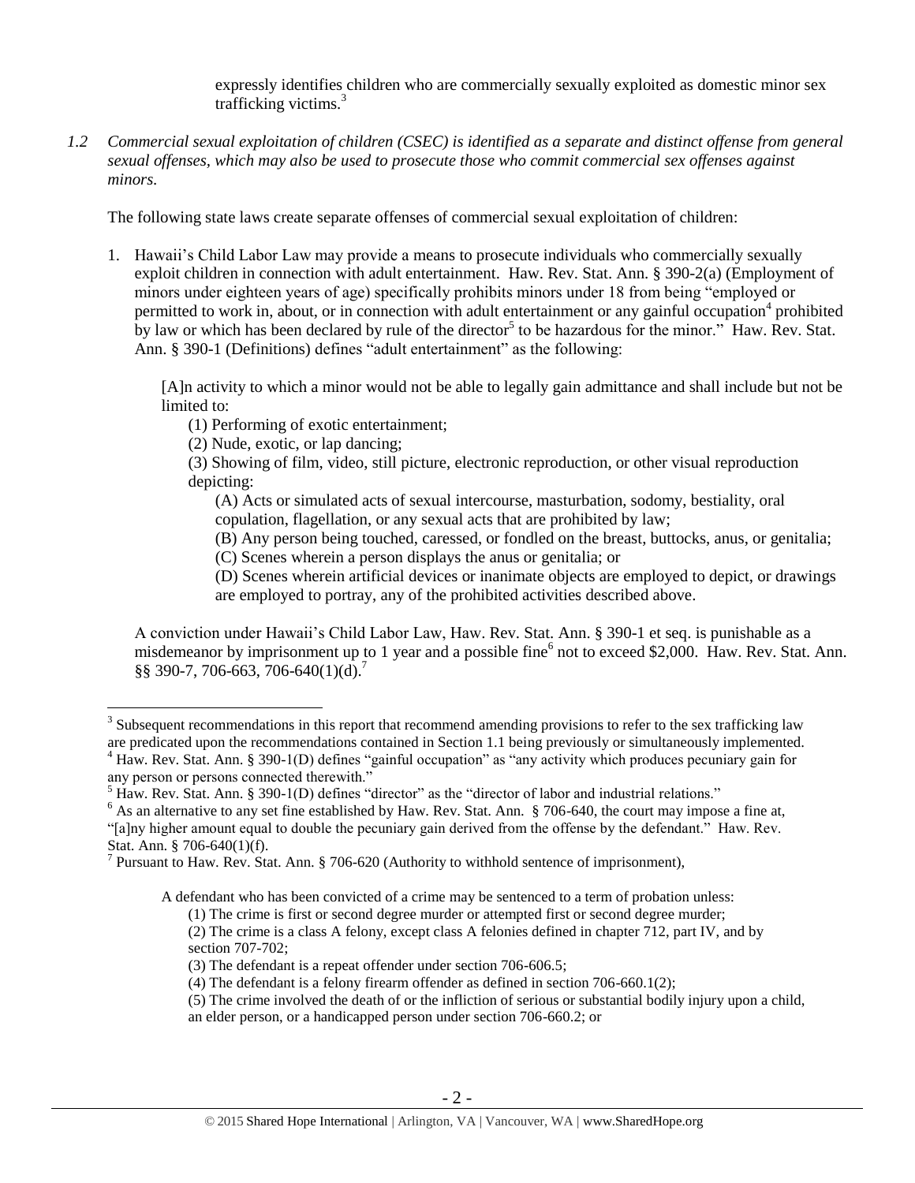expressly identifies children who are commercially sexually exploited as domestic minor sex trafficking victims.[3]

*1.2 Commercial sexual exploitation of children (CSEC) is identified as a separate and distinct offense from general sexual offenses, which may also be used to prosecute those who commit commercial sex offenses against minors.*

The following state laws create separate offenses of commercial sexual exploitation of children:

1. Hawaii's Child Labor Law may provide a means to prosecute individuals who commercially sexually exploit children in connection with adult entertainment. Haw. Rev. Stat. Ann. § 390-2(a) (Employment of minors under eighteen years of age) specifically prohibits minors under 18 from being "employed or permitted to work in, about, or in connection with adult entertainment or any gainful occupation[4] prohibited by law or which has been declared by rule of the director[5] to be hazardous for the minor." Haw. Rev. Stat. Ann. § 390-1 (Definitions) defines "adult entertainment" as the following:

   [A]n activity to which a minor would not be able to legally gain admittance and shall include but not be limited to:
   
   (1) Performing of exotic entertainment;
   (2) Nude, exotic, or lap dancing;
   (3) Showing of film, video, still picture, electronic reproduction, or other visual reproduction depicting:
   
   (A) Acts or simulated acts of sexual intercourse, masturbation, sodomy, bestiality, oral copulation, flagellation, or any sexual acts that are prohibited by law;
   (B) Any person being touched, caressed, or fondled on the breast, buttocks, anus, or genitalia;
   (C) Scenes wherein a person displays the anus or genitalia; or
   (D) Scenes wherein artificial devices or inanimate objects are employed to depict, or drawings are employed to portray, any of the prohibited activities described above.

   A conviction under Hawaii's Child Labor Law, Haw. Rev. Stat. Ann. § 390-1 et seq. is punishable as a misdemeanor by imprisonment up to 1 year and a possible fine[6] not to exceed $2,000. Haw. Rev. Stat. Ann. §§ 390-7, 706-663, 706-640(1)(d).[7]

---

[3] Subsequent recommendations in this report that recommend amending provisions to refer to the sex trafficking law are predicated upon the recommendations contained in Section 1.1 being previously or simultaneously implemented.

[4] Haw. Rev. Stat. Ann. § 390-1(D) defines "gainful occupation" as "any activity which produces pecuniary gain for any person or persons connected therewith."

[5] Haw. Rev. Stat. Ann. § 390-1(D) defines "director" as the "director of labor and industrial relations."

[6] As an alternative to any set fine established by Haw. Rev. Stat. Ann. § 706-640, the court may impose a fine at, "[a]ny higher amount equal to double the pecuniary gain derived from the offense by the defendant." Haw. Rev. Stat. Ann. § 706-640(1)(f).

[7] Pursuant to Haw. Rev. Stat. Ann. § 706-620 (Authority to withhold sentence of imprisonment),

> A defendant who has been convicted of a crime may be sentenced to a term of probation unless:
> (1) The crime is first or second degree murder or attempted first or second degree murder;
> (2) The crime is a class A felony, except class A felonies defined in chapter 712, part IV, and by section 707-702;
> (3) The defendant is a repeat offender under section 706-606.5;
> (4) The defendant is a felony firearm offender as defined in section 706-660.1(2);
> (5) The crime involved the death of or the infliction of serious or substantial bodily injury upon a child, an elder person, or a handicapped person under section 706-660.2; or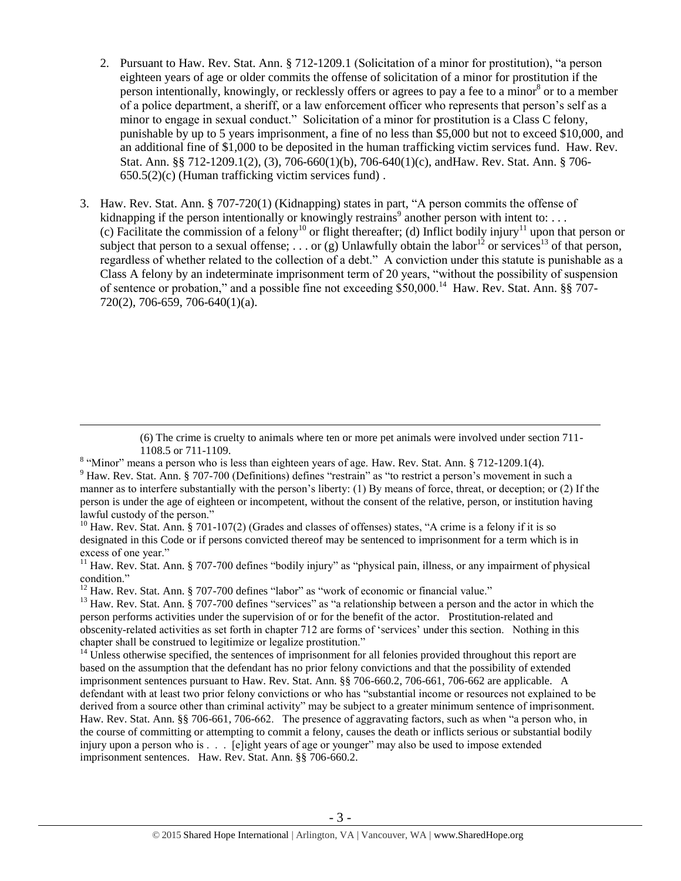2. Pursuant to Haw. Rev. Stat. Ann. § 712-1209.1 (Solicitation of a minor for prostitution), "a person eighteen years of age or older commits the offense of solicitation of a minor for prostitution if the person intentionally, knowingly, or recklessly offers or agrees to pay a fee to a minor[8] or to a member of a police department, a sheriff, or a law enforcement officer who represents that person's self as a minor to engage in sexual conduct." Solicitation of a minor for prostitution is a Class C felony, punishable by up to 5 years imprisonment, a fine of no less than $5,000 but not to exceed $10,000, and an additional fine of $1,000 to be deposited in the human trafficking victim services fund. Haw. Rev. Stat. Ann. §§ 712-1209.1(2), (3), 706-660(1)(b), 706-640(1)(c), andHaw. Rev. Stat. Ann. § 706-650.5(2)(c) (Human trafficking victim services fund) .

3. Haw. Rev. Stat. Ann. § 707-720(1) (Kidnapping) states in part, "A person commits the offense of kidnapping if the person intentionally or knowingly restrains[9] another person with intent to: . . . (c) Facilitate the commission of a felony[10] or flight thereafter; (d) Inflict bodily injury[11] upon that person or subject that person to a sexual offense; . . . or (g) Unlawfully obtain the labor[12] or services[13] of that person, regardless of whether related to the collection of a debt." A conviction under this statute is punishable as a Class A felony by an indeterminate imprisonment term of 20 years, "without the possibility of suspension of sentence or probation," and a possible fine not exceeding $50,000.[14] Haw. Rev. Stat. Ann. §§ 707-720(2), 706-659, 706-640(1)(a).

---

(6) The crime is cruelty to animals where ten or more pet animals were involved under section 711-1108.5 or 711-1109.

[8] "Minor" means a person who is less than eighteen years of age. Haw. Rev. Stat. Ann. § 712-1209.1(4).

[9] Haw. Rev. Stat. Ann. § 707-700 (Definitions) defines "restrain" as "to restrict a person's movement in such a manner as to interfere substantially with the person's liberty: (1) By means of force, threat, or deception; or (2) If the person is under the age of eighteen or incompetent, without the consent of the relative, person, or institution having lawful custody of the person."

[10] Haw. Rev. Stat. Ann. § 701-107(2) (Grades and classes of offenses) states, "A crime is a felony if it is so designated in this Code or if persons convicted thereof may be sentenced to imprisonment for a term which is in excess of one year."

[11] Haw. Rev. Stat. Ann. § 707-700 defines "bodily injury" as "physical pain, illness, or any impairment of physical condition."

[12] Haw. Rev. Stat. Ann. § 707-700 defines "labor" as "work of economic or financial value."

[13] Haw. Rev. Stat. Ann. § 707-700 defines "services" as "a relationship between a person and the actor in which the person performs activities under the supervision of or for the benefit of the actor. Prostitution-related and obscenity-related activities as set forth in chapter 712 are forms of 'services' under this section. Nothing in this chapter shall be construed to legitimize or legalize prostitution."

[14] Unless otherwise specified, the sentences of imprisonment for all felonies provided throughout this report are based on the assumption that the defendant has no prior felony convictions and that the possibility of extended imprisonment sentences pursuant to Haw. Rev. Stat. Ann. §§ 706-660.2, 706-661, 706-662 are applicable. A defendant with at least two prior felony convictions or who has "substantial income or resources not explained to be derived from a source other than criminal activity" may be subject to a greater minimum sentence of imprisonment. Haw. Rev. Stat. Ann. §§ 706-661, 706-662. The presence of aggravating factors, such as when "a person who, in the course of committing or attempting to commit a felony, causes the death or inflicts serious or substantial bodily injury upon a person who is . . . [e]ight years of age or younger" may also be used to impose extended imprisonment sentences. Haw. Rev. Stat. Ann. §§ 706-660.2.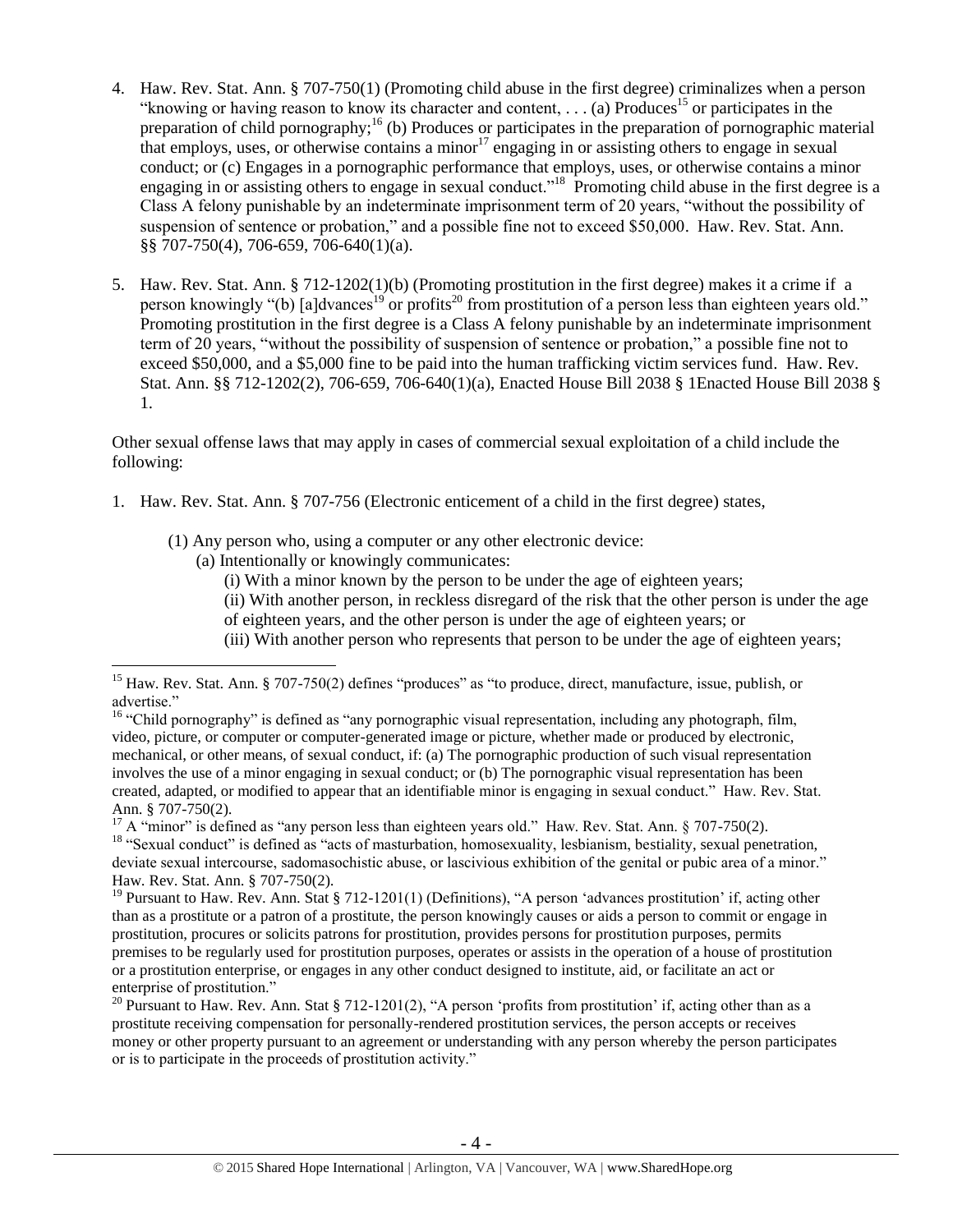4. Haw. Rev. Stat. Ann. § 707-750(1) (Promoting child abuse in the first degree) criminalizes when a person "knowing or having reason to know its character and content, . . . (a) Produces[15] or participates in the preparation of child pornography;[16] (b) Produces or participates in the preparation of pornographic material that employs, uses, or otherwise contains a minor[17] engaging in or assisting others to engage in sexual conduct; or (c) Engages in a pornographic performance that employs, uses, or otherwise contains a minor engaging in or assisting others to engage in sexual conduct."[18] Promoting child abuse in the first degree is a Class A felony punishable by an indeterminate imprisonment term of 20 years, "without the possibility of suspension of sentence or probation," and a possible fine not to exceed $50,000. Haw. Rev. Stat. Ann. §§ 707-750(4), 706-659, 706-640(1)(a).

5. Haw. Rev. Stat. Ann. § 712-1202(1)(b) (Promoting prostitution in the first degree) makes it a crime if a person knowingly "(b) [a]dvances[19] or profits[20] from prostitution of a person less than eighteen years old." Promoting prostitution in the first degree is a Class A felony punishable by an indeterminate imprisonment term of 20 years, "without the possibility of suspension of sentence or probation," a possible fine not to exceed $50,000, and a $5,000 fine to be paid into the human trafficking victim services fund. Haw. Rev. Stat. Ann. §§ 712-1202(2), 706-659, 706-640(1)(a), Enacted House Bill 2038 § 1Enacted House Bill 2038 § 1.

Other sexual offense laws that may apply in cases of commercial sexual exploitation of a child include the following:

1. Haw. Rev. Stat. Ann. § 707-756 (Electronic enticement of a child in the first degree) states,

   (1) Any person who, using a computer or any other electronic device:
   
   (a) Intentionally or knowingly communicates:
   
   (i) With a minor known by the person to be under the age of eighteen years;
   
   (ii) With another person, in reckless disregard of the risk that the other person is under the age of eighteen years, and the other person is under the age of eighteen years; or
   
   (iii) With another person who represents that person to be under the age of eighteen years;

---

[15] Haw. Rev. Stat. Ann. § 707-750(2) defines "produces" as "to produce, direct, manufacture, issue, publish, or advertise."

[16] "Child pornography" is defined as "any pornographic visual representation, including any photograph, film, video, picture, or computer or computer-generated image or picture, whether made or produced by electronic, mechanical, or other means, of sexual conduct, if: (a) The pornographic production of such visual representation involves the use of a minor engaging in sexual conduct; or (b) The pornographic visual representation has been created, adapted, or modified to appear that an identifiable minor is engaging in sexual conduct." Haw. Rev. Stat. Ann. § 707-750(2).

[17] A "minor" is defined as "any person less than eighteen years old." Haw. Rev. Stat. Ann. § 707-750(2).

[18] "Sexual conduct" is defined as "acts of masturbation, homosexuality, lesbianism, bestiality, sexual penetration, deviate sexual intercourse, sadomasochistic abuse, or lascivious exhibition of the genital or pubic area of a minor." Haw. Rev. Stat. Ann. § 707-750(2).

[19] Pursuant to Haw. Rev. Ann. Stat § 712-1201(1) (Definitions), "A person 'advances prostitution' if, acting other than as a prostitute or a patron of a prostitute, the person knowingly causes or aids a person to commit or engage in prostitution, procures or solicits patrons for prostitution, provides persons for prostitution purposes, permits premises to be regularly used for prostitution purposes, operates or assists in the operation of a house of prostitution or a prostitution enterprise, or engages in any other conduct designed to institute, aid, or facilitate an act or enterprise of prostitution."

[20] Pursuant to Haw. Rev. Ann. Stat § 712-1201(2), "A person 'profits from prostitution' if, acting other than as a prostitute receiving compensation for personally-rendered prostitution services, the person accepts or receives money or other property pursuant to an agreement or understanding with any person whereby the person participates or is to participate in the proceeds of prostitution activity."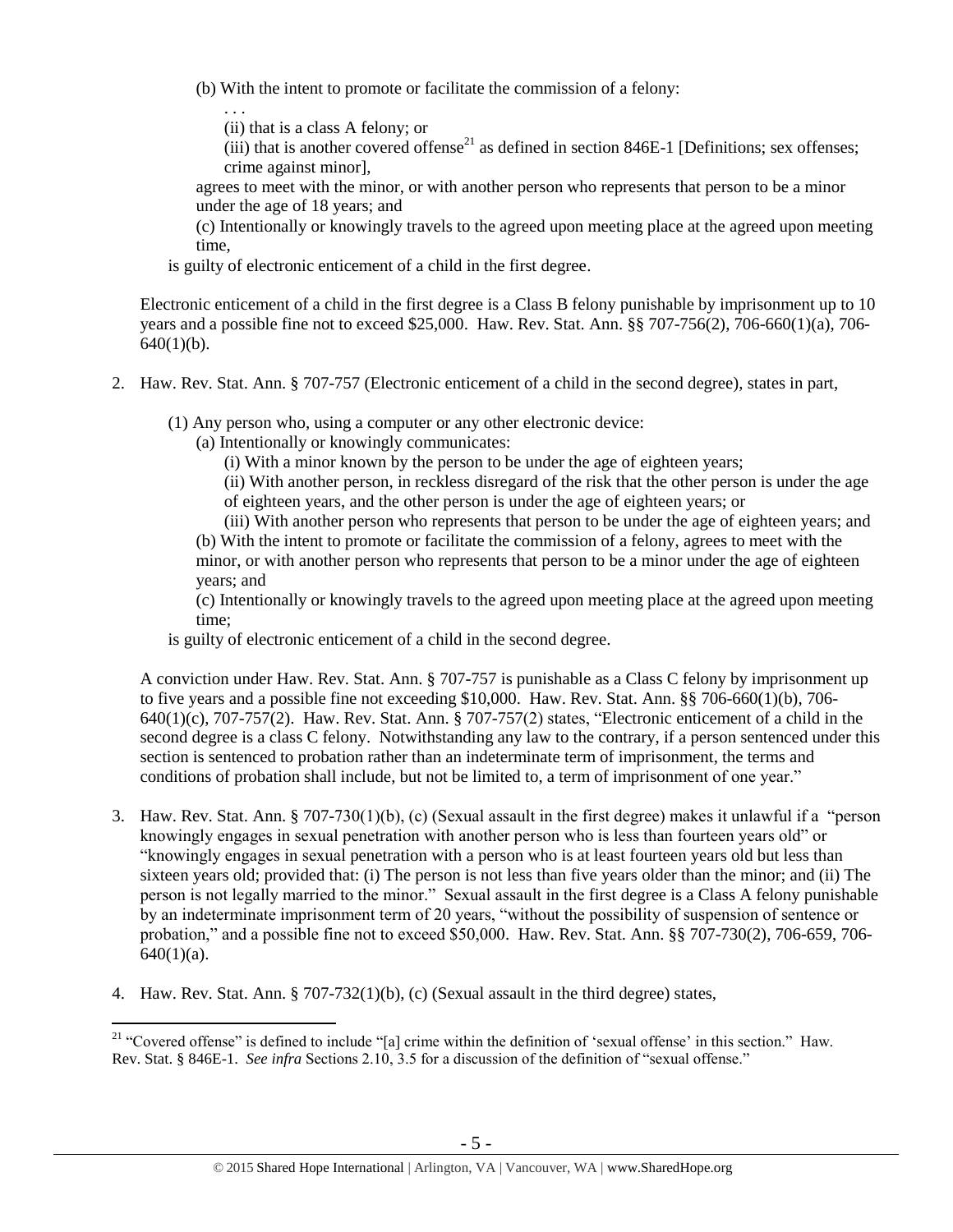(b) With the intent to promote or facilitate the commission of a felony:

. . .

(ii) that is a class A felony; or

(iii) that is another covered offense[21] as defined in section 846E-1 [Definitions; sex offenses; crime against minor],

agrees to meet with the minor, or with another person who represents that person to be a minor under the age of 18 years; and

(c) Intentionally or knowingly travels to the agreed upon meeting place at the agreed upon meeting time,

is guilty of electronic enticement of a child in the first degree.

Electronic enticement of a child in the first degree is a Class B felony punishable by imprisonment up to 10 years and a possible fine not to exceed $25,000. Haw. Rev. Stat. Ann. §§ 707-756(2), 706-660(1)(a), 706-640(1)(b).

2. Haw. Rev. Stat. Ann. § 707-757 (Electronic enticement of a child in the second degree), states in part,

(1) Any person who, using a computer or any other electronic device:

(a) Intentionally or knowingly communicates:

(i) With a minor known by the person to be under the age of eighteen years;

(ii) With another person, in reckless disregard of the risk that the other person is under the age of eighteen years, and the other person is under the age of eighteen years; or

(iii) With another person who represents that person to be under the age of eighteen years; and

(b) With the intent to promote or facilitate the commission of a felony, agrees to meet with the minor, or with another person who represents that person to be a minor under the age of eighteen years; and

(c) Intentionally or knowingly travels to the agreed upon meeting place at the agreed upon meeting time;

is guilty of electronic enticement of a child in the second degree.

A conviction under Haw. Rev. Stat. Ann. § 707-757 is punishable as a Class C felony by imprisonment up to five years and a possible fine not exceeding $10,000. Haw. Rev. Stat. Ann. §§ 706-660(1)(b), 706-640(1)(c), 707-757(2). Haw. Rev. Stat. Ann. § 707-757(2) states, "Electronic enticement of a child in the second degree is a class C felony. Notwithstanding any law to the contrary, if a person sentenced under this section is sentenced to probation rather than an indeterminate term of imprisonment, the terms and conditions of probation shall include, but not be limited to, a term of imprisonment of one year."

3. Haw. Rev. Stat. Ann. § 707-730(1)(b), (c) (Sexual assault in the first degree) makes it unlawful if a "person knowingly engages in sexual penetration with another person who is less than fourteen years old" or "knowingly engages in sexual penetration with a person who is at least fourteen years old but less than sixteen years old; provided that: (i) The person is not less than five years older than the minor; and (ii) The person is not legally married to the minor." Sexual assault in the first degree is a Class A felony punishable by an indeterminate imprisonment term of 20 years, "without the possibility of suspension of sentence or probation," and a possible fine not to exceed $50,000. Haw. Rev. Stat. Ann. §§ 707-730(2), 706-659, 706-640(1)(a).

4. Haw. Rev. Stat. Ann. § 707-732(1)(b), (c) (Sexual assault in the third degree) states,

[21] "Covered offense" is defined to include "[a] crime within the definition of 'sexual offense' in this section." Haw. Rev. Stat. § 846E-1. *See infra* Sections 2.10, 3.5 for a discussion of the definition of "sexual offense."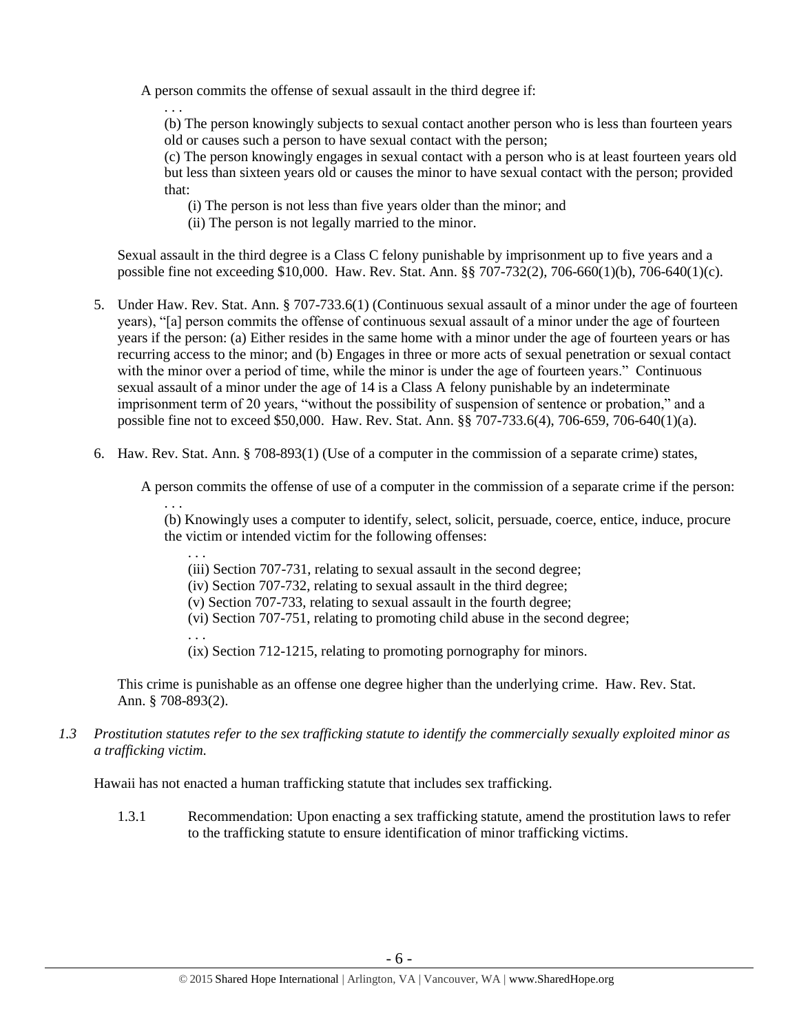A person commits the offense of sexual assault in the third degree if:

. . .

(b) The person knowingly subjects to sexual contact another person who is less than fourteen years old or causes such a person to have sexual contact with the person;

(c) The person knowingly engages in sexual contact with a person who is at least fourteen years old but less than sixteen years old or causes the minor to have sexual contact with the person; provided that:

(i) The person is not less than five years older than the minor; and

(ii) The person is not legally married to the minor.

Sexual assault in the third degree is a Class C felony punishable by imprisonment up to five years and a possible fine not exceeding $10,000. Haw. Rev. Stat. Ann. §§ 707-732(2), 706-660(1)(b), 706-640(1)(c).

5. Under Haw. Rev. Stat. Ann. § 707-733.6(1) (Continuous sexual assault of a minor under the age of fourteen years), "[a] person commits the offense of continuous sexual assault of a minor under the age of fourteen years if the person: (a) Either resides in the same home with a minor under the age of fourteen years or has recurring access to the minor; and (b) Engages in three or more acts of sexual penetration or sexual contact with the minor over a period of time, while the minor is under the age of fourteen years." Continuous sexual assault of a minor under the age of 14 is a Class A felony punishable by an indeterminate imprisonment term of 20 years, "without the possibility of suspension of sentence or probation," and a possible fine not to exceed $50,000. Haw. Rev. Stat. Ann. §§ 707-733.6(4), 706-659, 706-640(1)(a).

6. Haw. Rev. Stat. Ann. § 708-893(1) (Use of a computer in the commission of a separate crime) states,

A person commits the offense of use of a computer in the commission of a separate crime if the person:

. . .

(b) Knowingly uses a computer to identify, select, solicit, persuade, coerce, entice, induce, procure the victim or intended victim for the following offenses:

. . .

(iii) Section 707-731, relating to sexual assault in the second degree;

(iv) Section 707-732, relating to sexual assault in the third degree;

(v) Section 707-733, relating to sexual assault in the fourth degree;

(vi) Section 707-751, relating to promoting child abuse in the second degree;

. . .

(ix) Section 712-1215, relating to promoting pornography for minors.

This crime is punishable as an offense one degree higher than the underlying crime. Haw. Rev. Stat. Ann. § 708-893(2).

*1.3 Prostitution statutes refer to the sex trafficking statute to identify the commercially sexually exploited minor as a trafficking victim.*

Hawaii has not enacted a human trafficking statute that includes sex trafficking.

1.3.1 Recommendation: Upon enacting a sex trafficking statute, amend the prostitution laws to refer to the trafficking statute to ensure identification of minor trafficking victims.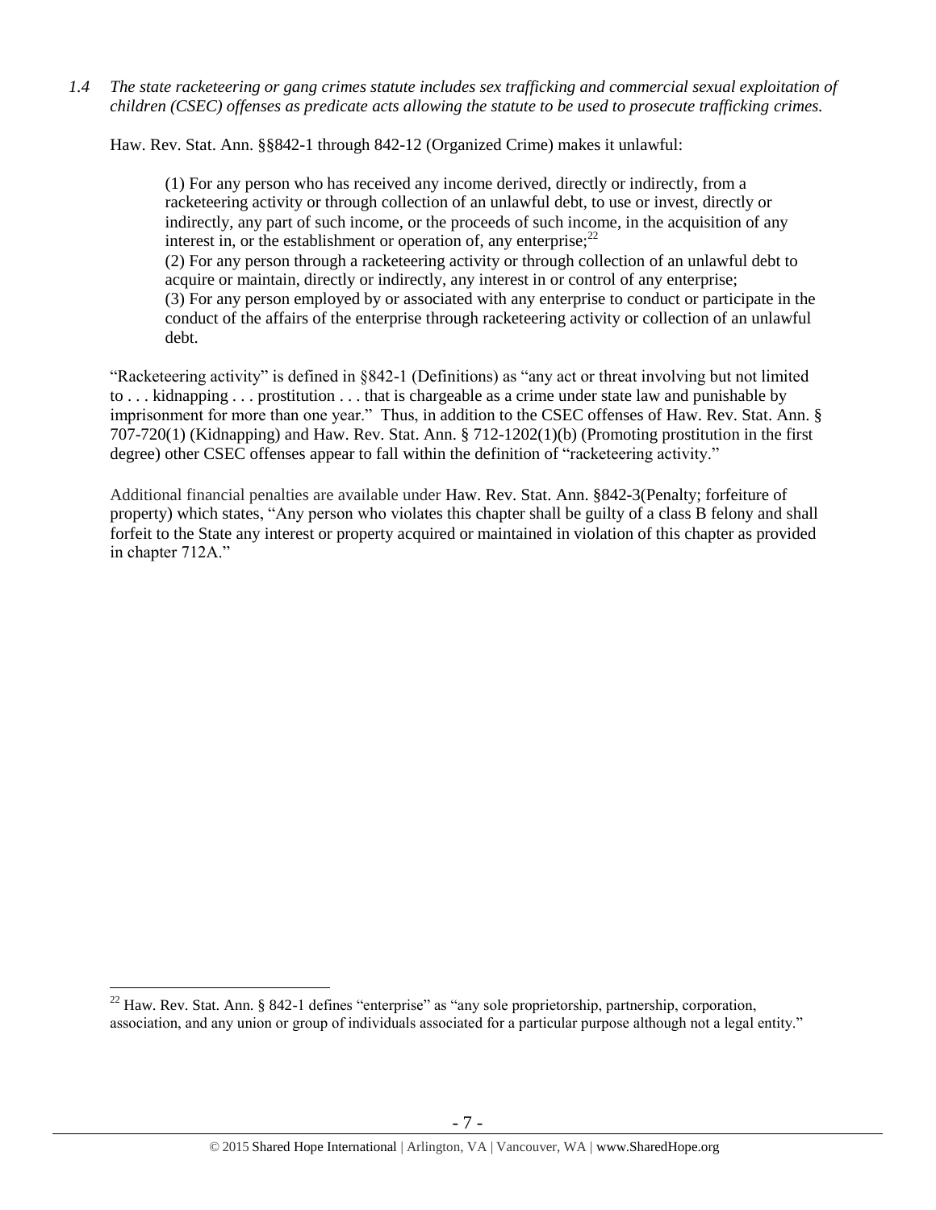*1.4 The state racketeering or gang crimes statute includes sex trafficking and commercial sexual exploitation of children (CSEC) offenses as predicate acts allowing the statute to be used to prosecute trafficking crimes.*

Haw. Rev. Stat. Ann. §§842-1 through 842-12 (Organized Crime) makes it unlawful:

> (1) For any person who has received any income derived, directly or indirectly, from a racketeering activity or through collection of an unlawful debt, to use or invest, directly or indirectly, any part of such income, or the proceeds of such income, in the acquisition of any interest in, or the establishment or operation of, any enterprise;[22]
> (2) For any person through a racketeering activity or through collection of an unlawful debt to acquire or maintain, directly or indirectly, any interest in or control of any enterprise;
> (3) For any person employed by or associated with any enterprise to conduct or participate in the conduct of the affairs of the enterprise through racketeering activity or collection of an unlawful debt.

"Racketeering activity" is defined in §842-1 (Definitions) as "any act or threat involving but not limited to . . . kidnapping . . . prostitution . . . that is chargeable as a crime under state law and punishable by imprisonment for more than one year." Thus, in addition to the CSEC offenses of Haw. Rev. Stat. Ann. § 707-720(1) (Kidnapping) and Haw. Rev. Stat. Ann. § 712-1202(1)(b) (Promoting prostitution in the first degree) other CSEC offenses appear to fall within the definition of "racketeering activity."

Additional financial penalties are available under Haw. Rev. Stat. Ann. §842-3(Penalty; forfeiture of property) which states, "Any person who violates this chapter shall be guilty of a class B felony and shall forfeit to the State any interest or property acquired or maintained in violation of this chapter as provided in chapter 712A."

---

[22] Haw. Rev. Stat. Ann. § 842-1 defines "enterprise" as "any sole proprietorship, partnership, corporation, association, and any union or group of individuals associated for a particular purpose although not a legal entity."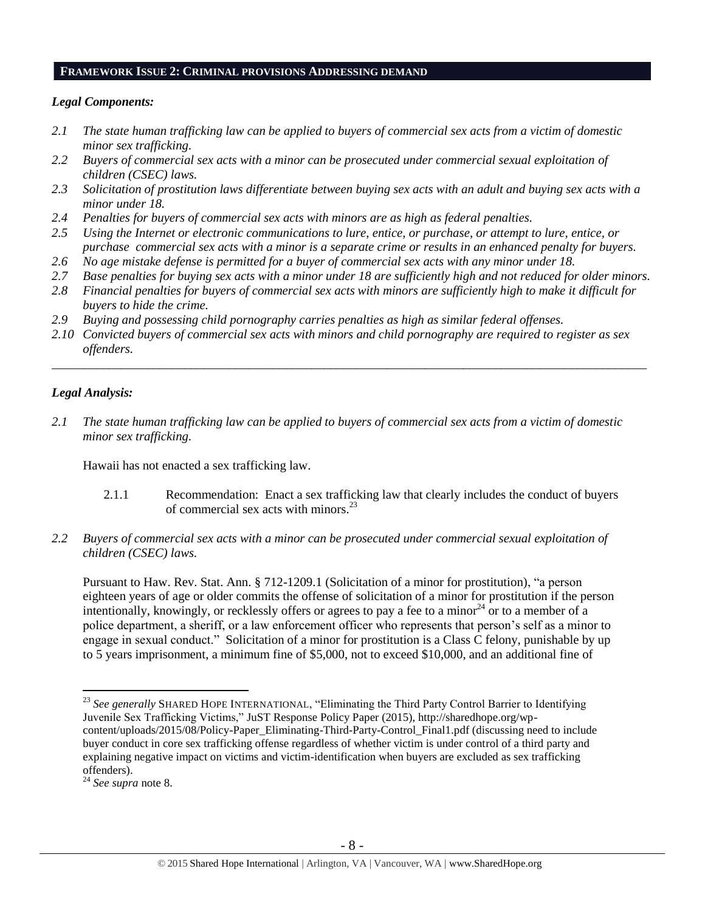## FRAMEWORK ISSUE 2: CRIMINAL PROVISIONS ADDRESSING DEMAND

### *Legal Components:*

- *2.1 The state human trafficking law can be applied to buyers of commercial sex acts from a victim of domestic minor sex trafficking.*
- *2.2 Buyers of commercial sex acts with a minor can be prosecuted under commercial sexual exploitation of children (CSEC) laws.*
- *2.3 Solicitation of prostitution laws differentiate between buying sex acts with an adult and buying sex acts with a minor under 18.*
- *2.4 Penalties for buyers of commercial sex acts with minors are as high as federal penalties.*
- *2.5 Using the Internet or electronic communications to lure, entice, or purchase, or attempt to lure, entice, or purchase commercial sex acts with a minor is a separate crime or results in an enhanced penalty for buyers.*
- *2.6 No age mistake defense is permitted for a buyer of commercial sex acts with any minor under 18.*
- *2.7 Base penalties for buying sex acts with a minor under 18 are sufficiently high and not reduced for older minors.*
- *2.8 Financial penalties for buyers of commercial sex acts with minors are sufficiently high to make it difficult for buyers to hide the crime.*
- *2.9 Buying and possessing child pornography carries penalties as high as similar federal offenses.*
- *2.10 Convicted buyers of commercial sex acts with minors and child pornography are required to register as sex offenders.*

---

### *Legal Analysis:*

*2.1 The state human trafficking law can be applied to buyers of commercial sex acts from a victim of domestic minor sex trafficking.*

Hawaii has not enacted a sex trafficking law.

2.1.1 Recommendation: Enact a sex trafficking law that clearly includes the conduct of buyers of commercial sex acts with minors.[23]

*2.2 Buyers of commercial sex acts with a minor can be prosecuted under commercial sexual exploitation of children (CSEC) laws.*

Pursuant to Haw. Rev. Stat. Ann. § 712-1209.1 (Solicitation of a minor for prostitution), "a person eighteen years of age or older commits the offense of solicitation of a minor for prostitution if the person intentionally, knowingly, or recklessly offers or agrees to pay a fee to a minor[24] or to a member of a police department, a sheriff, or a law enforcement officer who represents that person's self as a minor to engage in sexual conduct." Solicitation of a minor for prostitution is a Class C felony, punishable by up to 5 years imprisonment, a minimum fine of $5,000, not to exceed $10,000, and an additional fine of

---

[23] *See generally* SHARED HOPE INTERNATIONAL, "Eliminating the Third Party Control Barrier to Identifying Juvenile Sex Trafficking Victims," JuST Response Policy Paper (2015), http://sharedhope.org/wp-content/uploads/2015/08/Policy-Paper_Eliminating-Third-Party-Control_Final1.pdf (discussing need to include buyer conduct in core sex trafficking offense regardless of whether victim is under control of a third party and explaining negative impact on victims and victim-identification when buyers are excluded as sex trafficking offenders).

[24] *See supra* note 8.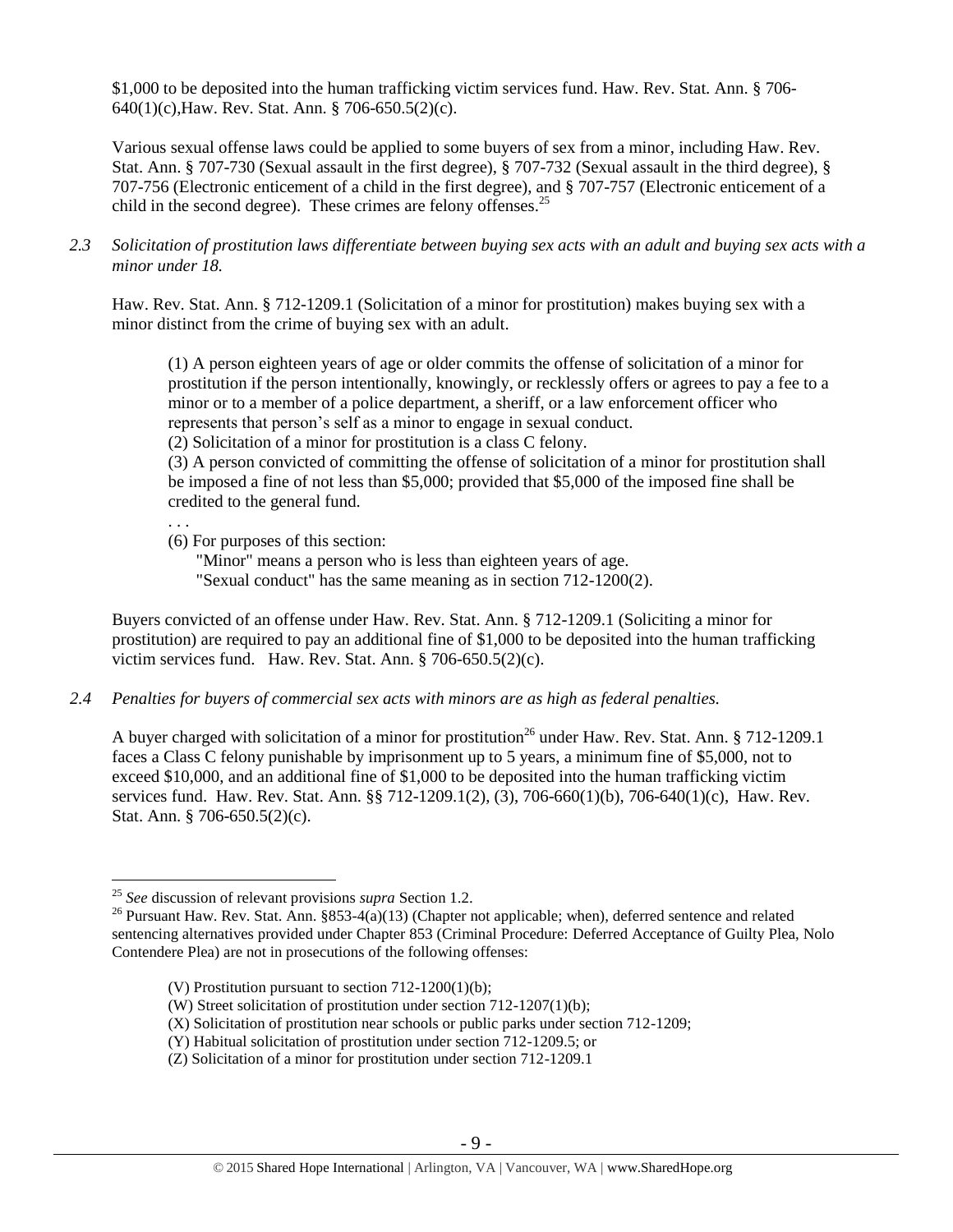$1,000 to be deposited into the human trafficking victim services fund. Haw. Rev. Stat. Ann. § 706-640(1)(c),Haw. Rev. Stat. Ann. § 706-650.5(2)(c).

Various sexual offense laws could be applied to some buyers of sex from a minor, including Haw. Rev. Stat. Ann. § 707-730 (Sexual assault in the first degree), § 707-732 (Sexual assault in the third degree), § 707-756 (Electronic enticement of a child in the first degree), and § 707-757 (Electronic enticement of a child in the second degree). These crimes are felony offenses.[25]

*2.3 Solicitation of prostitution laws differentiate between buying sex acts with an adult and buying sex acts with a minor under 18.*

Haw. Rev. Stat. Ann. § 712-1209.1 (Solicitation of a minor for prostitution) makes buying sex with a minor distinct from the crime of buying sex with an adult.

> (1) A person eighteen years of age or older commits the offense of solicitation of a minor for prostitution if the person intentionally, knowingly, or recklessly offers or agrees to pay a fee to a minor or to a member of a police department, a sheriff, or a law enforcement officer who represents that person's self as a minor to engage in sexual conduct.
> (2) Solicitation of a minor for prostitution is a class C felony.
> (3) A person convicted of committing the offense of solicitation of a minor for prostitution shall be imposed a fine of not less than $5,000; provided that $5,000 of the imposed fine shall be credited to the general fund.
> . . .
> (6) For purposes of this section:
> "Minor" means a person who is less than eighteen years of age.
> "Sexual conduct" has the same meaning as in section 712-1200(2).

Buyers convicted of an offense under Haw. Rev. Stat. Ann. § 712-1209.1 (Soliciting a minor for prostitution) are required to pay an additional fine of $1,000 to be deposited into the human trafficking victim services fund. Haw. Rev. Stat. Ann. § 706-650.5(2)(c).

*2.4 Penalties for buyers of commercial sex acts with minors are as high as federal penalties.*

A buyer charged with solicitation of a minor for prostitution[26] under Haw. Rev. Stat. Ann. § 712-1209.1 faces a Class C felony punishable by imprisonment up to 5 years, a minimum fine of $5,000, not to exceed $10,000, and an additional fine of $1,000 to be deposited into the human trafficking victim services fund. Haw. Rev. Stat. Ann. §§ 712-1209.1(2), (3), 706-660(1)(b), 706-640(1)(c), Haw. Rev. Stat. Ann. § 706-650.5(2)(c).

---

[25] *See* discussion of relevant provisions *supra* Section 1.2.

[26] Pursuant Haw. Rev. Stat. Ann. §853-4(a)(13) (Chapter not applicable; when), deferred sentence and related sentencing alternatives provided under Chapter 853 (Criminal Procedure: Deferred Acceptance of Guilty Plea, Nolo Contendere Plea) are not in prosecutions of the following offenses:

> (V) Prostitution pursuant to section 712-1200(1)(b);
> (W) Street solicitation of prostitution under section 712-1207(1)(b);
> (X) Solicitation of prostitution near schools or public parks under section 712-1209;
> (Y) Habitual solicitation of prostitution under section 712-1209.5; or
> (Z) Solicitation of a minor for prostitution under section 712-1209.1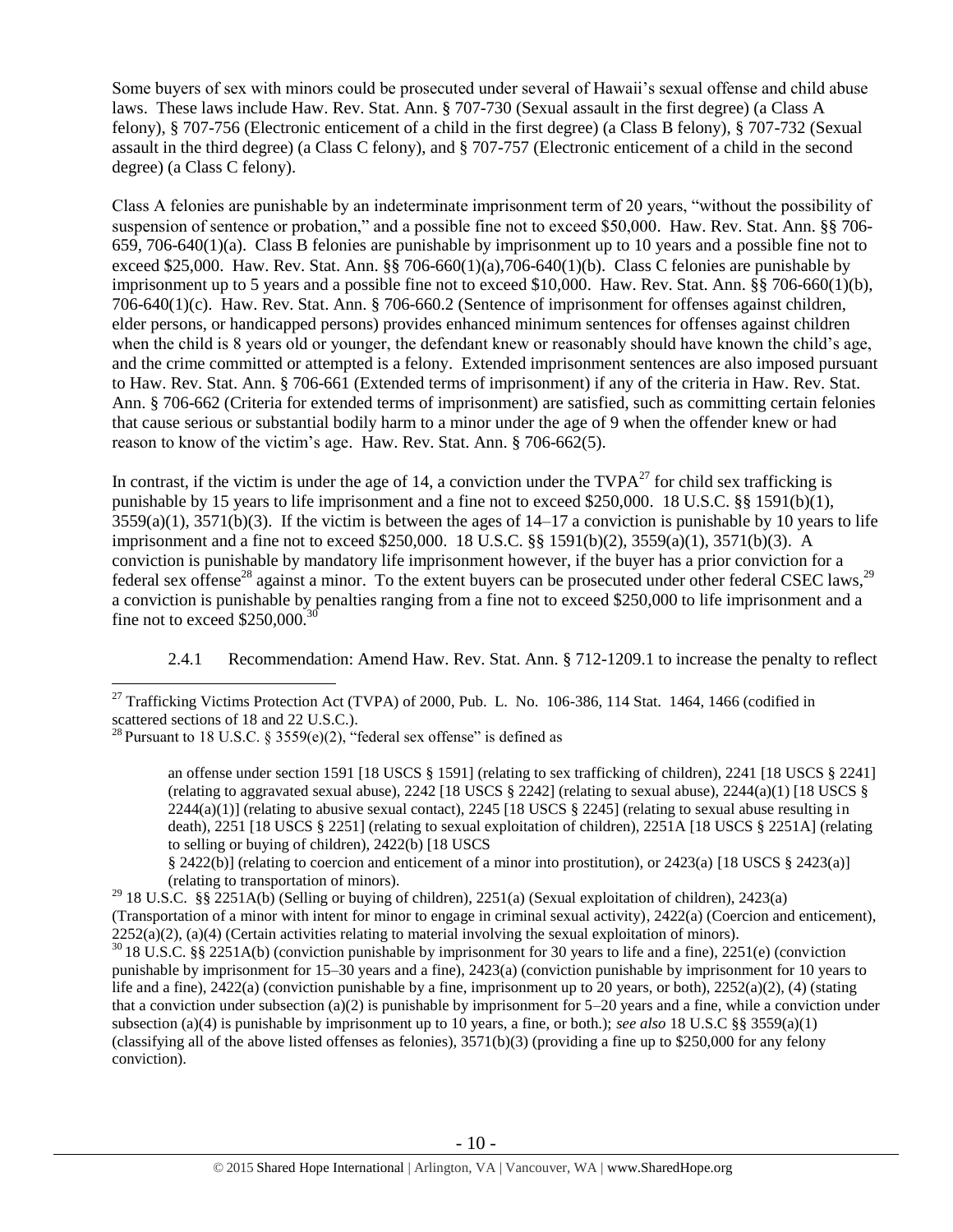Some buyers of sex with minors could be prosecuted under several of Hawaii's sexual offense and child abuse laws. These laws include Haw. Rev. Stat. Ann. § 707-730 (Sexual assault in the first degree) (a Class A felony), § 707-756 (Electronic enticement of a child in the first degree) (a Class B felony), § 707-732 (Sexual assault in the third degree) (a Class C felony), and § 707-757 (Electronic enticement of a child in the second degree) (a Class C felony).

Class A felonies are punishable by an indeterminate imprisonment term of 20 years, "without the possibility of suspension of sentence or probation," and a possible fine not to exceed $50,000. Haw. Rev. Stat. Ann. §§ 706-659, 706-640(1)(a). Class B felonies are punishable by imprisonment up to 10 years and a possible fine not to exceed $25,000. Haw. Rev. Stat. Ann. §§ 706-660(1)(a),706-640(1)(b). Class C felonies are punishable by imprisonment up to 5 years and a possible fine not to exceed $10,000. Haw. Rev. Stat. Ann. §§ 706-660(1)(b), 706-640(1)(c). Haw. Rev. Stat. Ann. § 706-660.2 (Sentence of imprisonment for offenses against children, elder persons, or handicapped persons) provides enhanced minimum sentences for offenses against children when the child is 8 years old or younger, the defendant knew or reasonably should have known the child's age, and the crime committed or attempted is a felony. Extended imprisonment sentences are also imposed pursuant to Haw. Rev. Stat. Ann. § 706-661 (Extended terms of imprisonment) if any of the criteria in Haw. Rev. Stat. Ann. § 706-662 (Criteria for extended terms of imprisonment) are satisfied, such as committing certain felonies that cause serious or substantial bodily harm to a minor under the age of 9 when the offender knew or had reason to know of the victim's age. Haw. Rev. Stat. Ann. § 706-662(5).

In contrast, if the victim is under the age of 14, a conviction under the TVPA[27] for child sex trafficking is punishable by 15 years to life imprisonment and a fine not to exceed $250,000. 18 U.S.C. §§ 1591(b)(1), 3559(a)(1), 3571(b)(3). If the victim is between the ages of 14–17 a conviction is punishable by 10 years to life imprisonment and a fine not to exceed $250,000. 18 U.S.C. §§ 1591(b)(2), 3559(a)(1), 3571(b)(3). A conviction is punishable by mandatory life imprisonment however, if the buyer has a prior conviction for a federal sex offense[28] against a minor. To the extent buyers can be prosecuted under other federal CSEC laws,[29] a conviction is punishable by penalties ranging from a fine not to exceed $250,000 to life imprisonment and a fine not to exceed $250,000.[30]

2.4.1 Recommendation: Amend Haw. Rev. Stat. Ann. § 712-1209.1 to increase the penalty to reflect

---

[27] Trafficking Victims Protection Act (TVPA) of 2000, Pub. L. No. 106-386, 114 Stat. 1464, 1466 (codified in scattered sections of 18 and 22 U.S.C.).

[28] Pursuant to 18 U.S.C. § 3559(e)(2), "federal sex offense" is defined as

> an offense under section 1591 [18 USCS § 1591] (relating to sex trafficking of children), 2241 [18 USCS § 2241] (relating to aggravated sexual abuse), 2242 [18 USCS § 2242] (relating to sexual abuse), 2244(a)(1) [18 USCS § 2244(a)(1)] (relating to abusive sexual contact), 2245 [18 USCS § 2245] (relating to sexual abuse resulting in death), 2251 [18 USCS § 2251] (relating to sexual exploitation of children), 2251A [18 USCS § 2251A] (relating to selling or buying of children), 2422(b) [18 USCS § 2422(b)] (relating to coercion and enticement of a minor into prostitution), or 2423(a) [18 USCS § 2423(a)] (relating to transportation of minors).

[29] 18 U.S.C. §§ 2251A(b) (Selling or buying of children), 2251(a) (Sexual exploitation of children), 2423(a) (Transportation of a minor with intent for minor to engage in criminal sexual activity), 2422(a) (Coercion and enticement), 2252(a)(2), (a)(4) (Certain activities relating to material involving the sexual exploitation of minors).

[30] 18 U.S.C. §§ 2251A(b) (conviction punishable by imprisonment for 30 years to life and a fine), 2251(e) (conviction punishable by imprisonment for 15–30 years and a fine), 2423(a) (conviction punishable by imprisonment for 10 years to life and a fine), 2422(a) (conviction punishable by a fine, imprisonment up to 20 years, or both), 2252(a)(2), (4) (stating that a conviction under subsection (a)(2) is punishable by imprisonment for 5–20 years and a fine, while a conviction under subsection (a)(4) is punishable by imprisonment up to 10 years, a fine, or both.); *see also* 18 U.S.C §§ 3559(a)(1) (classifying all of the above listed offenses as felonies), 3571(b)(3) (providing a fine up to $250,000 for any felony conviction).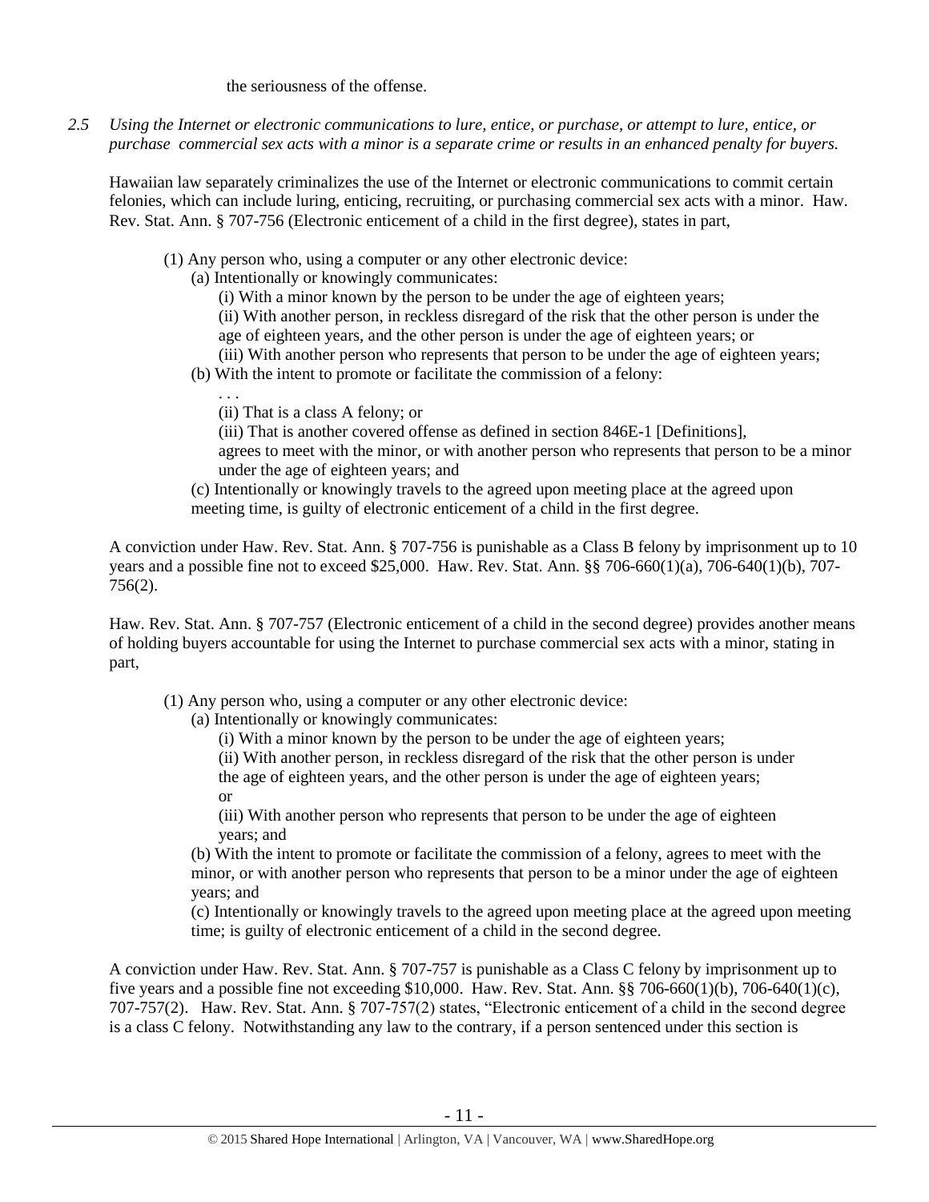the seriousness of the offense.

*2.5 Using the Internet or electronic communications to lure, entice, or purchase, or attempt to lure, entice, or purchase commercial sex acts with a minor is a separate crime or results in an enhanced penalty for buyers.*

Hawaiian law separately criminalizes the use of the Internet or electronic communications to commit certain felonies, which can include luring, enticing, recruiting, or purchasing commercial sex acts with a minor. Haw. Rev. Stat. Ann. § 707-756 (Electronic enticement of a child in the first degree), states in part,

> (1) Any person who, using a computer or any other electronic device:
> (a) Intentionally or knowingly communicates:
> (i) With a minor known by the person to be under the age of eighteen years;
> (ii) With another person, in reckless disregard of the risk that the other person is under the age of eighteen years, and the other person is under the age of eighteen years; or
> (iii) With another person who represents that person to be under the age of eighteen years;
> (b) With the intent to promote or facilitate the commission of a felony:
> . . .
> (ii) That is a class A felony; or
> (iii) That is another covered offense as defined in section 846E-1 [Definitions],
> agrees to meet with the minor, or with another person who represents that person to be a minor under the age of eighteen years; and
> (c) Intentionally or knowingly travels to the agreed upon meeting place at the agreed upon meeting time, is guilty of electronic enticement of a child in the first degree.

A conviction under Haw. Rev. Stat. Ann. § 707-756 is punishable as a Class B felony by imprisonment up to 10 years and a possible fine not to exceed $25,000. Haw. Rev. Stat. Ann. §§ 706-660(1)(a), 706-640(1)(b), 707-756(2).

Haw. Rev. Stat. Ann. § 707-757 (Electronic enticement of a child in the second degree) provides another means of holding buyers accountable for using the Internet to purchase commercial sex acts with a minor, stating in part,

> (1) Any person who, using a computer or any other electronic device:
> (a) Intentionally or knowingly communicates:
> (i) With a minor known by the person to be under the age of eighteen years;
> (ii) With another person, in reckless disregard of the risk that the other person is under the age of eighteen years, and the other person is under the age of eighteen years; or
> (iii) With another person who represents that person to be under the age of eighteen years; and
> (b) With the intent to promote or facilitate the commission of a felony, agrees to meet with the minor, or with another person who represents that person to be a minor under the age of eighteen years; and
> (c) Intentionally or knowingly travels to the agreed upon meeting place at the agreed upon meeting time; is guilty of electronic enticement of a child in the second degree.

A conviction under Haw. Rev. Stat. Ann. § 707-757 is punishable as a Class C felony by imprisonment up to five years and a possible fine not exceeding $10,000. Haw. Rev. Stat. Ann. §§ 706-660(1)(b), 706-640(1)(c), 707-757(2). Haw. Rev. Stat. Ann. § 707-757(2) states, "Electronic enticement of a child in the second degree is a class C felony. Notwithstanding any law to the contrary, if a person sentenced under this section is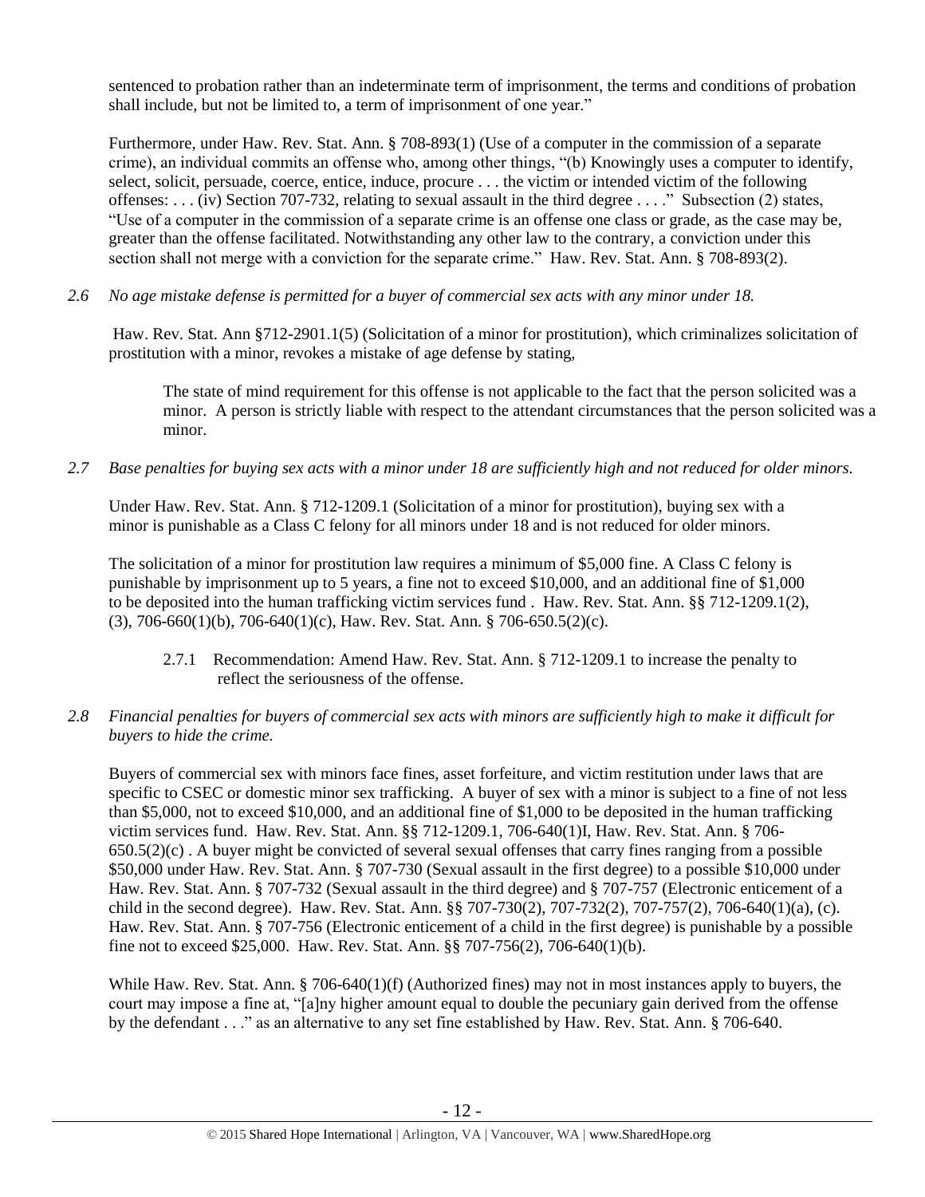sentenced to probation rather than an indeterminate term of imprisonment, the terms and conditions of probation shall include, but not be limited to, a term of imprisonment of one year."

Furthermore, under Haw. Rev. Stat. Ann. § 708-893(1) (Use of a computer in the commission of a separate crime), an individual commits an offense who, among other things, "(b) Knowingly uses a computer to identify, select, solicit, persuade, coerce, entice, induce, procure . . . the victim or intended victim of the following offenses: . . . (iv) Section 707-732, relating to sexual assault in the third degree . . . ." Subsection (2) states, "Use of a computer in the commission of a separate crime is an offense one class or grade, as the case may be, greater than the offense facilitated. Notwithstanding any other law to the contrary, a conviction under this section shall not merge with a conviction for the separate crime." Haw. Rev. Stat. Ann. § 708-893(2).

*2.6 No age mistake defense is permitted for a buyer of commercial sex acts with any minor under 18.*

Haw. Rev. Stat. Ann §712-2901.1(5) (Solicitation of a minor for prostitution), which criminalizes solicitation of prostitution with a minor, revokes a mistake of age defense by stating,

> The state of mind requirement for this offense is not applicable to the fact that the person solicited was a minor. A person is strictly liable with respect to the attendant circumstances that the person solicited was a minor.

*2.7 Base penalties for buying sex acts with a minor under 18 are sufficiently high and not reduced for older minors.*

Under Haw. Rev. Stat. Ann. § 712-1209.1 (Solicitation of a minor for prostitution), buying sex with a minor is punishable as a Class C felony for all minors under 18 and is not reduced for older minors.

The solicitation of a minor for prostitution law requires a minimum of $5,000 fine. A Class C felony is punishable by imprisonment up to 5 years, a fine not to exceed $10,000, and an additional fine of $1,000 to be deposited into the human trafficking victim services fund . Haw. Rev. Stat. Ann. §§ 712-1209.1(2), (3), 706-660(1)(b), 706-640(1)(c), Haw. Rev. Stat. Ann. § 706-650.5(2)(c).

> 2.7.1 Recommendation: Amend Haw. Rev. Stat. Ann. § 712-1209.1 to increase the penalty to reflect the seriousness of the offense.

*2.8 Financial penalties for buyers of commercial sex acts with minors are sufficiently high to make it difficult for buyers to hide the crime.*

Buyers of commercial sex with minors face fines, asset forfeiture, and victim restitution under laws that are specific to CSEC or domestic minor sex trafficking. A buyer of sex with a minor is subject to a fine of not less than $5,000, not to exceed $10,000, and an additional fine of $1,000 to be deposited in the human trafficking victim services fund. Haw. Rev. Stat. Ann. §§ 712-1209.1, 706-640(1)I, Haw. Rev. Stat. Ann. § 706-650.5(2)(c) . A buyer might be convicted of several sexual offenses that carry fines ranging from a possible $50,000 under Haw. Rev. Stat. Ann. § 707-730 (Sexual assault in the first degree) to a possible $10,000 under Haw. Rev. Stat. Ann. § 707-732 (Sexual assault in the third degree) and § 707-757 (Electronic enticement of a child in the second degree). Haw. Rev. Stat. Ann. §§ 707-730(2), 707-732(2), 707-757(2), 706-640(1)(a), (c). Haw. Rev. Stat. Ann. § 707-756 (Electronic enticement of a child in the first degree) is punishable by a possible fine not to exceed $25,000. Haw. Rev. Stat. Ann. §§ 707-756(2), 706-640(1)(b).

While Haw. Rev. Stat. Ann. § 706-640(1)(f) (Authorized fines) may not in most instances apply to buyers, the court may impose a fine at, "[a]ny higher amount equal to double the pecuniary gain derived from the offense by the defendant . . ." as an alternative to any set fine established by Haw. Rev. Stat. Ann. § 706-640.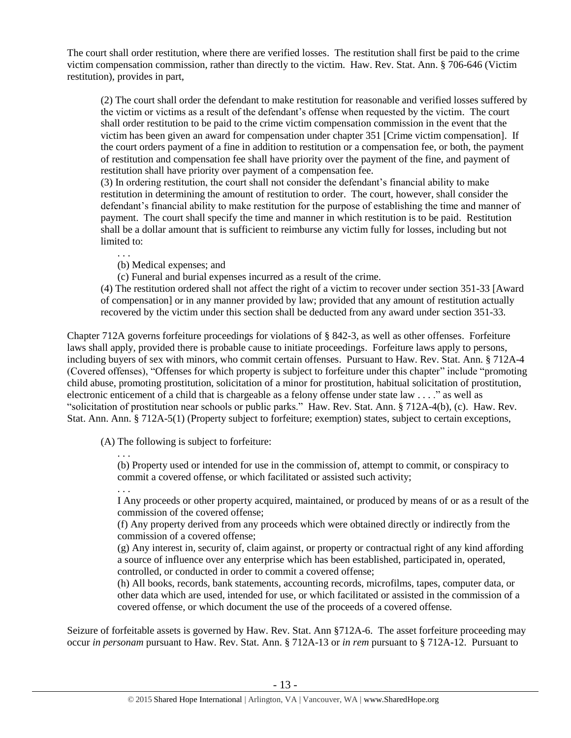The court shall order restitution, where there are verified losses. The restitution shall first be paid to the crime victim compensation commission, rather than directly to the victim. Haw. Rev. Stat. Ann. § 706-646 (Victim restitution), provides in part,

> (2) The court shall order the defendant to make restitution for reasonable and verified losses suffered by the victim or victims as a result of the defendant's offense when requested by the victim. The court shall order restitution to be paid to the crime victim compensation commission in the event that the victim has been given an award for compensation under chapter 351 [Crime victim compensation]. If the court orders payment of a fine in addition to restitution or a compensation fee, or both, the payment of restitution and compensation fee shall have priority over the payment of the fine, and payment of restitution shall have priority over payment of a compensation fee.
>
> (3) In ordering restitution, the court shall not consider the defendant's financial ability to make restitution in determining the amount of restitution to order. The court, however, shall consider the defendant's financial ability to make restitution for the purpose of establishing the time and manner of payment. The court shall specify the time and manner in which restitution is to be paid. Restitution shall be a dollar amount that is sufficient to reimburse any victim fully for losses, including but not limited to:
>
> > . . .
> >
> > (b) Medical expenses; and
> >
> > (c) Funeral and burial expenses incurred as a result of the crime.
>
> (4) The restitution ordered shall not affect the right of a victim to recover under section 351-33 [Award of compensation] or in any manner provided by law; provided that any amount of restitution actually recovered by the victim under this section shall be deducted from any award under section 351-33.

Chapter 712A governs forfeiture proceedings for violations of § 842-3, as well as other offenses. Forfeiture laws shall apply, provided there is probable cause to initiate proceedings. Forfeiture laws apply to persons, including buyers of sex with minors, who commit certain offenses. Pursuant to Haw. Rev. Stat. Ann. § 712A-4 (Covered offenses), "Offenses for which property is subject to forfeiture under this chapter" include "promoting child abuse, promoting prostitution, solicitation of a minor for prostitution, habitual solicitation of prostitution, electronic enticement of a child that is chargeable as a felony offense under state law . . . ." as well as "solicitation of prostitution near schools or public parks." Haw. Rev. Stat. Ann. § 712A-4(b), (c). Haw. Rev. Stat. Ann. Ann. § 712A-5(1) (Property subject to forfeiture; exemption) states, subject to certain exceptions,

> (A) The following is subject to forfeiture:
>
> > . . .
> >
> > (b) Property used or intended for use in the commission of, attempt to commit, or conspiracy to commit a covered offense, or which facilitated or assisted such activity;
> >
> > . . .
> >
> > I Any proceeds or other property acquired, maintained, or produced by means of or as a result of the commission of the covered offense;
> >
> > (f) Any property derived from any proceeds which were obtained directly or indirectly from the commission of a covered offense;
> >
> > (g) Any interest in, security of, claim against, or property or contractual right of any kind affording a source of influence over any enterprise which has been established, participated in, operated, controlled, or conducted in order to commit a covered offense;
> >
> > (h) All books, records, bank statements, accounting records, microfilms, tapes, computer data, or other data which are used, intended for use, or which facilitated or assisted in the commission of a covered offense, or which document the use of the proceeds of a covered offense.

Seizure of forfeitable assets is governed by Haw. Rev. Stat. Ann §712A-6. The asset forfeiture proceeding may occur *in personam* pursuant to Haw. Rev. Stat. Ann. § 712A-13 or *in rem* pursuant to § 712A-12. Pursuant to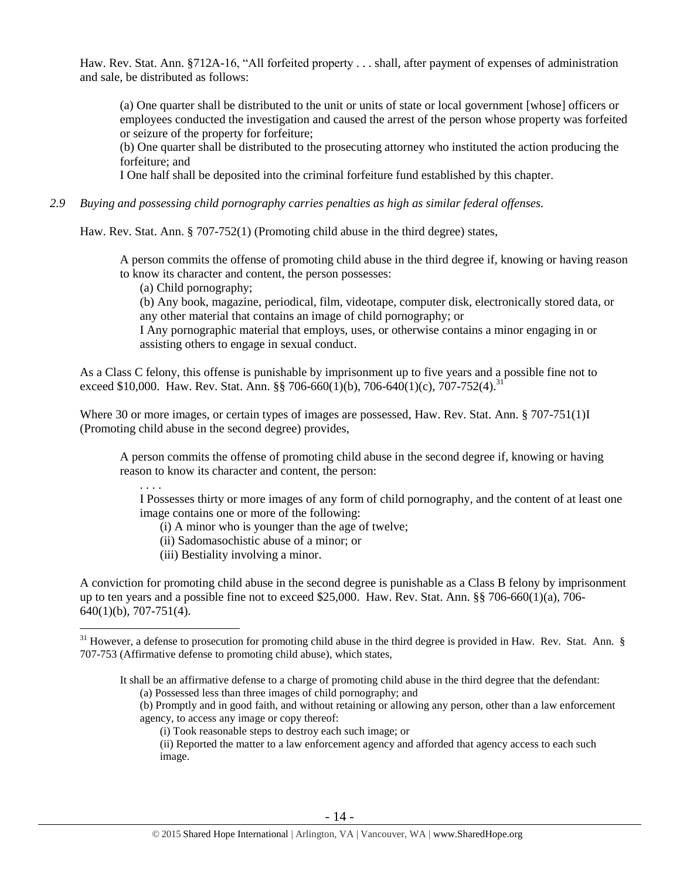Haw. Rev. Stat. Ann. §712A-16, "All forfeited property . . . shall, after payment of expenses of administration and sale, be distributed as follows:

> (a) One quarter shall be distributed to the unit or units of state or local government [whose] officers or employees conducted the investigation and caused the arrest of the person whose property was forfeited or seizure of the property for forfeiture;
> (b) One quarter shall be distributed to the prosecuting attorney who instituted the action producing the forfeiture; and
> I One half shall be deposited into the criminal forfeiture fund established by this chapter.

*2.9 Buying and possessing child pornography carries penalties as high as similar federal offenses.*

Haw. Rev. Stat. Ann. § 707-752(1) (Promoting child abuse in the third degree) states,

> A person commits the offense of promoting child abuse in the third degree if, knowing or having reason to know its character and content, the person possesses:
> (a) Child pornography;
> (b) Any book, magazine, periodical, film, videotape, computer disk, electronically stored data, or any other material that contains an image of child pornography; or
> I Any pornographic material that employs, uses, or otherwise contains a minor engaging in or assisting others to engage in sexual conduct.

As a Class C felony, this offense is punishable by imprisonment up to five years and a possible fine not to exceed $10,000. Haw. Rev. Stat. Ann. §§ 706-660(1)(b), 706-640(1)(c), 707-752(4).[31]

Where 30 or more images, or certain types of images are possessed, Haw. Rev. Stat. Ann. § 707-751(1)I (Promoting child abuse in the second degree) provides,

> A person commits the offense of promoting child abuse in the second degree if, knowing or having reason to know its character and content, the person:
> . . . .
> I Possesses thirty or more images of any form of child pornography, and the content of at least one image contains one or more of the following:
> (i) A minor who is younger than the age of twelve;
> (ii) Sadomasochistic abuse of a minor; or
> (iii) Bestiality involving a minor.

A conviction for promoting child abuse in the second degree is punishable as a Class B felony by imprisonment up to ten years and a possible fine not to exceed $25,000. Haw. Rev. Stat. Ann. §§ 706-660(1)(a), 706-640(1)(b), 707-751(4).

---

[31] However, a defense to prosecution for promoting child abuse in the third degree is provided in Haw. Rev. Stat. Ann. § 707-753 (Affirmative defense to promoting child abuse), which states,

> It shall be an affirmative defense to a charge of promoting child abuse in the third degree that the defendant:
> (a) Possessed less than three images of child pornography; and
> (b) Promptly and in good faith, and without retaining or allowing any person, other than a law enforcement agency, to access any image or copy thereof:
> (i) Took reasonable steps to destroy each such image; or
> (ii) Reported the matter to a law enforcement agency and afforded that agency access to each such image.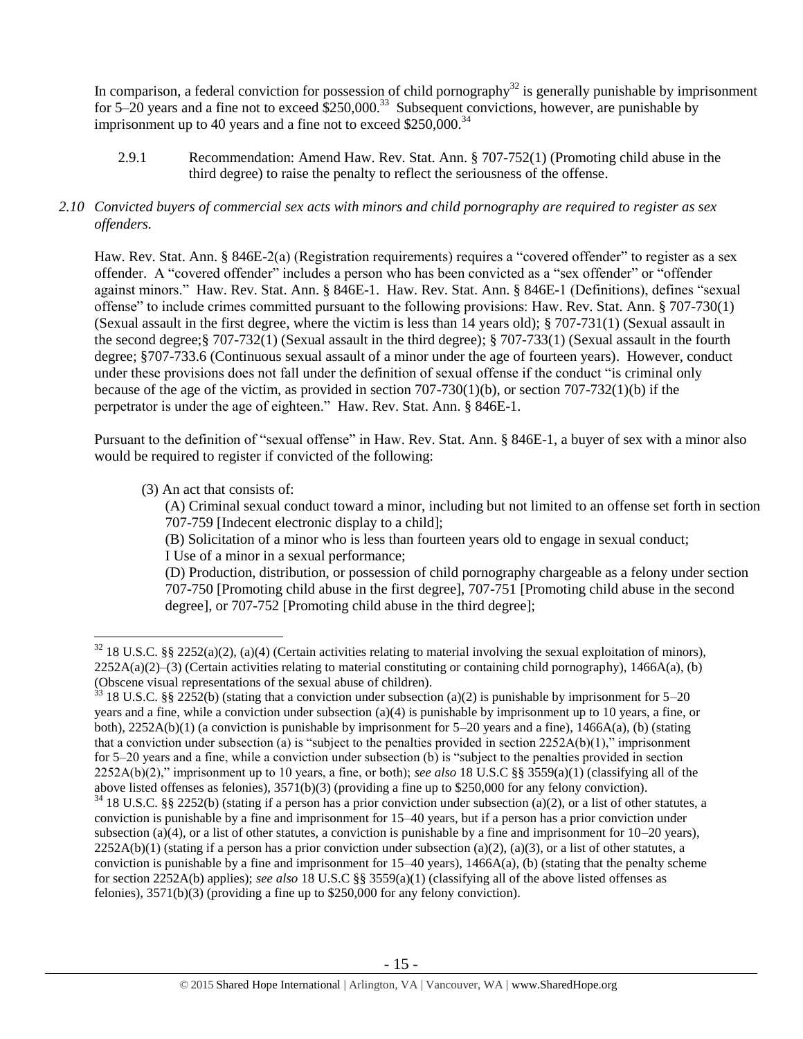In comparison, a federal conviction for possession of child pornography[32] is generally punishable by imprisonment for 5–20 years and a fine not to exceed $250,000.[33] Subsequent convictions, however, are punishable by imprisonment up to 40 years and a fine not to exceed $250,000.[34]

2.9.1 Recommendation: Amend Haw. Rev. Stat. Ann. § 707-752(1) (Promoting child abuse in the third degree) to raise the penalty to reflect the seriousness of the offense.

*2.10 Convicted buyers of commercial sex acts with minors and child pornography are required to register as sex offenders.*

Haw. Rev. Stat. Ann. § 846E-2(a) (Registration requirements) requires a "covered offender" to register as a sex offender. A "covered offender" includes a person who has been convicted as a "sex offender" or "offender against minors." Haw. Rev. Stat. Ann. § 846E-1. Haw. Rev. Stat. Ann. § 846E-1 (Definitions), defines "sexual offense" to include crimes committed pursuant to the following provisions: Haw. Rev. Stat. Ann. § 707-730(1) (Sexual assault in the first degree, where the victim is less than 14 years old); § 707-731(1) (Sexual assault in the second degree;§ 707-732(1) (Sexual assault in the third degree); § 707-733(1) (Sexual assault in the fourth degree; §707-733.6 (Continuous sexual assault of a minor under the age of fourteen years). However, conduct under these provisions does not fall under the definition of sexual offense if the conduct "is criminal only because of the age of the victim, as provided in section 707-730(1)(b), or section 707-732(1)(b) if the perpetrator is under the age of eighteen." Haw. Rev. Stat. Ann. § 846E-1.

Pursuant to the definition of "sexual offense" in Haw. Rev. Stat. Ann. § 846E-1, a buyer of sex with a minor also would be required to register if convicted of the following:

> (3) An act that consists of:
>
> (A) Criminal sexual conduct toward a minor, including but not limited to an offense set forth in section 707-759 [Indecent electronic display to a child];
>
> (B) Solicitation of a minor who is less than fourteen years old to engage in sexual conduct;
>
> I Use of a minor in a sexual performance;
>
> (D) Production, distribution, or possession of child pornography chargeable as a felony under section 707-750 [Promoting child abuse in the first degree], 707-751 [Promoting child abuse in the second degree], or 707-752 [Promoting child abuse in the third degree];

---

[32] 18 U.S.C. §§ 2252(a)(2), (a)(4) (Certain activities relating to material involving the sexual exploitation of minors), 2252A(a)(2)–(3) (Certain activities relating to material constituting or containing child pornography), 1466A(a), (b) (Obscene visual representations of the sexual abuse of children).

[33] 18 U.S.C. §§ 2252(b) (stating that a conviction under subsection (a)(2) is punishable by imprisonment for 5–20 years and a fine, while a conviction under subsection (a)(4) is punishable by imprisonment up to 10 years, a fine, or both), 2252A(b)(1) (a conviction is punishable by imprisonment for 5–20 years and a fine), 1466A(a), (b) (stating that a conviction under subsection (a) is "subject to the penalties provided in section 2252A(b)(1)," imprisonment for 5–20 years and a fine, while a conviction under subsection (b) is "subject to the penalties provided in section 2252A(b)(2)," imprisonment up to 10 years, a fine, or both); *see also* 18 U.S.C §§ 3559(a)(1) (classifying all of the above listed offenses as felonies), 3571(b)(3) (providing a fine up to $250,000 for any felony conviction).

[34] 18 U.S.C. §§ 2252(b) (stating if a person has a prior conviction under subsection (a)(2), or a list of other statutes, a conviction is punishable by a fine and imprisonment for 15–40 years, but if a person has a prior conviction under subsection (a)(4), or a list of other statutes, a conviction is punishable by a fine and imprisonment for 10–20 years), 2252A(b)(1) (stating if a person has a prior conviction under subsection (a)(2), (a)(3), or a list of other statutes, a conviction is punishable by a fine and imprisonment for 15–40 years), 1466A(a), (b) (stating that the penalty scheme for section 2252A(b) applies); *see also* 18 U.S.C §§ 3559(a)(1) (classifying all of the above listed offenses as felonies), 3571(b)(3) (providing a fine up to $250,000 for any felony conviction).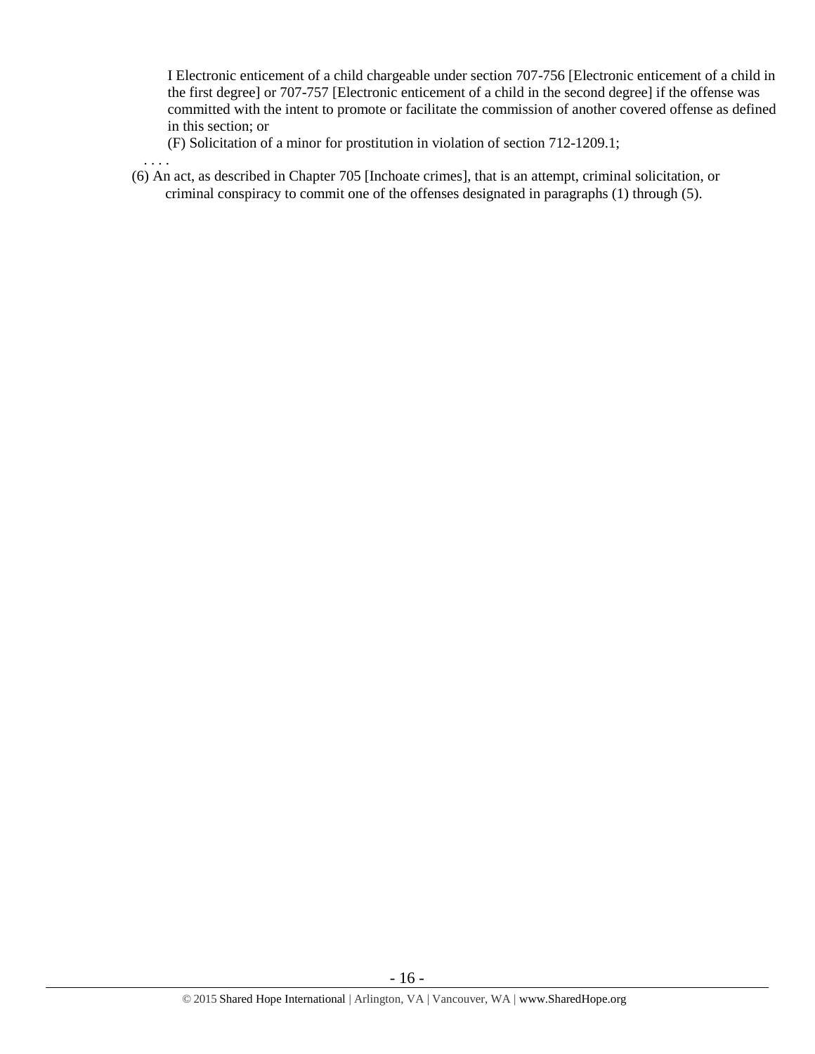I Electronic enticement of a child chargeable under section 707-756 [Electronic enticement of a child in the first degree] or 707-757 [Electronic enticement of a child in the second degree] if the offense was committed with the intent to promote or facilitate the commission of another covered offense as defined in this section; or

(F) Solicitation of a minor for prostitution in violation of section 712-1209.1;

. . . .

(6) An act, as described in Chapter 705 [Inchoate crimes], that is an attempt, criminal solicitation, or criminal conspiracy to commit one of the offenses designated in paragraphs (1) through (5).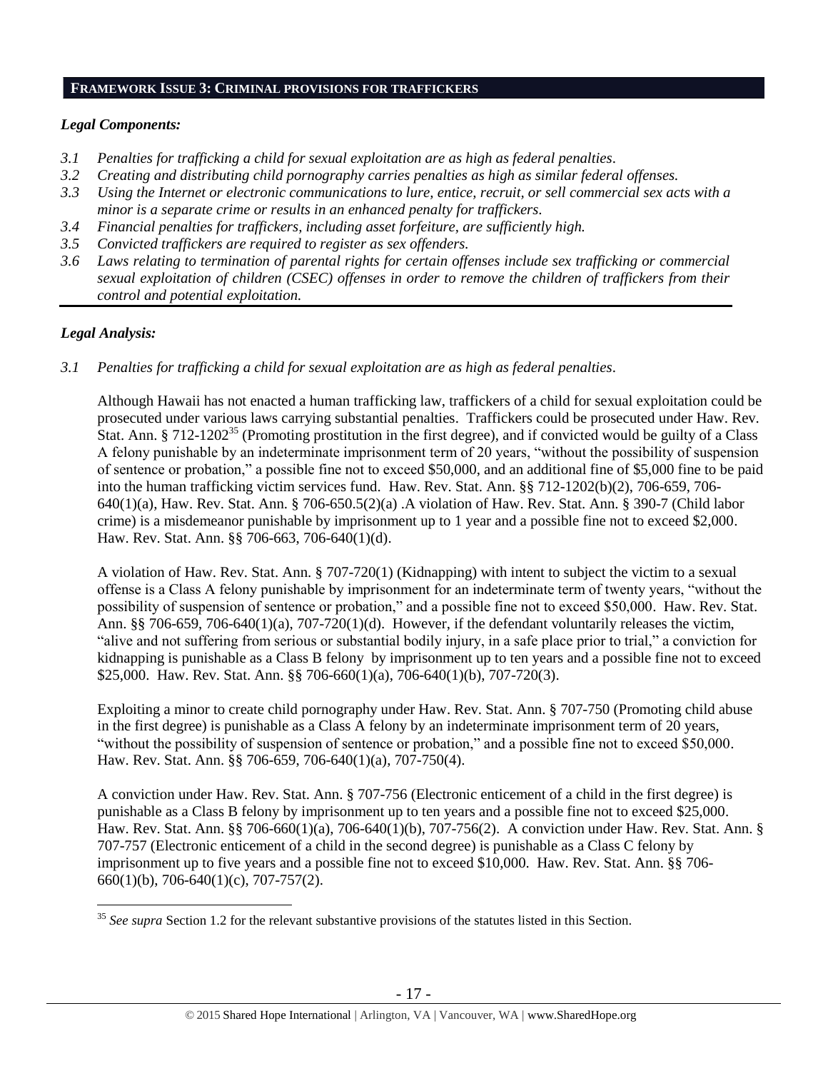## FRAMEWORK ISSUE 3: CRIMINAL PROVISIONS FOR TRAFFICKERS

### *Legal Components:*

*3.1 Penalties for trafficking a child for sexual exploitation are as high as federal penalties.*
*3.2 Creating and distributing child pornography carries penalties as high as similar federal offenses.*
*3.3 Using the Internet or electronic communications to lure, entice, recruit, or sell commercial sex acts with a minor is a separate crime or results in an enhanced penalty for traffickers.*
*3.4 Financial penalties for traffickers, including asset forfeiture, are sufficiently high.*
*3.5 Convicted traffickers are required to register as sex offenders.*
*3.6 Laws relating to termination of parental rights for certain offenses include sex trafficking or commercial sexual exploitation of children (CSEC) offenses in order to remove the children of traffickers from their control and potential exploitation.*

### *Legal Analysis:*

*3.1 Penalties for trafficking a child for sexual exploitation are as high as federal penalties.*

Although Hawaii has not enacted a human trafficking law, traffickers of a child for sexual exploitation could be prosecuted under various laws carrying substantial penalties. Traffickers could be prosecuted under Haw. Rev. Stat. Ann. § 712-1202[35] (Promoting prostitution in the first degree), and if convicted would be guilty of a Class A felony punishable by an indeterminate imprisonment term of 20 years, "without the possibility of suspension of sentence or probation," a possible fine not to exceed $50,000, and an additional fine of $5,000 fine to be paid into the human trafficking victim services fund. Haw. Rev. Stat. Ann. §§ 712-1202(b)(2), 706-659, 706-640(1)(a), Haw. Rev. Stat. Ann. § 706-650.5(2)(a) .A violation of Haw. Rev. Stat. Ann. § 390-7 (Child labor crime) is a misdemeanor punishable by imprisonment up to 1 year and a possible fine not to exceed $2,000. Haw. Rev. Stat. Ann. §§ 706-663, 706-640(1)(d).

A violation of Haw. Rev. Stat. Ann. § 707-720(1) (Kidnapping) with intent to subject the victim to a sexual offense is a Class A felony punishable by imprisonment for an indeterminate term of twenty years, "without the possibility of suspension of sentence or probation," and a possible fine not to exceed $50,000. Haw. Rev. Stat. Ann. §§ 706-659, 706-640(1)(a), 707-720(1)(d). However, if the defendant voluntarily releases the victim, "alive and not suffering from serious or substantial bodily injury, in a safe place prior to trial," a conviction for kidnapping is punishable as a Class B felony by imprisonment up to ten years and a possible fine not to exceed $25,000. Haw. Rev. Stat. Ann. §§ 706-660(1)(a), 706-640(1)(b), 707-720(3).

Exploiting a minor to create child pornography under Haw. Rev. Stat. Ann. § 707-750 (Promoting child abuse in the first degree) is punishable as a Class A felony by an indeterminate imprisonment term of 20 years, "without the possibility of suspension of sentence or probation," and a possible fine not to exceed $50,000. Haw. Rev. Stat. Ann. §§ 706-659, 706-640(1)(a), 707-750(4).

A conviction under Haw. Rev. Stat. Ann. § 707-756 (Electronic enticement of a child in the first degree) is punishable as a Class B felony by imprisonment up to ten years and a possible fine not to exceed $25,000. Haw. Rev. Stat. Ann. §§ 706-660(1)(a), 706-640(1)(b), 707-756(2). A conviction under Haw. Rev. Stat. Ann. § 707-757 (Electronic enticement of a child in the second degree) is punishable as a Class C felony by imprisonment up to five years and a possible fine not to exceed $10,000. Haw. Rev. Stat. Ann. §§ 706-660(1)(b), 706-640(1)(c), 707-757(2).

---

[35] *See supra* Section 1.2 for the relevant substantive provisions of the statutes listed in this Section.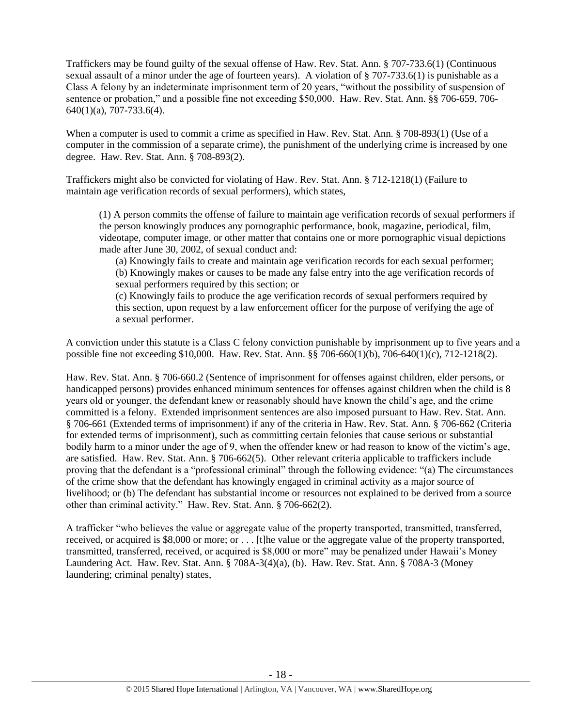Traffickers may be found guilty of the sexual offense of Haw. Rev. Stat. Ann. § 707-733.6(1) (Continuous sexual assault of a minor under the age of fourteen years). A violation of § 707-733.6(1) is punishable as a Class A felony by an indeterminate imprisonment term of 20 years, "without the possibility of suspension of sentence or probation," and a possible fine not exceeding $50,000. Haw. Rev. Stat. Ann. §§ 706-659, 706-640(1)(a), 707-733.6(4).

When a computer is used to commit a crime as specified in Haw. Rev. Stat. Ann. § 708-893(1) (Use of a computer in the commission of a separate crime), the punishment of the underlying crime is increased by one degree. Haw. Rev. Stat. Ann. § 708-893(2).

Traffickers might also be convicted for violating of Haw. Rev. Stat. Ann. § 712-1218(1) (Failure to maintain age verification records of sexual performers), which states,

> (1) A person commits the offense of failure to maintain age verification records of sexual performers if the person knowingly produces any pornographic performance, book, magazine, periodical, film, videotape, computer image, or other matter that contains one or more pornographic visual depictions made after June 30, 2002, of sexual conduct and:
>
> (a) Knowingly fails to create and maintain age verification records for each sexual performer;
> (b) Knowingly makes or causes to be made any false entry into the age verification records of sexual performers required by this section; or
> (c) Knowingly fails to produce the age verification records of sexual performers required by this section, upon request by a law enforcement officer for the purpose of verifying the age of a sexual performer.

A conviction under this statute is a Class C felony conviction punishable by imprisonment up to five years and a possible fine not exceeding $10,000. Haw. Rev. Stat. Ann. §§ 706-660(1)(b), 706-640(1)(c), 712-1218(2).

Haw. Rev. Stat. Ann. § 706-660.2 (Sentence of imprisonment for offenses against children, elder persons, or handicapped persons) provides enhanced minimum sentences for offenses against children when the child is 8 years old or younger, the defendant knew or reasonably should have known the child's age, and the crime committed is a felony. Extended imprisonment sentences are also imposed pursuant to Haw. Rev. Stat. Ann. § 706-661 (Extended terms of imprisonment) if any of the criteria in Haw. Rev. Stat. Ann. § 706-662 (Criteria for extended terms of imprisonment), such as committing certain felonies that cause serious or substantial bodily harm to a minor under the age of 9, when the offender knew or had reason to know of the victim's age, are satisfied. Haw. Rev. Stat. Ann. § 706-662(5). Other relevant criteria applicable to traffickers include proving that the defendant is a "professional criminal" through the following evidence: "(a) The circumstances of the crime show that the defendant has knowingly engaged in criminal activity as a major source of livelihood; or (b) The defendant has substantial income or resources not explained to be derived from a source other than criminal activity." Haw. Rev. Stat. Ann. § 706-662(2).

A trafficker "who believes the value or aggregate value of the property transported, transmitted, transferred, received, or acquired is $8,000 or more; or . . . [t]he value or the aggregate value of the property transported, transmitted, transferred, received, or acquired is $8,000 or more" may be penalized under Hawaii's Money Laundering Act. Haw. Rev. Stat. Ann. § 708A-3(4)(a), (b). Haw. Rev. Stat. Ann. § 708A-3 (Money laundering; criminal penalty) states,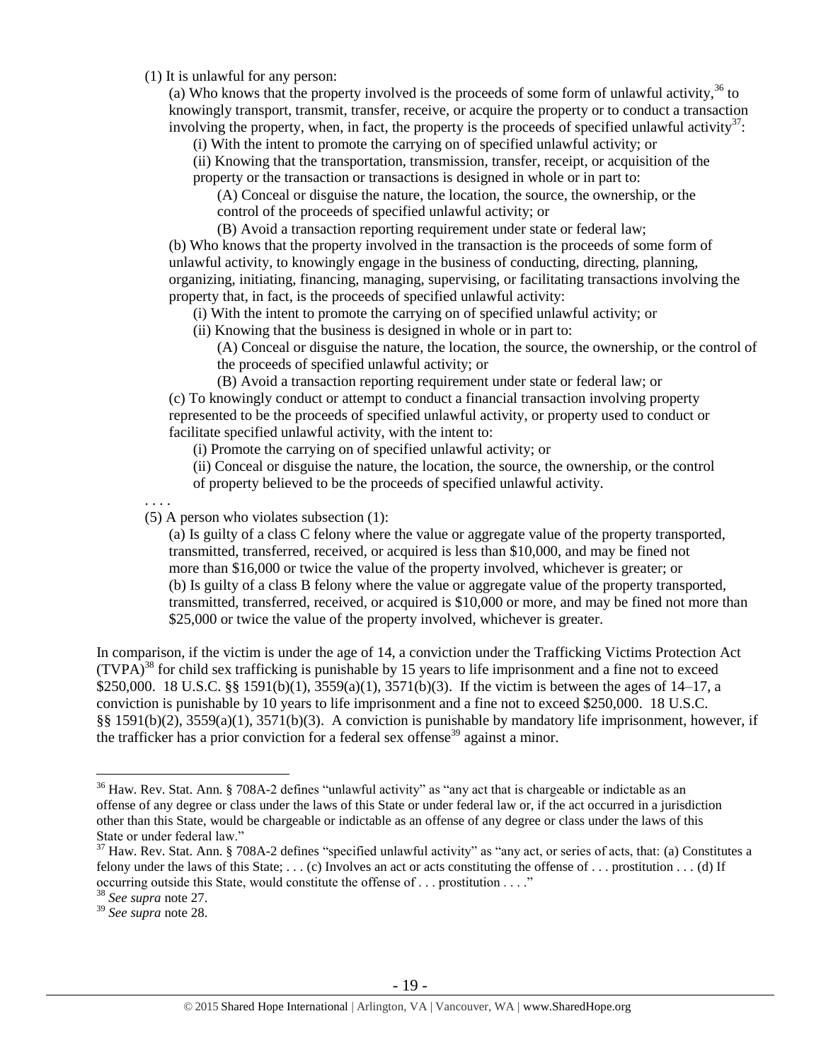(1) It is unlawful for any person:

(a) Who knows that the property involved is the proceeds of some form of unlawful activity,[36] to knowingly transport, transmit, transfer, receive, or acquire the property or to conduct a transaction involving the property, when, in fact, the property is the proceeds of specified unlawful activity[37]:

(i) With the intent to promote the carrying on of specified unlawful activity; or

(ii) Knowing that the transportation, transmission, transfer, receipt, or acquisition of the property or the transaction or transactions is designed in whole or in part to:

(A) Conceal or disguise the nature, the location, the source, the ownership, or the control of the proceeds of specified unlawful activity; or

(B) Avoid a transaction reporting requirement under state or federal law;

(b) Who knows that the property involved in the transaction is the proceeds of some form of unlawful activity, to knowingly engage in the business of conducting, directing, planning, organizing, initiating, financing, managing, supervising, or facilitating transactions involving the property that, in fact, is the proceeds of specified unlawful activity:

(i) With the intent to promote the carrying on of specified unlawful activity; or

(ii) Knowing that the business is designed in whole or in part to:

(A) Conceal or disguise the nature, the location, the source, the ownership, or the control of the proceeds of specified unlawful activity; or

(B) Avoid a transaction reporting requirement under state or federal law; or

(c) To knowingly conduct or attempt to conduct a financial transaction involving property represented to be the proceeds of specified unlawful activity, or property used to conduct or facilitate specified unlawful activity, with the intent to:

(i) Promote the carrying on of specified unlawful activity; or

(ii) Conceal or disguise the nature, the location, the source, the ownership, or the control of property believed to be the proceeds of specified unlawful activity.

. . . .

(5) A person who violates subsection (1):

(a) Is guilty of a class C felony where the value or aggregate value of the property transported, transmitted, transferred, received, or acquired is less than $10,000, and may be fined not more than $16,000 or twice the value of the property involved, whichever is greater; or

(b) Is guilty of a class B felony where the value or aggregate value of the property transported, transmitted, transferred, received, or acquired is $10,000 or more, and may be fined not more than $25,000 or twice the value of the property involved, whichever is greater.

In comparison, if the victim is under the age of 14, a conviction under the Trafficking Victims Protection Act (TVPA)[38] for child sex trafficking is punishable by 15 years to life imprisonment and a fine not to exceed $250,000. 18 U.S.C. §§ 1591(b)(1), 3559(a)(1), 3571(b)(3). If the victim is between the ages of 14–17, a conviction is punishable by 10 years to life imprisonment and a fine not to exceed $250,000. 18 U.S.C. §§ 1591(b)(2), 3559(a)(1), 3571(b)(3). A conviction is punishable by mandatory life imprisonment, however, if the trafficker has a prior conviction for a federal sex offense[39] against a minor.

---

[36] Haw. Rev. Stat. Ann. § 708A-2 defines "unlawful activity" as "any act that is chargeable or indictable as an offense of any degree or class under the laws of this State or under federal law or, if the act occurred in a jurisdiction other than this State, would be chargeable or indictable as an offense of any degree or class under the laws of this State or under federal law."

[37] Haw. Rev. Stat. Ann. § 708A-2 defines "specified unlawful activity" as "any act, or series of acts, that: (a) Constitutes a felony under the laws of this State; . . . (c) Involves an act or acts constituting the offense of . . . prostitution . . . (d) If occurring outside this State, would constitute the offense of . . . prostitution . . . ."

[38] *See supra* note 27.

[39] *See supra* note 28.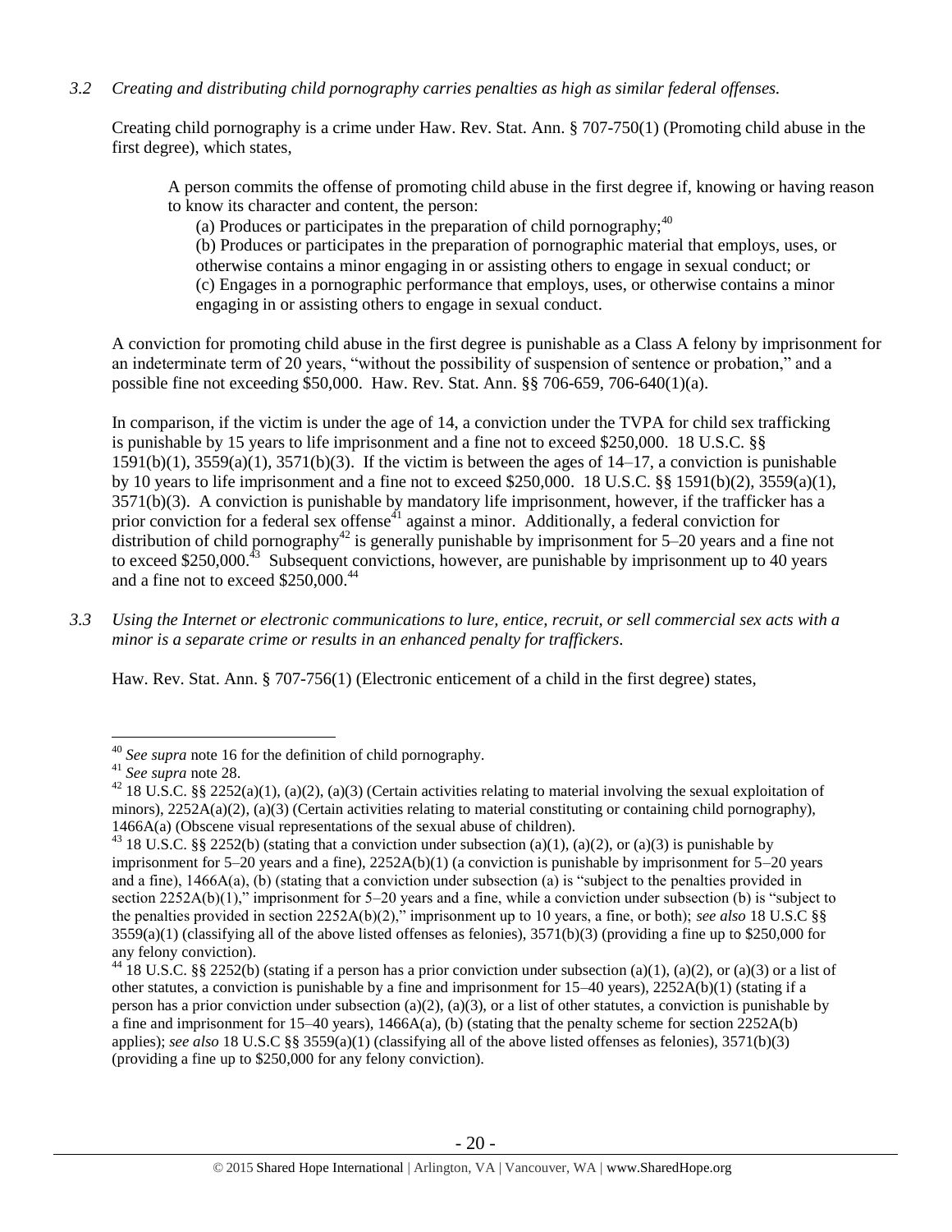*3.2 Creating and distributing child pornography carries penalties as high as similar federal offenses.*

Creating child pornography is a crime under Haw. Rev. Stat. Ann. § 707-750(1) (Promoting child abuse in the first degree), which states,

> A person commits the offense of promoting child abuse in the first degree if, knowing or having reason to know its character and content, the person:
>
> (a) Produces or participates in the preparation of child pornography;[40]
>
> (b) Produces or participates in the preparation of pornographic material that employs, uses, or otherwise contains a minor engaging in or assisting others to engage in sexual conduct; or
>
> (c) Engages in a pornographic performance that employs, uses, or otherwise contains a minor engaging in or assisting others to engage in sexual conduct.

A conviction for promoting child abuse in the first degree is punishable as a Class A felony by imprisonment for an indeterminate term of 20 years, "without the possibility of suspension of sentence or probation," and a possible fine not exceeding $50,000. Haw. Rev. Stat. Ann. §§ 706-659, 706-640(1)(a).

In comparison, if the victim is under the age of 14, a conviction under the TVPA for child sex trafficking is punishable by 15 years to life imprisonment and a fine not to exceed $250,000. 18 U.S.C. §§ 1591(b)(1), 3559(a)(1), 3571(b)(3). If the victim is between the ages of 14–17, a conviction is punishable by 10 years to life imprisonment and a fine not to exceed $250,000. 18 U.S.C. §§ 1591(b)(2), 3559(a)(1), 3571(b)(3). A conviction is punishable by mandatory life imprisonment, however, if the trafficker has a prior conviction for a federal sex offense[41] against a minor. Additionally, a federal conviction for distribution of child pornography[42] is generally punishable by imprisonment for 5–20 years and a fine not to exceed $250,000.[43] Subsequent convictions, however, are punishable by imprisonment up to 40 years and a fine not to exceed $250,000.[44]

*3.3 Using the Internet or electronic communications to lure, entice, recruit, or sell commercial sex acts with a minor is a separate crime or results in an enhanced penalty for traffickers.*

Haw. Rev. Stat. Ann. § 707-756(1) (Electronic enticement of a child in the first degree) states,

---

[40] *See supra* note 16 for the definition of child pornography.

[41] *See supra* note 28.

[42] 18 U.S.C. §§ 2252(a)(1), (a)(2), (a)(3) (Certain activities relating to material involving the sexual exploitation of minors), 2252A(a)(2), (a)(3) (Certain activities relating to material constituting or containing child pornography), 1466A(a) (Obscene visual representations of the sexual abuse of children).

[43] 18 U.S.C. §§ 2252(b) (stating that a conviction under subsection (a)(1), (a)(2), or (a)(3) is punishable by imprisonment for 5–20 years and a fine), 2252A(b)(1) (a conviction is punishable by imprisonment for 5–20 years and a fine), 1466A(a), (b) (stating that a conviction under subsection (a) is "subject to the penalties provided in section 2252A(b)(1)," imprisonment for 5–20 years and a fine, while a conviction under subsection (b) is "subject to the penalties provided in section 2252A(b)(2)," imprisonment up to 10 years, a fine, or both); *see also* 18 U.S.C §§ 3559(a)(1) (classifying all of the above listed offenses as felonies), 3571(b)(3) (providing a fine up to $250,000 for any felony conviction).

[44] 18 U.S.C. §§ 2252(b) (stating if a person has a prior conviction under subsection (a)(1), (a)(2), or (a)(3) or a list of other statutes, a conviction is punishable by a fine and imprisonment for 15–40 years), 2252A(b)(1) (stating if a person has a prior conviction under subsection (a)(2), (a)(3), or a list of other statutes, a conviction is punishable by a fine and imprisonment for 15–40 years), 1466A(a), (b) (stating that the penalty scheme for section 2252A(b) applies); *see also* 18 U.S.C §§ 3559(a)(1) (classifying all of the above listed offenses as felonies), 3571(b)(3) (providing a fine up to $250,000 for any felony conviction).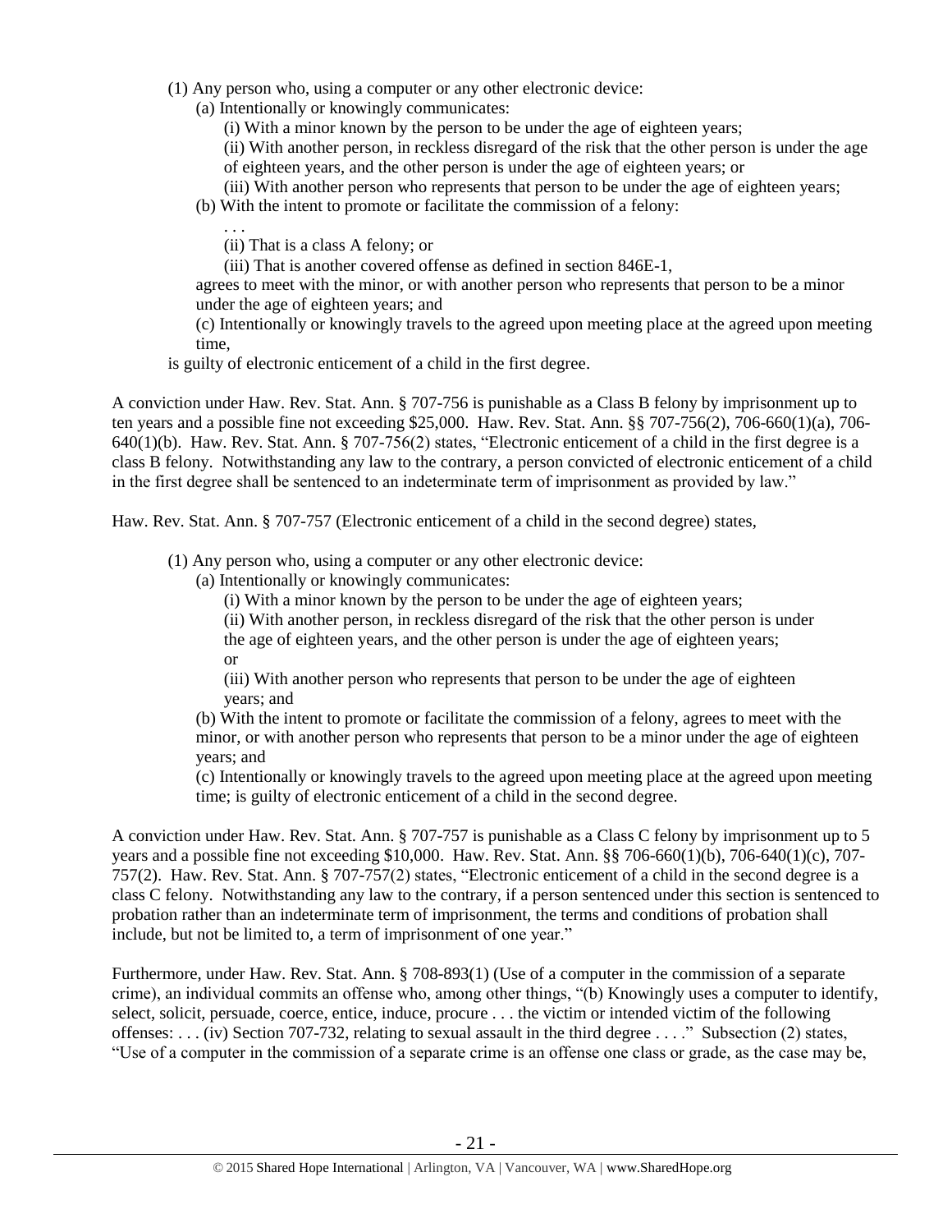(1) Any person who, using a computer or any other electronic device:

(a) Intentionally or knowingly communicates:

(i) With a minor known by the person to be under the age of eighteen years;

(ii) With another person, in reckless disregard of the risk that the other person is under the age of eighteen years, and the other person is under the age of eighteen years; or

(iii) With another person who represents that person to be under the age of eighteen years;

(b) With the intent to promote or facilitate the commission of a felony:

. . .

(ii) That is a class A felony; or

(iii) That is another covered offense as defined in section 846E-1,

agrees to meet with the minor, or with another person who represents that person to be a minor under the age of eighteen years; and

(c) Intentionally or knowingly travels to the agreed upon meeting place at the agreed upon meeting time,

is guilty of electronic enticement of a child in the first degree.

A conviction under Haw. Rev. Stat. Ann. § 707-756 is punishable as a Class B felony by imprisonment up to ten years and a possible fine not exceeding $25,000. Haw. Rev. Stat. Ann. §§ 707-756(2), 706-660(1)(a), 706-640(1)(b). Haw. Rev. Stat. Ann. § 707-756(2) states, "Electronic enticement of a child in the first degree is a class B felony. Notwithstanding any law to the contrary, a person convicted of electronic enticement of a child in the first degree shall be sentenced to an indeterminate term of imprisonment as provided by law."

Haw. Rev. Stat. Ann. § 707-757 (Electronic enticement of a child in the second degree) states,

(1) Any person who, using a computer or any other electronic device:

(a) Intentionally or knowingly communicates:

(i) With a minor known by the person to be under the age of eighteen years;

(ii) With another person, in reckless disregard of the risk that the other person is under the age of eighteen years, and the other person is under the age of eighteen years; or

(iii) With another person who represents that person to be under the age of eighteen years; and

(b) With the intent to promote or facilitate the commission of a felony, agrees to meet with the minor, or with another person who represents that person to be a minor under the age of eighteen years; and

(c) Intentionally or knowingly travels to the agreed upon meeting place at the agreed upon meeting time; is guilty of electronic enticement of a child in the second degree.

A conviction under Haw. Rev. Stat. Ann. § 707-757 is punishable as a Class C felony by imprisonment up to 5 years and a possible fine not exceeding $10,000. Haw. Rev. Stat. Ann. §§ 706-660(1)(b), 706-640(1)(c), 707-757(2). Haw. Rev. Stat. Ann. § 707-757(2) states, "Electronic enticement of a child in the second degree is a class C felony. Notwithstanding any law to the contrary, if a person sentenced under this section is sentenced to probation rather than an indeterminate term of imprisonment, the terms and conditions of probation shall include, but not be limited to, a term of imprisonment of one year."

Furthermore, under Haw. Rev. Stat. Ann. § 708-893(1) (Use of a computer in the commission of a separate crime), an individual commits an offense who, among other things, "(b) Knowingly uses a computer to identify, select, solicit, persuade, coerce, entice, induce, procure . . . the victim or intended victim of the following offenses: . . . (iv) Section 707-732, relating to sexual assault in the third degree . . . ." Subsection (2) states, "Use of a computer in the commission of a separate crime is an offense one class or grade, as the case may be,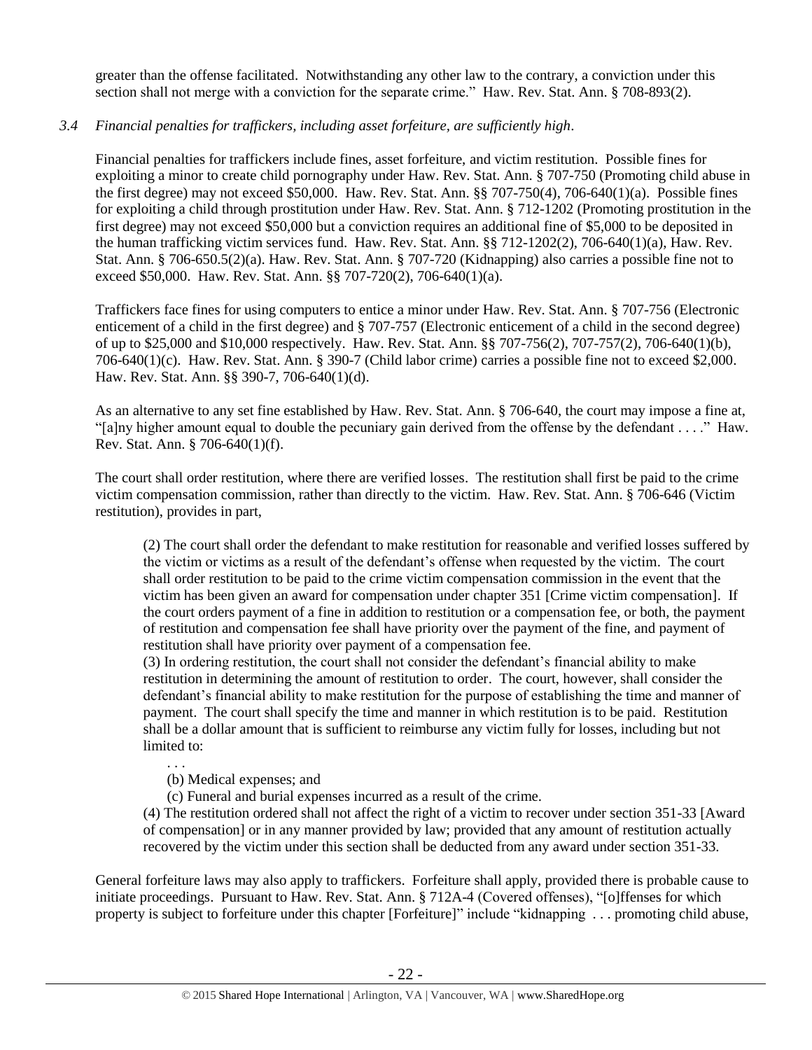greater than the offense facilitated. Notwithstanding any other law to the contrary, a conviction under this section shall not merge with a conviction for the separate crime." Haw. Rev. Stat. Ann. § 708-893(2).

*3.4 Financial penalties for traffickers, including asset forfeiture, are sufficiently high.*

Financial penalties for traffickers include fines, asset forfeiture, and victim restitution. Possible fines for exploiting a minor to create child pornography under Haw. Rev. Stat. Ann. § 707-750 (Promoting child abuse in the first degree) may not exceed $50,000. Haw. Rev. Stat. Ann. §§ 707-750(4), 706-640(1)(a). Possible fines for exploiting a child through prostitution under Haw. Rev. Stat. Ann. § 712-1202 (Promoting prostitution in the first degree) may not exceed $50,000 but a conviction requires an additional fine of $5,000 to be deposited in the human trafficking victim services fund. Haw. Rev. Stat. Ann. §§ 712-1202(2), 706-640(1)(a), Haw. Rev. Stat. Ann. § 706-650.5(2)(a). Haw. Rev. Stat. Ann. § 707-720 (Kidnapping) also carries a possible fine not to exceed $50,000. Haw. Rev. Stat. Ann. §§ 707-720(2), 706-640(1)(a).

Traffickers face fines for using computers to entice a minor under Haw. Rev. Stat. Ann. § 707-756 (Electronic enticement of a child in the first degree) and § 707-757 (Electronic enticement of a child in the second degree) of up to $25,000 and $10,000 respectively. Haw. Rev. Stat. Ann. §§ 707-756(2), 707-757(2), 706-640(1)(b), 706-640(1)(c). Haw. Rev. Stat. Ann. § 390-7 (Child labor crime) carries a possible fine not to exceed $2,000. Haw. Rev. Stat. Ann. §§ 390-7, 706-640(1)(d).

As an alternative to any set fine established by Haw. Rev. Stat. Ann. § 706-640, the court may impose a fine at, "[a]ny higher amount equal to double the pecuniary gain derived from the offense by the defendant . . . ." Haw. Rev. Stat. Ann. § 706-640(1)(f).

The court shall order restitution, where there are verified losses. The restitution shall first be paid to the crime victim compensation commission, rather than directly to the victim. Haw. Rev. Stat. Ann. § 706-646 (Victim restitution), provides in part,

> (2) The court shall order the defendant to make restitution for reasonable and verified losses suffered by the victim or victims as a result of the defendant's offense when requested by the victim. The court shall order restitution to be paid to the crime victim compensation commission in the event that the victim has been given an award for compensation under chapter 351 [Crime victim compensation]. If the court orders payment of a fine in addition to restitution or a compensation fee, or both, the payment of restitution and compensation fee shall have priority over the payment of the fine, and payment of restitution shall have priority over payment of a compensation fee.
>
> (3) In ordering restitution, the court shall not consider the defendant's financial ability to make restitution in determining the amount of restitution to order. The court, however, shall consider the defendant's financial ability to make restitution for the purpose of establishing the time and manner of payment. The court shall specify the time and manner in which restitution is to be paid. Restitution shall be a dollar amount that is sufficient to reimburse any victim fully for losses, including but not limited to:
>
> . . .
>
> (b) Medical expenses; and
>
> (c) Funeral and burial expenses incurred as a result of the crime.
>
> (4) The restitution ordered shall not affect the right of a victim to recover under section 351-33 [Award of compensation] or in any manner provided by law; provided that any amount of restitution actually recovered by the victim under this section shall be deducted from any award under section 351-33.

General forfeiture laws may also apply to traffickers. Forfeiture shall apply, provided there is probable cause to initiate proceedings. Pursuant to Haw. Rev. Stat. Ann. § 712A-4 (Covered offenses), "[o]ffenses for which property is subject to forfeiture under this chapter [Forfeiture]" include "kidnapping . . . promoting child abuse,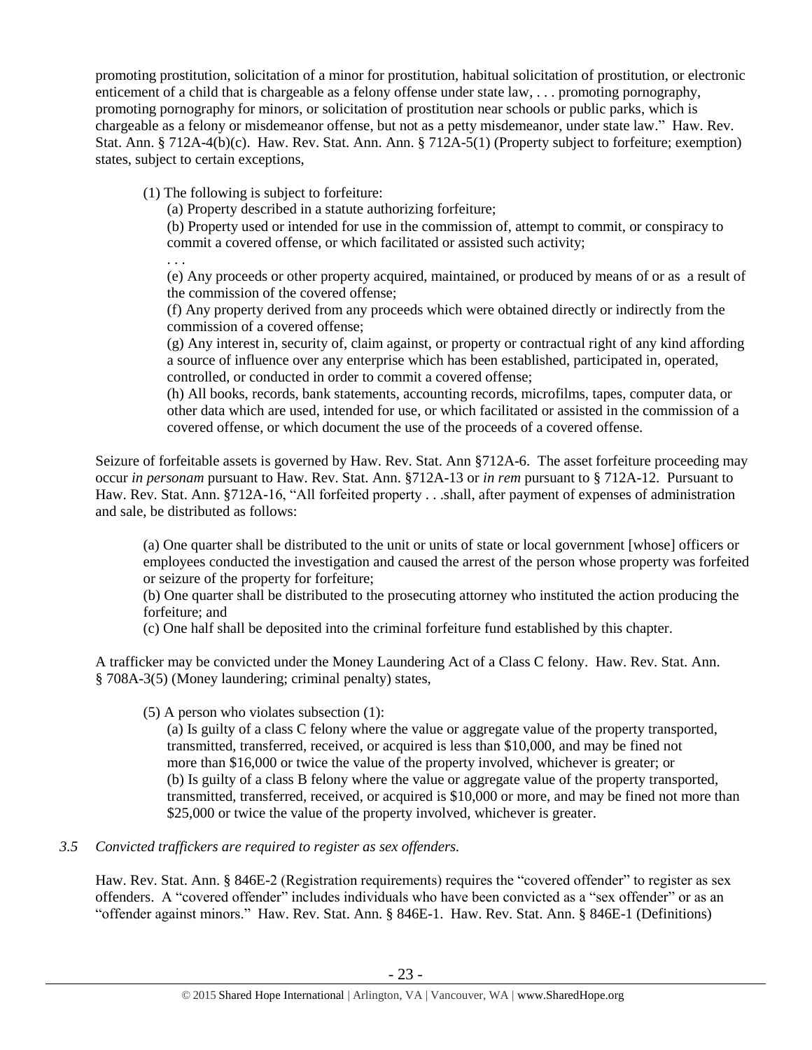promoting prostitution, solicitation of a minor for prostitution, habitual solicitation of prostitution, or electronic enticement of a child that is chargeable as a felony offense under state law, . . . promoting pornography, promoting pornography for minors, or solicitation of prostitution near schools or public parks, which is chargeable as a felony or misdemeanor offense, but not as a petty misdemeanor, under state law." Haw. Rev. Stat. Ann. § 712A-4(b)(c). Haw. Rev. Stat. Ann. Ann. § 712A-5(1) (Property subject to forfeiture; exemption) states, subject to certain exceptions,

> (1) The following is subject to forfeiture:
>
> (a) Property described in a statute authorizing forfeiture;
>
> (b) Property used or intended for use in the commission of, attempt to commit, or conspiracy to commit a covered offense, or which facilitated or assisted such activity;
>
> . . .
>
> (e) Any proceeds or other property acquired, maintained, or produced by means of or as a result of the commission of the covered offense;
>
> (f) Any property derived from any proceeds which were obtained directly or indirectly from the commission of a covered offense;
>
> (g) Any interest in, security of, claim against, or property or contractual right of any kind affording a source of influence over any enterprise which has been established, participated in, operated, controlled, or conducted in order to commit a covered offense;
>
> (h) All books, records, bank statements, accounting records, microfilms, tapes, computer data, or other data which are used, intended for use, or which facilitated or assisted in the commission of a covered offense, or which document the use of the proceeds of a covered offense.

Seizure of forfeitable assets is governed by Haw. Rev. Stat. Ann §712A-6. The asset forfeiture proceeding may occur *in personam* pursuant to Haw. Rev. Stat. Ann. §712A-13 or *in rem* pursuant to § 712A-12. Pursuant to Haw. Rev. Stat. Ann. §712A-16, "All forfeited property . . .shall, after payment of expenses of administration and sale, be distributed as follows:

> (a) One quarter shall be distributed to the unit or units of state or local government [whose] officers or employees conducted the investigation and caused the arrest of the person whose property was forfeited or seizure of the property for forfeiture;
>
> (b) One quarter shall be distributed to the prosecuting attorney who instituted the action producing the forfeiture; and
>
> (c) One half shall be deposited into the criminal forfeiture fund established by this chapter.

A trafficker may be convicted under the Money Laundering Act of a Class C felony. Haw. Rev. Stat. Ann. § 708A-3(5) (Money laundering; criminal penalty) states,

> (5) A person who violates subsection (1):
>
> (a) Is guilty of a class C felony where the value or aggregate value of the property transported, transmitted, transferred, received, or acquired is less than $10,000, and may be fined not more than $16,000 or twice the value of the property involved, whichever is greater; or
>
> (b) Is guilty of a class B felony where the value or aggregate value of the property transported, transmitted, transferred, received, or acquired is $10,000 or more, and may be fined not more than $25,000 or twice the value of the property involved, whichever is greater.

*3.5 Convicted traffickers are required to register as sex offenders.*

Haw. Rev. Stat. Ann. § 846E-2 (Registration requirements) requires the "covered offender" to register as sex offenders. A "covered offender" includes individuals who have been convicted as a "sex offender" or as an "offender against minors." Haw. Rev. Stat. Ann. § 846E-1. Haw. Rev. Stat. Ann. § 846E-1 (Definitions)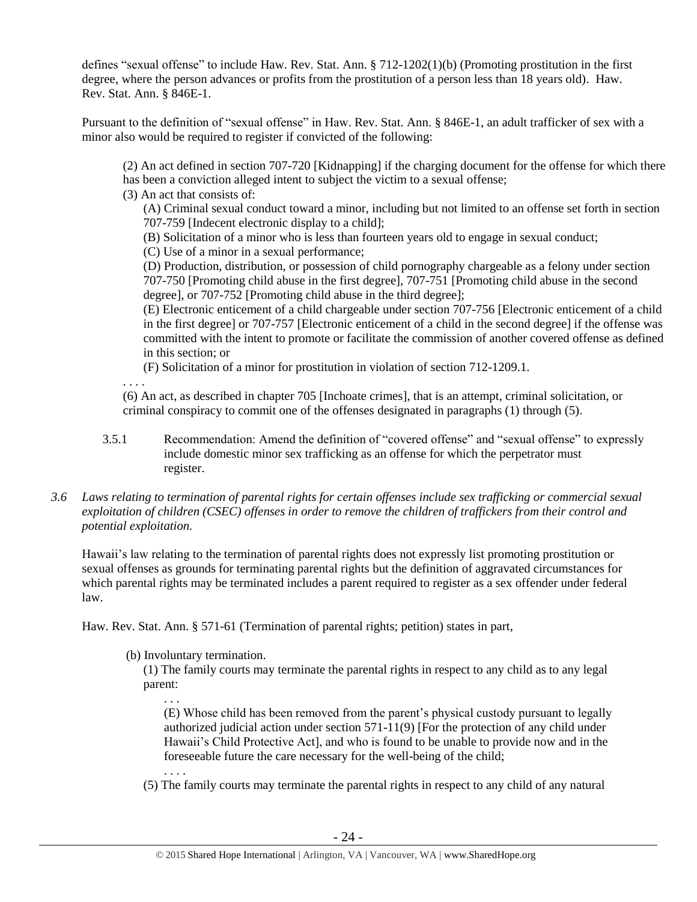defines "sexual offense" to include Haw. Rev. Stat. Ann. § 712-1202(1)(b) (Promoting prostitution in the first degree, where the person advances or profits from the prostitution of a person less than 18 years old). Haw. Rev. Stat. Ann. § 846E-1.

Pursuant to the definition of "sexual offense" in Haw. Rev. Stat. Ann. § 846E-1, an adult trafficker of sex with a minor also would be required to register if convicted of the following:

> (2) An act defined in section 707-720 [Kidnapping] if the charging document for the offense for which there has been a conviction alleged intent to subject the victim to a sexual offense;
>
> (3) An act that consists of:
>
> > (A) Criminal sexual conduct toward a minor, including but not limited to an offense set forth in section 707-759 [Indecent electronic display to a child];
> >
> > (B) Solicitation of a minor who is less than fourteen years old to engage in sexual conduct;
> >
> > (C) Use of a minor in a sexual performance;
> >
> > (D) Production, distribution, or possession of child pornography chargeable as a felony under section 707-750 [Promoting child abuse in the first degree], 707-751 [Promoting child abuse in the second degree], or 707-752 [Promoting child abuse in the third degree];
> >
> > (E) Electronic enticement of a child chargeable under section 707-756 [Electronic enticement of a child in the first degree] or 707-757 [Electronic enticement of a child in the second degree] if the offense was committed with the intent to promote or facilitate the commission of another covered offense as defined in this section; or
> >
> > (F) Solicitation of a minor for prostitution in violation of section 712-1209.1.
>
> . . . .
>
> (6) An act, as described in chapter 705 [Inchoate crimes], that is an attempt, criminal solicitation, or criminal conspiracy to commit one of the offenses designated in paragraphs (1) through (5).

3.5.1 Recommendation: Amend the definition of "covered offense" and "sexual offense" to expressly include domestic minor sex trafficking as an offense for which the perpetrator must register.

*3.6 Laws relating to termination of parental rights for certain offenses include sex trafficking or commercial sexual exploitation of children (CSEC) offenses in order to remove the children of traffickers from their control and potential exploitation.*

Hawaii's law relating to the termination of parental rights does not expressly list promoting prostitution or sexual offenses as grounds for terminating parental rights but the definition of aggravated circumstances for which parental rights may be terminated includes a parent required to register as a sex offender under federal law.

Haw. Rev. Stat. Ann. § 571-61 (Termination of parental rights; petition) states in part,

> (b) Involuntary termination.
>
> > (1) The family courts may terminate the parental rights in respect to any child as to any legal parent:
> >
> > > . . .
> > >
> > > (E) Whose child has been removed from the parent's physical custody pursuant to legally authorized judicial action under section 571-11(9) [For the protection of any child under Hawaii's Child Protective Act], and who is found to be unable to provide now and in the foreseeable future the care necessary for the well-being of the child;
> > >
> > > . . . .
> >
> > (5) The family courts may terminate the parental rights in respect to any child of any natural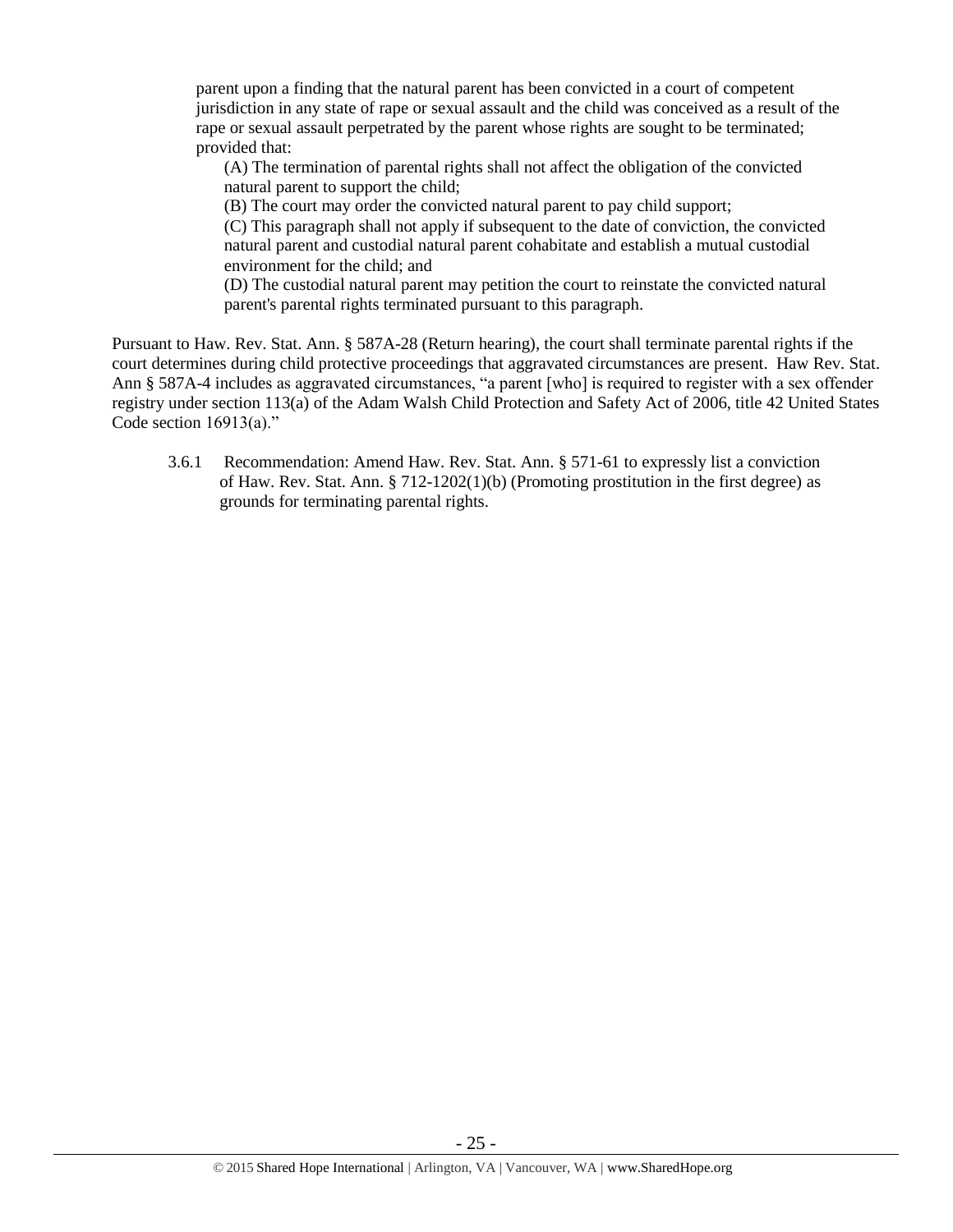parent upon a finding that the natural parent has been convicted in a court of competent jurisdiction in any state of rape or sexual assault and the child was conceived as a result of the rape or sexual assault perpetrated by the parent whose rights are sought to be terminated; provided that:

(A) The termination of parental rights shall not affect the obligation of the convicted natural parent to support the child;

(B) The court may order the convicted natural parent to pay child support;

(C) This paragraph shall not apply if subsequent to the date of conviction, the convicted natural parent and custodial natural parent cohabitate and establish a mutual custodial environment for the child; and

(D) The custodial natural parent may petition the court to reinstate the convicted natural parent's parental rights terminated pursuant to this paragraph.

Pursuant to Haw. Rev. Stat. Ann. § 587A-28 (Return hearing), the court shall terminate parental rights if the court determines during child protective proceedings that aggravated circumstances are present. Haw Rev. Stat. Ann § 587A-4 includes as aggravated circumstances, "a parent [who] is required to register with a sex offender registry under section 113(a) of the Adam Walsh Child Protection and Safety Act of 2006, title 42 United States Code section 16913(a)."

3.6.1 Recommendation: Amend Haw. Rev. Stat. Ann. § 571-61 to expressly list a conviction of Haw. Rev. Stat. Ann. § 712-1202(1)(b) (Promoting prostitution in the first degree) as grounds for terminating parental rights.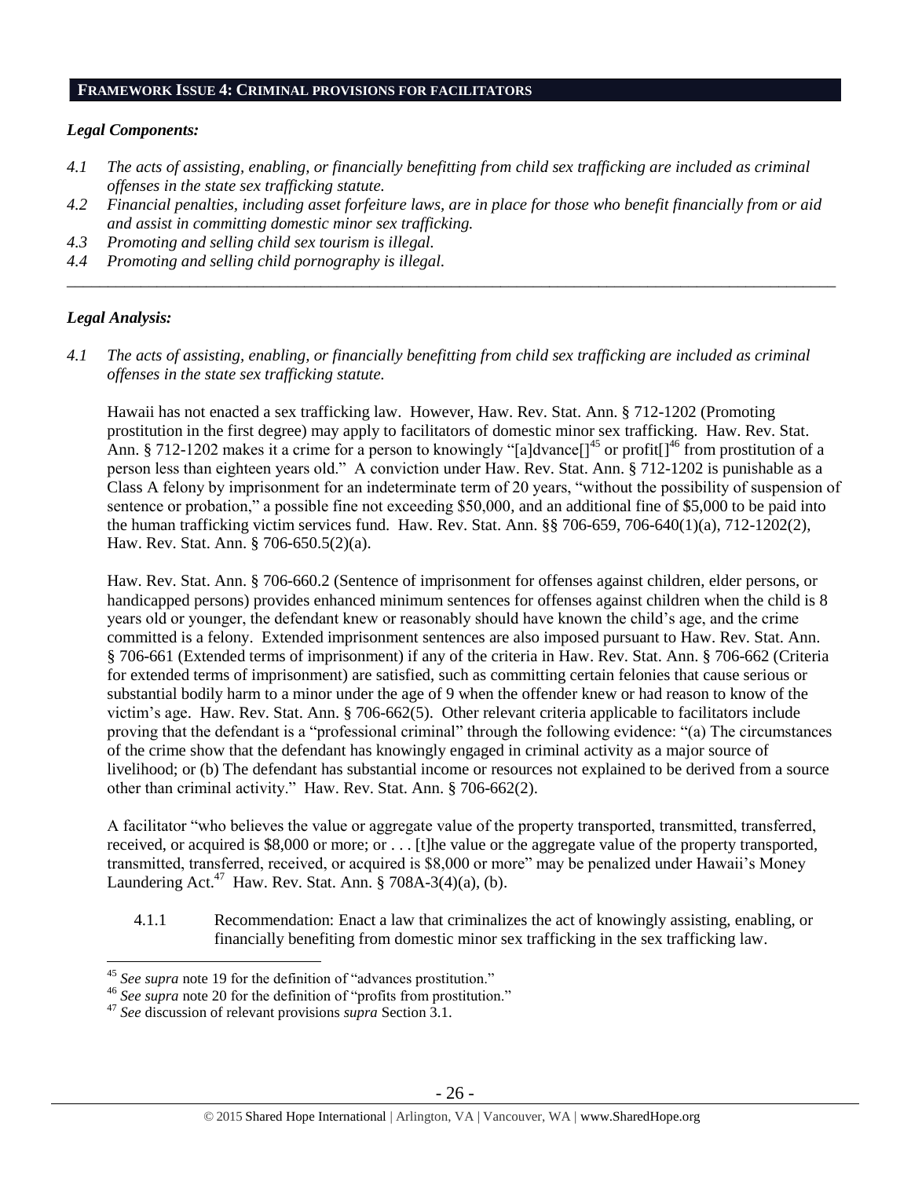## FRAMEWORK ISSUE 4: CRIMINAL PROVISIONS FOR FACILITATORS

### *Legal Components:*

*4.1 The acts of assisting, enabling, or financially benefitting from child sex trafficking are included as criminal offenses in the state sex trafficking statute.*

*4.2 Financial penalties, including asset forfeiture laws, are in place for those who benefit financially from or aid and assist in committing domestic minor sex trafficking.*

*4.3 Promoting and selling child sex tourism is illegal.*

*4.4 Promoting and selling child pornography is illegal.*

---

### *Legal Analysis:*

*4.1 The acts of assisting, enabling, or financially benefitting from child sex trafficking are included as criminal offenses in the state sex trafficking statute.*

Hawaii has not enacted a sex trafficking law. However, Haw. Rev. Stat. Ann. § 712-1202 (Promoting prostitution in the first degree) may apply to facilitators of domestic minor sex trafficking. Haw. Rev. Stat. Ann. § 712-1202 makes it a crime for a person to knowingly "[a]dvance[][45] or profit[][46] from prostitution of a person less than eighteen years old." A conviction under Haw. Rev. Stat. Ann. § 712-1202 is punishable as a Class A felony by imprisonment for an indeterminate term of 20 years, "without the possibility of suspension of sentence or probation," a possible fine not exceeding $50,000, and an additional fine of $5,000 to be paid into the human trafficking victim services fund. Haw. Rev. Stat. Ann. §§ 706-659, 706-640(1)(a), 712-1202(2), Haw. Rev. Stat. Ann. § 706-650.5(2)(a).

Haw. Rev. Stat. Ann. § 706-660.2 (Sentence of imprisonment for offenses against children, elder persons, or handicapped persons) provides enhanced minimum sentences for offenses against children when the child is 8 years old or younger, the defendant knew or reasonably should have known the child's age, and the crime committed is a felony. Extended imprisonment sentences are also imposed pursuant to Haw. Rev. Stat. Ann. § 706-661 (Extended terms of imprisonment) if any of the criteria in Haw. Rev. Stat. Ann. § 706-662 (Criteria for extended terms of imprisonment) are satisfied, such as committing certain felonies that cause serious or substantial bodily harm to a minor under the age of 9 when the offender knew or had reason to know of the victim's age. Haw. Rev. Stat. Ann. § 706-662(5). Other relevant criteria applicable to facilitators include proving that the defendant is a "professional criminal" through the following evidence: "(a) The circumstances of the crime show that the defendant has knowingly engaged in criminal activity as a major source of livelihood; or (b) The defendant has substantial income or resources not explained to be derived from a source other than criminal activity." Haw. Rev. Stat. Ann. § 706-662(2).

A facilitator "who believes the value or aggregate value of the property transported, transmitted, transferred, received, or acquired is $8,000 or more; or . . . [t]he value or the aggregate value of the property transported, transmitted, transferred, received, or acquired is $8,000 or more" may be penalized under Hawaii's Money Laundering Act.[47] Haw. Rev. Stat. Ann. § 708A-3(4)(a), (b).

4.1.1 Recommendation: Enact a law that criminalizes the act of knowingly assisting, enabling, or financially benefiting from domestic minor sex trafficking in the sex trafficking law.

---

[45] *See supra* note 19 for the definition of "advances prostitution."

[46] *See supra* note 20 for the definition of "profits from prostitution."

[47] *See* discussion of relevant provisions *supra* Section 3.1.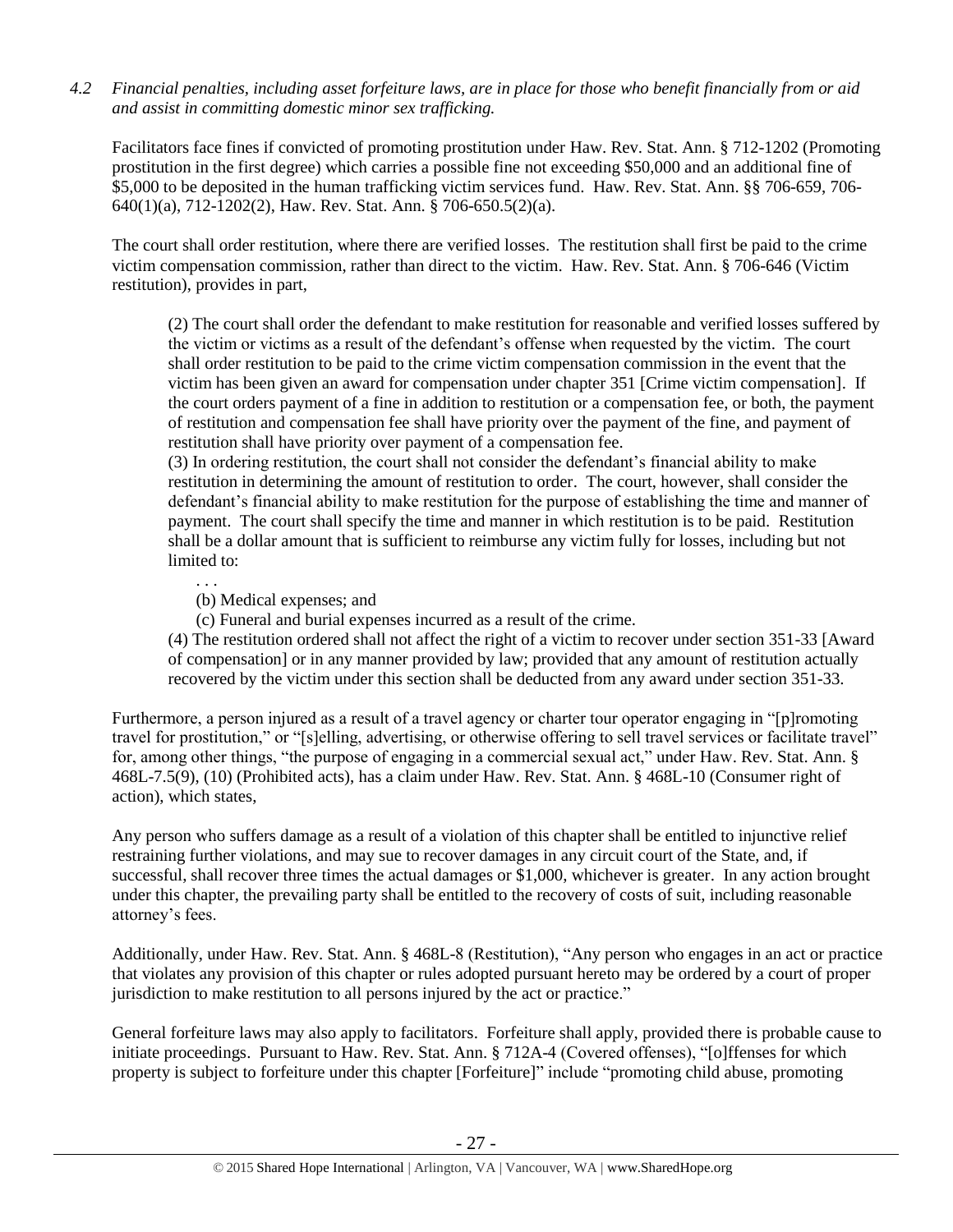*4.2 Financial penalties, including asset forfeiture laws, are in place for those who benefit financially from or aid and assist in committing domestic minor sex trafficking.*

Facilitators face fines if convicted of promoting prostitution under Haw. Rev. Stat. Ann. § 712-1202 (Promoting prostitution in the first degree) which carries a possible fine not exceeding $50,000 and an additional fine of $5,000 to be deposited in the human trafficking victim services fund. Haw. Rev. Stat. Ann. §§ 706-659, 706-640(1)(a), 712-1202(2), Haw. Rev. Stat. Ann. § 706-650.5(2)(a).

The court shall order restitution, where there are verified losses. The restitution shall first be paid to the crime victim compensation commission, rather than direct to the victim. Haw. Rev. Stat. Ann. § 706-646 (Victim restitution), provides in part,

> (2) The court shall order the defendant to make restitution for reasonable and verified losses suffered by the victim or victims as a result of the defendant's offense when requested by the victim. The court shall order restitution to be paid to the crime victim compensation commission in the event that the victim has been given an award for compensation under chapter 351 [Crime victim compensation]. If the court orders payment of a fine in addition to restitution or a compensation fee, or both, the payment of restitution and compensation fee shall have priority over the payment of the fine, and payment of restitution shall have priority over payment of a compensation fee.
>
> (3) In ordering restitution, the court shall not consider the defendant's financial ability to make restitution in determining the amount of restitution to order. The court, however, shall consider the defendant's financial ability to make restitution for the purpose of establishing the time and manner of payment. The court shall specify the time and manner in which restitution is to be paid. Restitution shall be a dollar amount that is sufficient to reimburse any victim fully for losses, including but not limited to:
>
> > . . .
> >
> > (b) Medical expenses; and
> >
> > (c) Funeral and burial expenses incurred as a result of the crime.
>
> (4) The restitution ordered shall not affect the right of a victim to recover under section 351-33 [Award of compensation] or in any manner provided by law; provided that any amount of restitution actually recovered by the victim under this section shall be deducted from any award under section 351-33.

Furthermore, a person injured as a result of a travel agency or charter tour operator engaging in "[p]romoting travel for prostitution," or "[s]elling, advertising, or otherwise offering to sell travel services or facilitate travel" for, among other things, "the purpose of engaging in a commercial sexual act," under Haw. Rev. Stat. Ann. § 468L-7.5(9), (10) (Prohibited acts), has a claim under Haw. Rev. Stat. Ann. § 468L-10 (Consumer right of action), which states,

> Any person who suffers damage as a result of a violation of this chapter shall be entitled to injunctive relief restraining further violations, and may sue to recover damages in any circuit court of the State, and, if successful, shall recover three times the actual damages or $1,000, whichever is greater. In any action brought under this chapter, the prevailing party shall be entitled to the recovery of costs of suit, including reasonable attorney's fees.

Additionally, under Haw. Rev. Stat. Ann. § 468L-8 (Restitution), "Any person who engages in an act or practice that violates any provision of this chapter or rules adopted pursuant hereto may be ordered by a court of proper jurisdiction to make restitution to all persons injured by the act or practice."

General forfeiture laws may also apply to facilitators. Forfeiture shall apply, provided there is probable cause to initiate proceedings. Pursuant to Haw. Rev. Stat. Ann. § 712A-4 (Covered offenses), "[o]ffenses for which property is subject to forfeiture under this chapter [Forfeiture]" include "promoting child abuse, promoting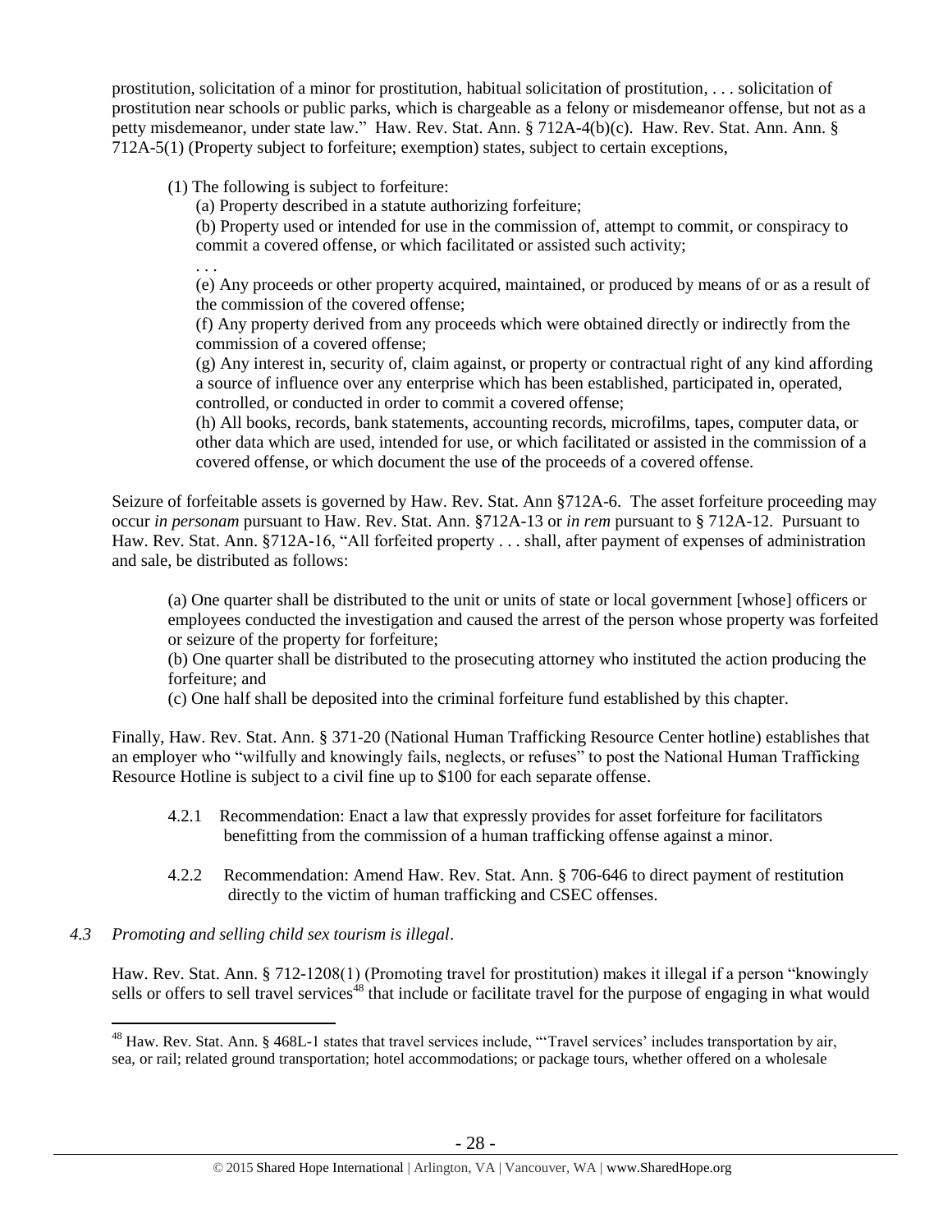prostitution, solicitation of a minor for prostitution, habitual solicitation of prostitution, . . . solicitation of prostitution near schools or public parks, which is chargeable as a felony or misdemeanor offense, but not as a petty misdemeanor, under state law." Haw. Rev. Stat. Ann. § 712A-4(b)(c). Haw. Rev. Stat. Ann. Ann. § 712A-5(1) (Property subject to forfeiture; exemption) states, subject to certain exceptions,

> (1) The following is subject to forfeiture:
>
> (a) Property described in a statute authorizing forfeiture;
>
> (b) Property used or intended for use in the commission of, attempt to commit, or conspiracy to commit a covered offense, or which facilitated or assisted such activity;
>
> . . .
>
> (e) Any proceeds or other property acquired, maintained, or produced by means of or as a result of the commission of the covered offense;
>
> (f) Any property derived from any proceeds which were obtained directly or indirectly from the commission of a covered offense;
>
> (g) Any interest in, security of, claim against, or property or contractual right of any kind affording a source of influence over any enterprise which has been established, participated in, operated, controlled, or conducted in order to commit a covered offense;
>
> (h) All books, records, bank statements, accounting records, microfilms, tapes, computer data, or other data which are used, intended for use, or which facilitated or assisted in the commission of a covered offense, or which document the use of the proceeds of a covered offense.

Seizure of forfeitable assets is governed by Haw. Rev. Stat. Ann §712A-6. The asset forfeiture proceeding may occur *in personam* pursuant to Haw. Rev. Stat. Ann. §712A-13 or *in rem* pursuant to § 712A-12. Pursuant to Haw. Rev. Stat. Ann. §712A-16, "All forfeited property . . . shall, after payment of expenses of administration and sale, be distributed as follows:

> (a) One quarter shall be distributed to the unit or units of state or local government [whose] officers or employees conducted the investigation and caused the arrest of the person whose property was forfeited or seizure of the property for forfeiture;
>
> (b) One quarter shall be distributed to the prosecuting attorney who instituted the action producing the forfeiture; and
>
> (c) One half shall be deposited into the criminal forfeiture fund established by this chapter.

Finally, Haw. Rev. Stat. Ann. § 371-20 (National Human Trafficking Resource Center hotline) establishes that an employer who "wilfully and knowingly fails, neglects, or refuses" to post the National Human Trafficking Resource Hotline is subject to a civil fine up to $100 for each separate offense.

> 4.2.1 Recommendation: Enact a law that expressly provides for asset forfeiture for facilitators benefitting from the commission of a human trafficking offense against a minor.
>
> 4.2.2 Recommendation: Amend Haw. Rev. Stat. Ann. § 706-646 to direct payment of restitution directly to the victim of human trafficking and CSEC offenses.

*4.3 Promoting and selling child sex tourism is illegal*.

Haw. Rev. Stat. Ann. § 712-1208(1) (Promoting travel for prostitution) makes it illegal if a person "knowingly sells or offers to sell travel services[48] that include or facilitate travel for the purpose of engaging in what would

---

[48] Haw. Rev. Stat. Ann. § 468L-1 states that travel services include, "'Travel services' includes transportation by air, sea, or rail; related ground transportation; hotel accommodations; or package tours, whether offered on a wholesale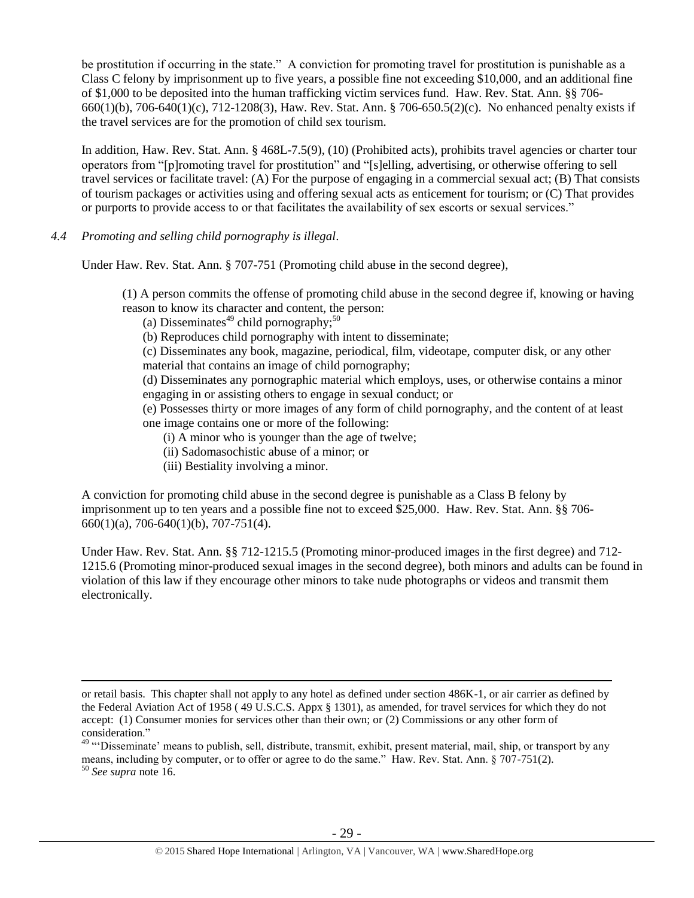be prostitution if occurring in the state." A conviction for promoting travel for prostitution is punishable as a Class C felony by imprisonment up to five years, a possible fine not exceeding $10,000, and an additional fine of $1,000 to be deposited into the human trafficking victim services fund. Haw. Rev. Stat. Ann. §§ 706-660(1)(b), 706-640(1)(c), 712-1208(3), Haw. Rev. Stat. Ann. § 706-650.5(2)(c). No enhanced penalty exists if the travel services are for the promotion of child sex tourism.

In addition, Haw. Rev. Stat. Ann. § 468L-7.5(9), (10) (Prohibited acts), prohibits travel agencies or charter tour operators from "[p]romoting travel for prostitution" and "[s]elling, advertising, or otherwise offering to sell travel services or facilitate travel: (A) For the purpose of engaging in a commercial sexual act; (B) That consists of tourism packages or activities using and offering sexual acts as enticement for tourism; or (C) That provides or purports to provide access to or that facilitates the availability of sex escorts or sexual services."

*4.4 Promoting and selling child pornography is illegal.*

Under Haw. Rev. Stat. Ann. § 707-751 (Promoting child abuse in the second degree),

> (1) A person commits the offense of promoting child abuse in the second degree if, knowing or having reason to know its character and content, the person:
>
> (a) Disseminates[49] child pornography;[50]
>
> (b) Reproduces child pornography with intent to disseminate;
>
> (c) Disseminates any book, magazine, periodical, film, videotape, computer disk, or any other material that contains an image of child pornography;
>
> (d) Disseminates any pornographic material which employs, uses, or otherwise contains a minor engaging in or assisting others to engage in sexual conduct; or
>
> (e) Possesses thirty or more images of any form of child pornography, and the content of at least one image contains one or more of the following:
>
> (i) A minor who is younger than the age of twelve;
>
> (ii) Sadomasochistic abuse of a minor; or
>
> (iii) Bestiality involving a minor.

A conviction for promoting child abuse in the second degree is punishable as a Class B felony by imprisonment up to ten years and a possible fine not to exceed $25,000. Haw. Rev. Stat. Ann. §§ 706-660(1)(a), 706-640(1)(b), 707-751(4).

Under Haw. Rev. Stat. Ann. §§ 712-1215.5 (Promoting minor-produced images in the first degree) and 712-1215.6 (Promoting minor-produced sexual images in the second degree), both minors and adults can be found in violation of this law if they encourage other minors to take nude photographs or videos and transmit them electronically.

---

or retail basis. This chapter shall not apply to any hotel as defined under section 486K-1, or air carrier as defined by the Federal Aviation Act of 1958 ( 49 U.S.C.S. Appx § 1301), as amended, for travel services for which they do not accept: (1) Consumer monies for services other than their own; or (2) Commissions or any other form of consideration."

[49] "'Disseminate' means to publish, sell, distribute, transmit, exhibit, present material, mail, ship, or transport by any means, including by computer, or to offer or agree to do the same." Haw. Rev. Stat. Ann. § 707-751(2).

[50] *See supra* note 16.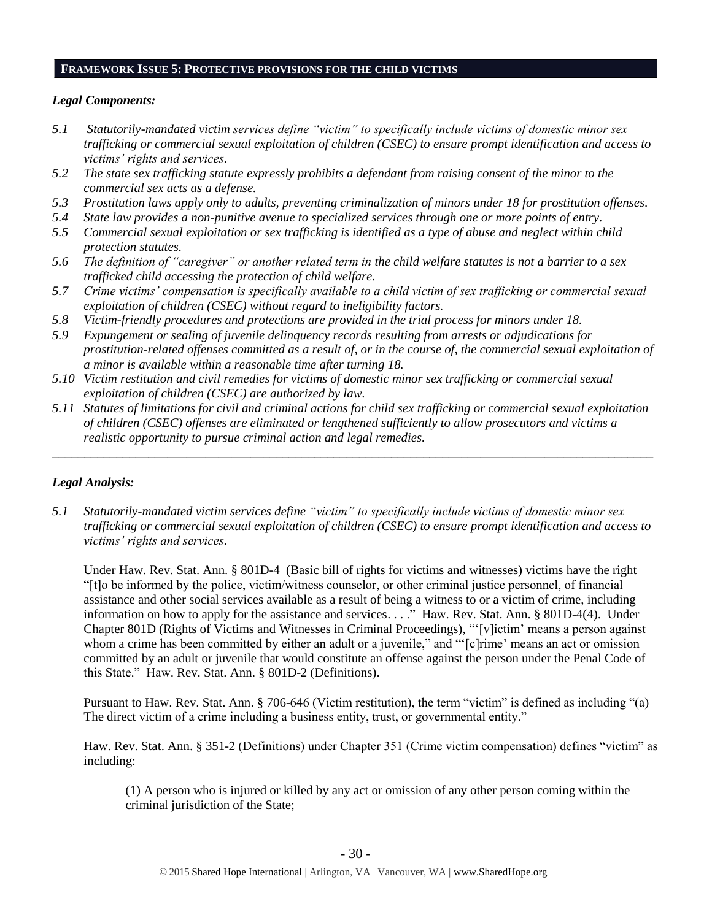## FRAMEWORK ISSUE 5: PROTECTIVE PROVISIONS FOR THE CHILD VICTIMS

### *Legal Components:*

*5.1 Statutorily-mandated victim services define "victim" to specifically include victims of domestic minor sex trafficking or commercial sexual exploitation of children (CSEC) to ensure prompt identification and access to victims' rights and services.*

*5.2 The state sex trafficking statute expressly prohibits a defendant from raising consent of the minor to the commercial sex acts as a defense.*

*5.3 Prostitution laws apply only to adults, preventing criminalization of minors under 18 for prostitution offenses.*

*5.4 State law provides a non-punitive avenue to specialized services through one or more points of entry.*

*5.5 Commercial sexual exploitation or sex trafficking is identified as a type of abuse and neglect within child protection statutes.*

*5.6 The definition of "caregiver" or another related term in the child welfare statutes is not a barrier to a sex trafficked child accessing the protection of child welfare.*

*5.7 Crime victims' compensation is specifically available to a child victim of sex trafficking or commercial sexual exploitation of children (CSEC) without regard to ineligibility factors.*

*5.8 Victim-friendly procedures and protections are provided in the trial process for minors under 18.*

*5.9 Expungement or sealing of juvenile delinquency records resulting from arrests or adjudications for prostitution-related offenses committed as a result of, or in the course of, the commercial sexual exploitation of a minor is available within a reasonable time after turning 18.*

*5.10 Victim restitution and civil remedies for victims of domestic minor sex trafficking or commercial sexual exploitation of children (CSEC) are authorized by law.*

*5.11 Statutes of limitations for civil and criminal actions for child sex trafficking or commercial sexual exploitation of children (CSEC) offenses are eliminated or lengthened sufficiently to allow prosecutors and victims a realistic opportunity to pursue criminal action and legal remedies.*

---

### *Legal Analysis:*

*5.1 Statutorily-mandated victim services define "victim" to specifically include victims of domestic minor sex trafficking or commercial sexual exploitation of children (CSEC) to ensure prompt identification and access to victims' rights and services.*

Under Haw. Rev. Stat. Ann. § 801D-4 (Basic bill of rights for victims and witnesses) victims have the right "[t]o be informed by the police, victim/witness counselor, or other criminal justice personnel, of financial assistance and other social services available as a result of being a witness to or a victim of crime, including information on how to apply for the assistance and services. . . ." Haw. Rev. Stat. Ann. § 801D-4(4). Under Chapter 801D (Rights of Victims and Witnesses in Criminal Proceedings), "'[v]ictim' means a person against whom a crime has been committed by either an adult or a juvenile," and "'[c]rime' means an act or omission committed by an adult or juvenile that would constitute an offense against the person under the Penal Code of this State." Haw. Rev. Stat. Ann. § 801D-2 (Definitions).

Pursuant to Haw. Rev. Stat. Ann. § 706-646 (Victim restitution), the term "victim" is defined as including "(a) The direct victim of a crime including a business entity, trust, or governmental entity."

Haw. Rev. Stat. Ann. § 351-2 (Definitions) under Chapter 351 (Crime victim compensation) defines "victim" as including:

> (1) A person who is injured or killed by any act or omission of any other person coming within the criminal jurisdiction of the State;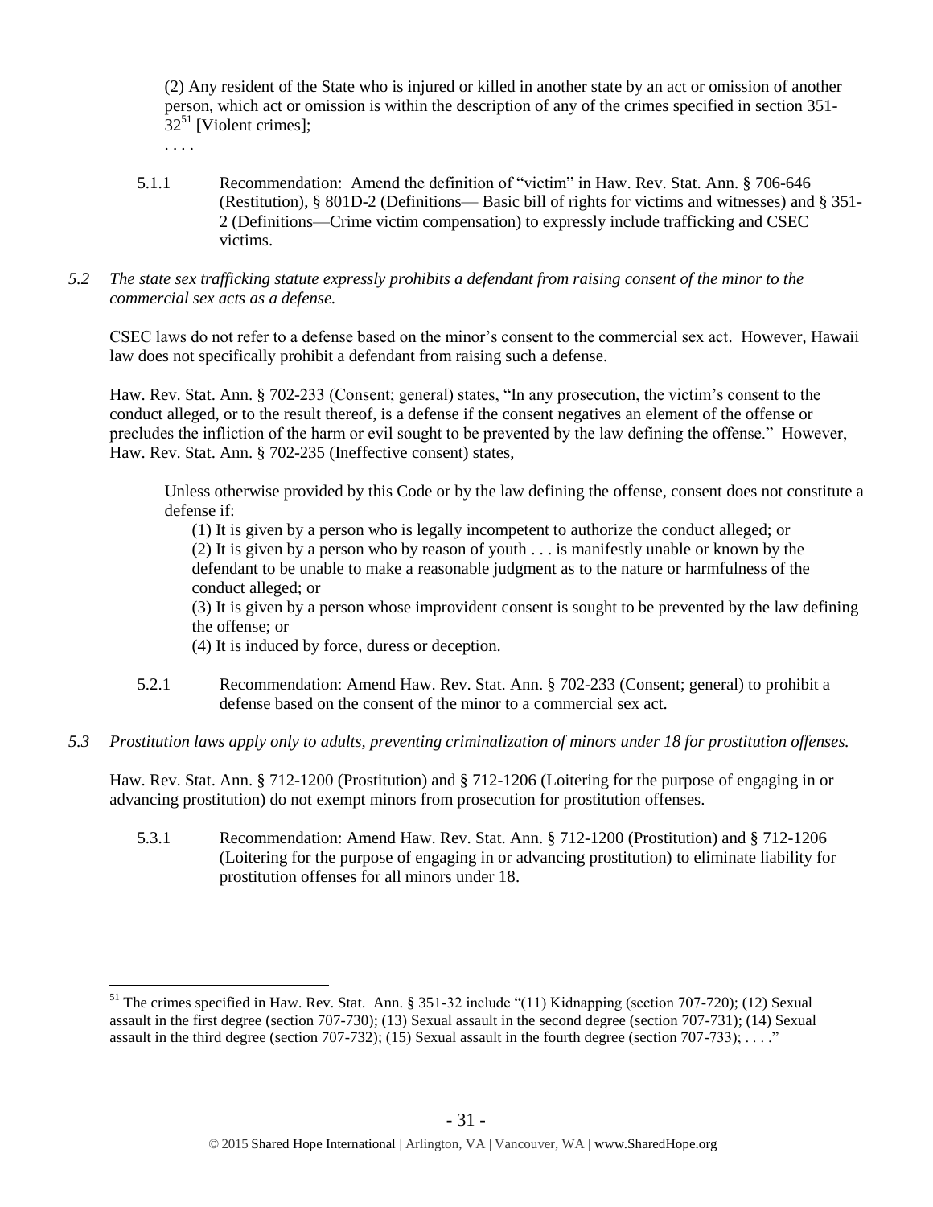(2) Any resident of the State who is injured or killed in another state by an act or omission of another person, which act or omission is within the description of any of the crimes specified in section 351-32[51] [Violent crimes];

. . . .

5.1.1 Recommendation: Amend the definition of "victim" in Haw. Rev. Stat. Ann. § 706-646 (Restitution), § 801D-2 (Definitions— Basic bill of rights for victims and witnesses) and § 351-2 (Definitions—Crime victim compensation) to expressly include trafficking and CSEC victims.

*5.2 The state sex trafficking statute expressly prohibits a defendant from raising consent of the minor to the commercial sex acts as a defense.*

CSEC laws do not refer to a defense based on the minor's consent to the commercial sex act. However, Hawaii law does not specifically prohibit a defendant from raising such a defense.

Haw. Rev. Stat. Ann. § 702-233 (Consent; general) states, "In any prosecution, the victim's consent to the conduct alleged, or to the result thereof, is a defense if the consent negatives an element of the offense or precludes the infliction of the harm or evil sought to be prevented by the law defining the offense." However, Haw. Rev. Stat. Ann. § 702-235 (Ineffective consent) states,

> Unless otherwise provided by this Code or by the law defining the offense, consent does not constitute a defense if:
>
> (1) It is given by a person who is legally incompetent to authorize the conduct alleged; or
>
> (2) It is given by a person who by reason of youth . . . is manifestly unable or known by the defendant to be unable to make a reasonable judgment as to the nature or harmfulness of the conduct alleged; or
>
> (3) It is given by a person whose improvident consent is sought to be prevented by the law defining the offense; or
>
> (4) It is induced by force, duress or deception.

5.2.1 Recommendation: Amend Haw. Rev. Stat. Ann. § 702-233 (Consent; general) to prohibit a defense based on the consent of the minor to a commercial sex act.

*5.3 Prostitution laws apply only to adults, preventing criminalization of minors under 18 for prostitution offenses.*

Haw. Rev. Stat. Ann. § 712-1200 (Prostitution) and § 712-1206 (Loitering for the purpose of engaging in or advancing prostitution) do not exempt minors from prosecution for prostitution offenses.

5.3.1 Recommendation: Amend Haw. Rev. Stat. Ann. § 712-1200 (Prostitution) and § 712-1206 (Loitering for the purpose of engaging in or advancing prostitution) to eliminate liability for prostitution offenses for all minors under 18.

---

[51] The crimes specified in Haw. Rev. Stat. Ann. § 351-32 include "(11) Kidnapping (section 707-720); (12) Sexual assault in the first degree (section 707-730); (13) Sexual assault in the second degree (section 707-731); (14) Sexual assault in the third degree (section 707-732); (15) Sexual assault in the fourth degree (section 707-733); . . . ."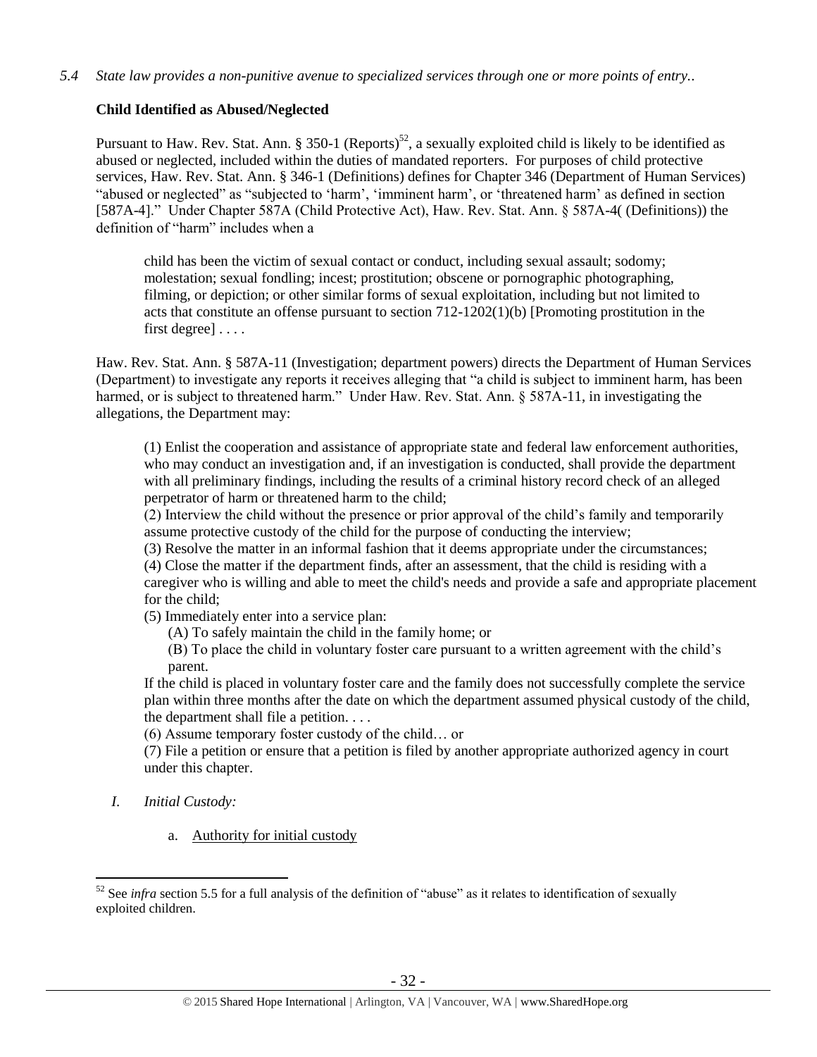*5.4 State law provides a non-punitive avenue to specialized services through one or more points of entry..*

**Child Identified as Abused/Neglected**

Pursuant to Haw. Rev. Stat. Ann. § 350-1 (Reports)[52], a sexually exploited child is likely to be identified as abused or neglected, included within the duties of mandated reporters. For purposes of child protective services, Haw. Rev. Stat. Ann. § 346-1 (Definitions) defines for Chapter 346 (Department of Human Services) "abused or neglected" as "subjected to 'harm', 'imminent harm', or 'threatened harm' as defined in section [587A-4]." Under Chapter 587A (Child Protective Act), Haw. Rev. Stat. Ann. § 587A-4( (Definitions)) the definition of "harm" includes when a

> child has been the victim of sexual contact or conduct, including sexual assault; sodomy; molestation; sexual fondling; incest; prostitution; obscene or pornographic photographing, filming, or depiction; or other similar forms of sexual exploitation, including but not limited to acts that constitute an offense pursuant to section 712-1202(1)(b) [Promoting prostitution in the first degree] . . . .

Haw. Rev. Stat. Ann. § 587A-11 (Investigation; department powers) directs the Department of Human Services (Department) to investigate any reports it receives alleging that "a child is subject to imminent harm, has been harmed, or is subject to threatened harm." Under Haw. Rev. Stat. Ann. § 587A-11, in investigating the allegations, the Department may:

> (1) Enlist the cooperation and assistance of appropriate state and federal law enforcement authorities, who may conduct an investigation and, if an investigation is conducted, shall provide the department with all preliminary findings, including the results of a criminal history record check of an alleged perpetrator of harm or threatened harm to the child;
> (2) Interview the child without the presence or prior approval of the child's family and temporarily assume protective custody of the child for the purpose of conducting the interview;
> (3) Resolve the matter in an informal fashion that it deems appropriate under the circumstances;
> (4) Close the matter if the department finds, after an assessment, that the child is residing with a caregiver who is willing and able to meet the child's needs and provide a safe and appropriate placement for the child;
> (5) Immediately enter into a service plan:
> (A) To safely maintain the child in the family home; or
> (B) To place the child in voluntary foster care pursuant to a written agreement with the child's parent.
> If the child is placed in voluntary foster care and the family does not successfully complete the service plan within three months after the date on which the department assumed physical custody of the child, the department shall file a petition. . . .
> (6) Assume temporary foster custody of the child… or
> (7) File a petition or ensure that a petition is filed by another appropriate authorized agency in court under this chapter.

*I. Initial Custody:*

a. Authority for initial custody

[52] See *infra* section 5.5 for a full analysis of the definition of "abuse" as it relates to identification of sexually exploited children.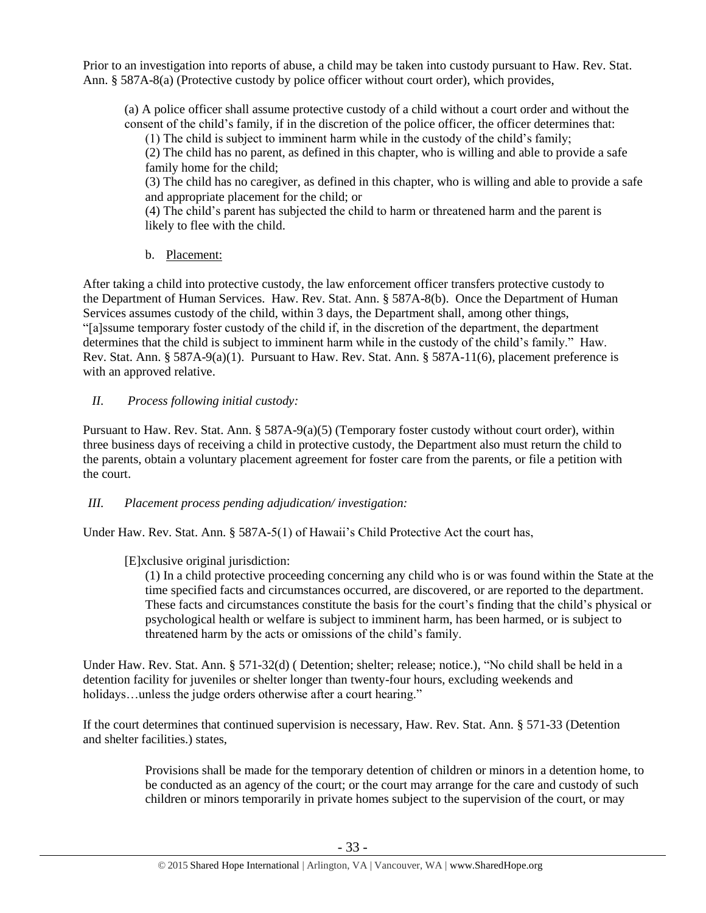Prior to an investigation into reports of abuse, a child may be taken into custody pursuant to Haw. Rev. Stat. Ann. § 587A-8(a) (Protective custody by police officer without court order), which provides,

> (a) A police officer shall assume protective custody of a child without a court order and without the consent of the child's family, if in the discretion of the police officer, the officer determines that:
>
> (1) The child is subject to imminent harm while in the custody of the child's family;
>
> (2) The child has no parent, as defined in this chapter, who is willing and able to provide a safe family home for the child;
>
> (3) The child has no caregiver, as defined in this chapter, who is willing and able to provide a safe and appropriate placement for the child; or
>
> (4) The child's parent has subjected the child to harm or threatened harm and the parent is likely to flee with the child.

b. Placement:

After taking a child into protective custody, the law enforcement officer transfers protective custody to the Department of Human Services. Haw. Rev. Stat. Ann. § 587A-8(b). Once the Department of Human Services assumes custody of the child, within 3 days, the Department shall, among other things, "[a]ssume temporary foster custody of the child if, in the discretion of the department, the department determines that the child is subject to imminent harm while in the custody of the child's family." Haw. Rev. Stat. Ann. § 587A-9(a)(1). Pursuant to Haw. Rev. Stat. Ann. § 587A-11(6), placement preference is with an approved relative.

*II. Process following initial custody:*

Pursuant to Haw. Rev. Stat. Ann. § 587A-9(a)(5) (Temporary foster custody without court order), within three business days of receiving a child in protective custody, the Department also must return the child to the parents, obtain a voluntary placement agreement for foster care from the parents, or file a petition with the court.

*III. Placement process pending adjudication/ investigation:*

Under Haw. Rev. Stat. Ann. § 587A-5(1) of Hawaii's Child Protective Act the court has,

> [E]xclusive original jurisdiction:
>
> (1) In a child protective proceeding concerning any child who is or was found within the State at the time specified facts and circumstances occurred, are discovered, or are reported to the department. These facts and circumstances constitute the basis for the court's finding that the child's physical or psychological health or welfare is subject to imminent harm, has been harmed, or is subject to threatened harm by the acts or omissions of the child's family.

Under Haw. Rev. Stat. Ann. § 571-32(d) ( Detention; shelter; release; notice.), "No child shall be held in a detention facility for juveniles or shelter longer than twenty-four hours, excluding weekends and holidays…unless the judge orders otherwise after a court hearing."

If the court determines that continued supervision is necessary, Haw. Rev. Stat. Ann. § 571-33 (Detention and shelter facilities.) states,

> Provisions shall be made for the temporary detention of children or minors in a detention home, to be conducted as an agency of the court; or the court may arrange for the care and custody of such children or minors temporarily in private homes subject to the supervision of the court, or may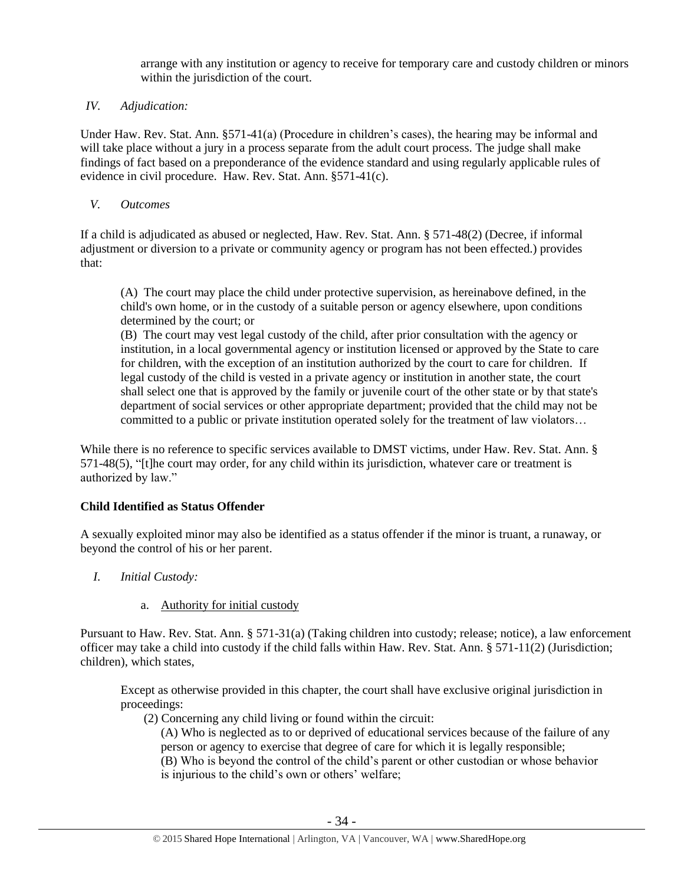arrange with any institution or agency to receive for temporary care and custody children or minors within the jurisdiction of the court.

*IV. Adjudication:*

Under Haw. Rev. Stat. Ann. §571-41(a) (Procedure in children's cases), the hearing may be informal and will take place without a jury in a process separate from the adult court process. The judge shall make findings of fact based on a preponderance of the evidence standard and using regularly applicable rules of evidence in civil procedure. Haw. Rev. Stat. Ann. §571-41(c).

*V. Outcomes*

If a child is adjudicated as abused or neglected, Haw. Rev. Stat. Ann. § 571-48(2) (Decree, if informal adjustment or diversion to a private or community agency or program has not been effected.) provides that:

> (A) The court may place the child under protective supervision, as hereinabove defined, in the child's own home, or in the custody of a suitable person or agency elsewhere, upon conditions determined by the court; or
>
> (B) The court may vest legal custody of the child, after prior consultation with the agency or institution, in a local governmental agency or institution licensed or approved by the State to care for children, with the exception of an institution authorized by the court to care for children. If legal custody of the child is vested in a private agency or institution in another state, the court shall select one that is approved by the family or juvenile court of the other state or by that state's department of social services or other appropriate department; provided that the child may not be committed to a public or private institution operated solely for the treatment of law violators…

While there is no reference to specific services available to DMST victims, under Haw. Rev. Stat. Ann. § 571-48(5), "[t]he court may order, for any child within its jurisdiction, whatever care or treatment is authorized by law."

**Child Identified as Status Offender**

A sexually exploited minor may also be identified as a status offender if the minor is truant, a runaway, or beyond the control of his or her parent.

*I. Initial Custody:*

a. Authority for initial custody

Pursuant to Haw. Rev. Stat. Ann. § 571-31(a) (Taking children into custody; release; notice), a law enforcement officer may take a child into custody if the child falls within Haw. Rev. Stat. Ann. § 571-11(2) (Jurisdiction; children), which states,

> Except as otherwise provided in this chapter, the court shall have exclusive original jurisdiction in proceedings:
>
> (2) Concerning any child living or found within the circuit:
>
> (A) Who is neglected as to or deprived of educational services because of the failure of any person or agency to exercise that degree of care for which it is legally responsible;
>
> (B) Who is beyond the control of the child's parent or other custodian or whose behavior is injurious to the child's own or others' welfare;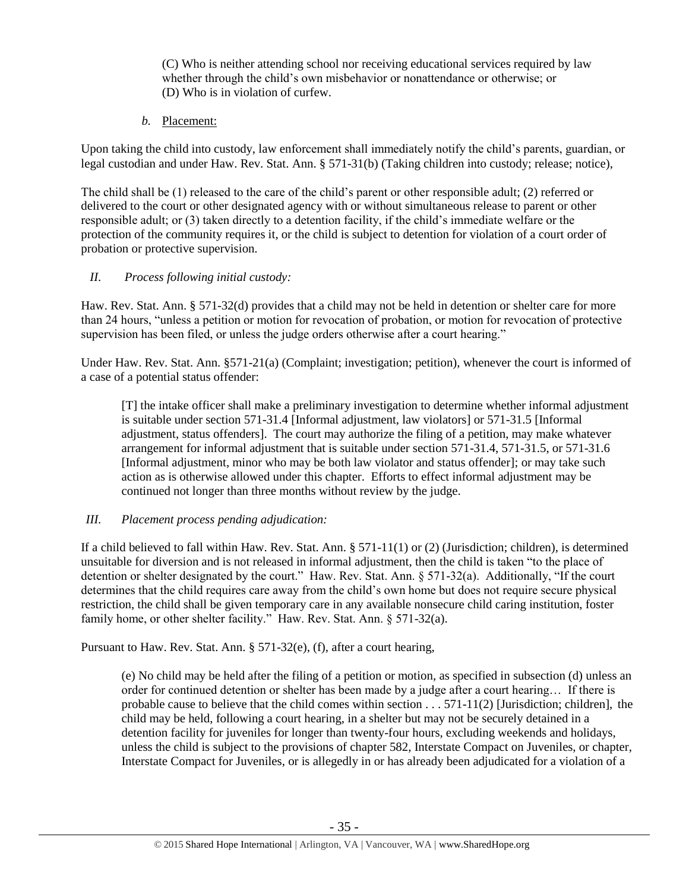(C) Who is neither attending school nor receiving educational services required by law whether through the child's own misbehavior or nonattendance or otherwise; or
(D) Who is in violation of curfew.

*b.* Placement:

Upon taking the child into custody, law enforcement shall immediately notify the child's parents, guardian, or legal custodian and under Haw. Rev. Stat. Ann. § 571-31(b) (Taking children into custody; release; notice),

The child shall be (1) released to the care of the child's parent or other responsible adult; (2) referred or delivered to the court or other designated agency with or without simultaneous release to parent or other responsible adult; or (3) taken directly to a detention facility, if the child's immediate welfare or the protection of the community requires it, or the child is subject to detention for violation of a court order of probation or protective supervision.

*II. Process following initial custody:*

Haw. Rev. Stat. Ann. § 571-32(d) provides that a child may not be held in detention or shelter care for more than 24 hours, "unless a petition or motion for revocation of probation, or motion for revocation of protective supervision has been filed, or unless the judge orders otherwise after a court hearing."

Under Haw. Rev. Stat. Ann. §571-21(a) (Complaint; investigation; petition), whenever the court is informed of a case of a potential status offender:

> [T] the intake officer shall make a preliminary investigation to determine whether informal adjustment is suitable under section 571-31.4 [Informal adjustment, law violators] or 571-31.5 [Informal adjustment, status offenders]. The court may authorize the filing of a petition, may make whatever arrangement for informal adjustment that is suitable under section 571-31.4, 571-31.5, or 571-31.6 [Informal adjustment, minor who may be both law violator and status offender]; or may take such action as is otherwise allowed under this chapter. Efforts to effect informal adjustment may be continued not longer than three months without review by the judge.

*III. Placement process pending adjudication:*

If a child believed to fall within Haw. Rev. Stat. Ann. § 571-11(1) or (2) (Jurisdiction; children), is determined unsuitable for diversion and is not released in informal adjustment, then the child is taken "to the place of detention or shelter designated by the court." Haw. Rev. Stat. Ann. § 571-32(a). Additionally, "If the court determines that the child requires care away from the child's own home but does not require secure physical restriction, the child shall be given temporary care in any available nonsecure child caring institution, foster family home, or other shelter facility." Haw. Rev. Stat. Ann. § 571-32(a).

Pursuant to Haw. Rev. Stat. Ann. § 571-32(e), (f), after a court hearing,

> (e) No child may be held after the filing of a petition or motion, as specified in subsection (d) unless an order for continued detention or shelter has been made by a judge after a court hearing… If there is probable cause to believe that the child comes within section . . . 571-11(2) [Jurisdiction; children], the child may be held, following a court hearing, in a shelter but may not be securely detained in a detention facility for juveniles for longer than twenty-four hours, excluding weekends and holidays, unless the child is subject to the provisions of chapter 582, Interstate Compact on Juveniles, or chapter, Interstate Compact for Juveniles, or is allegedly in or has already been adjudicated for a violation of a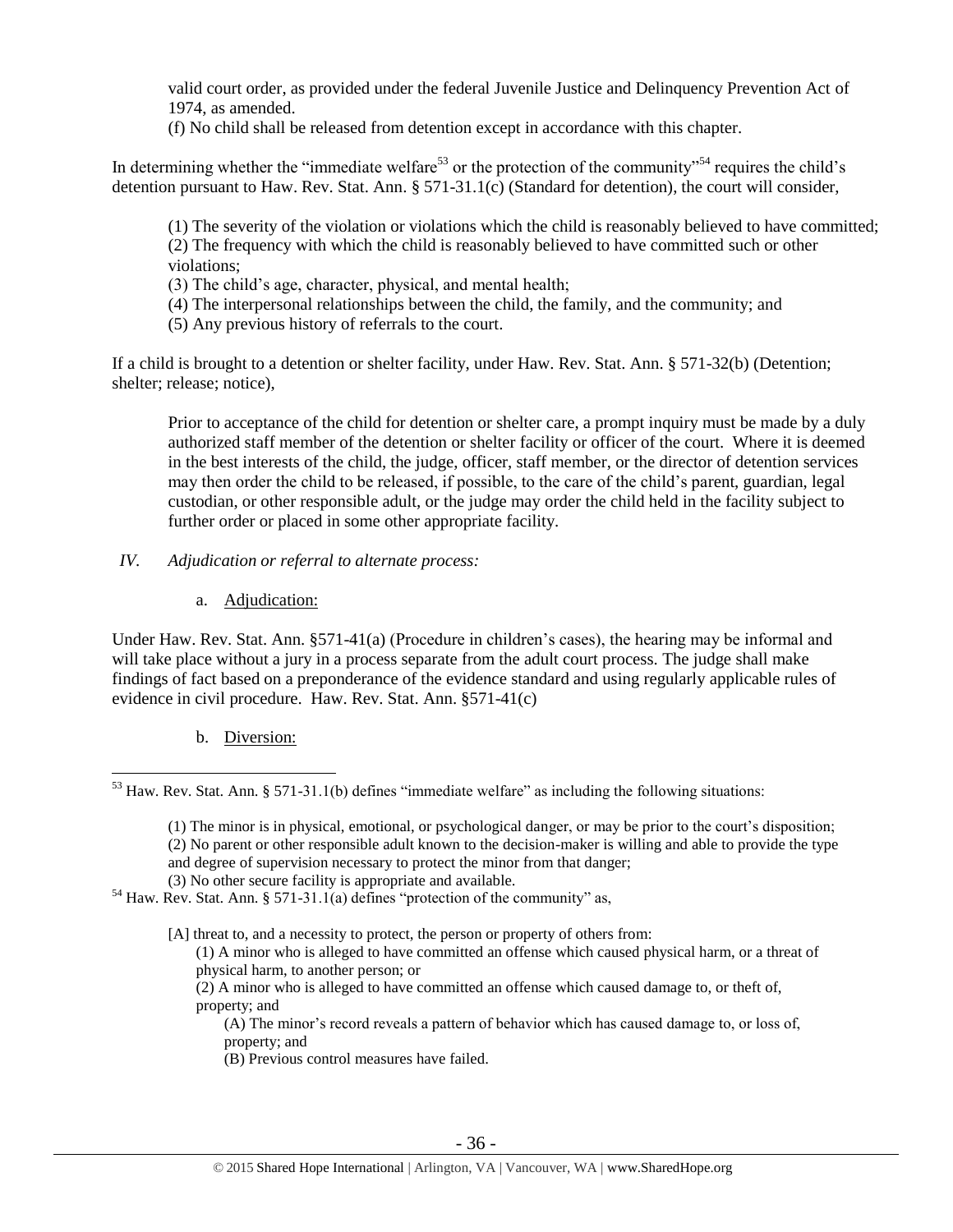valid court order, as provided under the federal Juvenile Justice and Delinquency Prevention Act of 1974, as amended.
(f) No child shall be released from detention except in accordance with this chapter.

In determining whether the "immediate welfare[53] or the protection of the community"[54] requires the child's detention pursuant to Haw. Rev. Stat. Ann. § 571-31.1(c) (Standard for detention), the court will consider,

> (1) The severity of the violation or violations which the child is reasonably believed to have committed;
> (2) The frequency with which the child is reasonably believed to have committed such or other violations;
> (3) The child's age, character, physical, and mental health;
> (4) The interpersonal relationships between the child, the family, and the community; and
> (5) Any previous history of referrals to the court.

If a child is brought to a detention or shelter facility, under Haw. Rev. Stat. Ann. § 571-32(b) (Detention; shelter; release; notice),

> Prior to acceptance of the child for detention or shelter care, a prompt inquiry must be made by a duly authorized staff member of the detention or shelter facility or officer of the court. Where it is deemed in the best interests of the child, the judge, officer, staff member, or the director of detention services may then order the child to be released, if possible, to the care of the child's parent, guardian, legal custodian, or other responsible adult, or the judge may order the child held in the facility subject to further order or placed in some other appropriate facility.

*IV. Adjudication or referral to alternate process:*

a. Adjudication:

Under Haw. Rev. Stat. Ann. §571-41(a) (Procedure in children's cases), the hearing may be informal and will take place without a jury in a process separate from the adult court process. The judge shall make findings of fact based on a preponderance of the evidence standard and using regularly applicable rules of evidence in civil procedure. Haw. Rev. Stat. Ann. §571-41(c)

b. Diversion:

---

[53] Haw. Rev. Stat. Ann. § 571-31.1(b) defines "immediate welfare" as including the following situations:

> (1) The minor is in physical, emotional, or psychological danger, or may be prior to the court's disposition;
> (2) No parent or other responsible adult known to the decision-maker is willing and able to provide the type and degree of supervision necessary to protect the minor from that danger;
> (3) No other secure facility is appropriate and available.

[54] Haw. Rev. Stat. Ann. § 571-31.1(a) defines "protection of the community" as,

> [A] threat to, and a necessity to protect, the person or property of others from:
> (1) A minor who is alleged to have committed an offense which caused physical harm, or a threat of physical harm, to another person; or
> (2) A minor who is alleged to have committed an offense which caused damage to, or theft of, property; and
> (A) The minor's record reveals a pattern of behavior which has caused damage to, or loss of, property; and
> (B) Previous control measures have failed.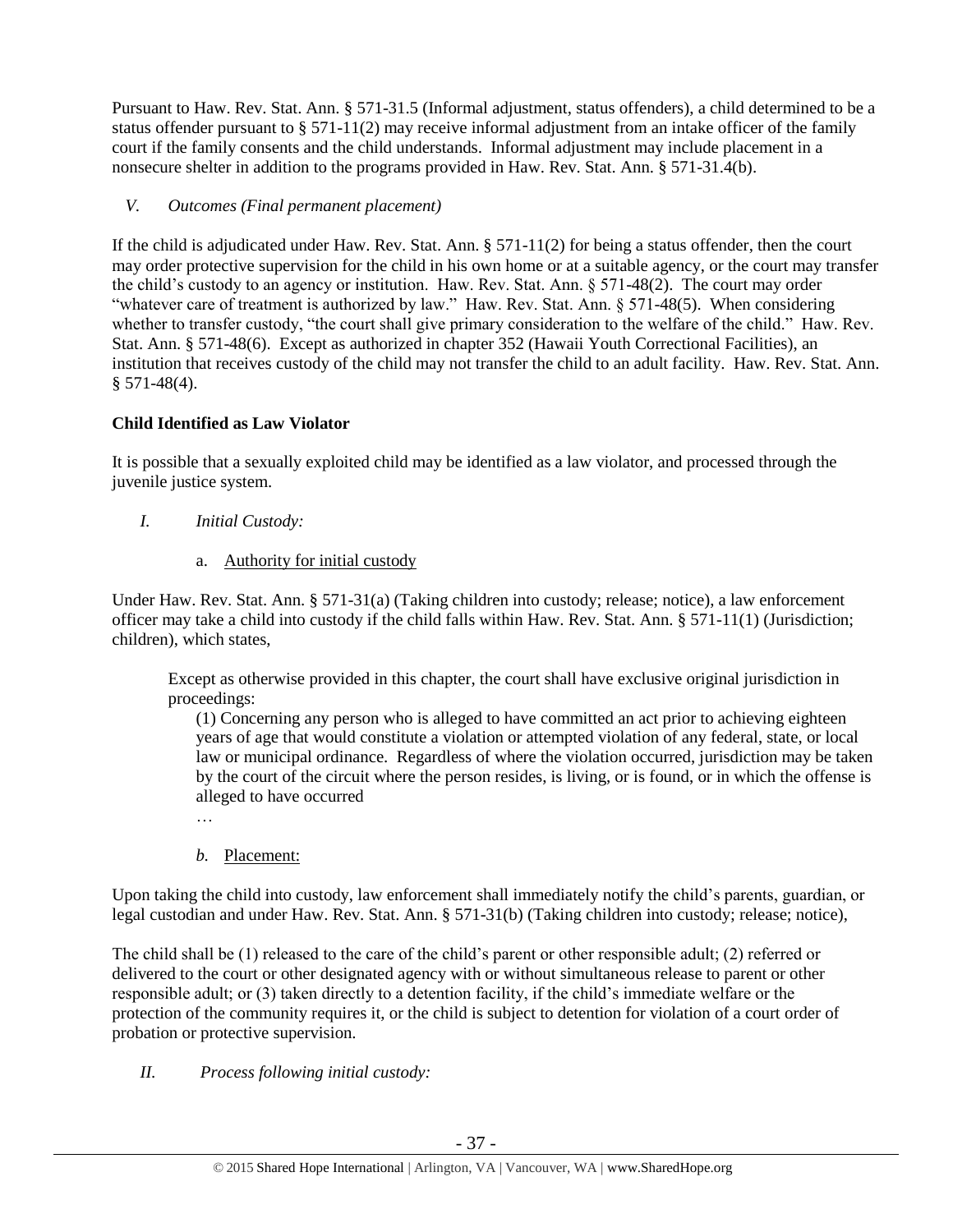Pursuant to Haw. Rev. Stat. Ann. § 571-31.5 (Informal adjustment, status offenders), a child determined to be a status offender pursuant to § 571-11(2) may receive informal adjustment from an intake officer of the family court if the family consents and the child understands. Informal adjustment may include placement in a nonsecure shelter in addition to the programs provided in Haw. Rev. Stat. Ann. § 571-31.4(b).

*V. Outcomes (Final permanent placement)*

If the child is adjudicated under Haw. Rev. Stat. Ann. § 571-11(2) for being a status offender, then the court may order protective supervision for the child in his own home or at a suitable agency, or the court may transfer the child's custody to an agency or institution. Haw. Rev. Stat. Ann. § 571-48(2). The court may order "whatever care of treatment is authorized by law." Haw. Rev. Stat. Ann. § 571-48(5). When considering whether to transfer custody, "the court shall give primary consideration to the welfare of the child." Haw. Rev. Stat. Ann. § 571-48(6). Except as authorized in chapter 352 (Hawaii Youth Correctional Facilities), an institution that receives custody of the child may not transfer the child to an adult facility. Haw. Rev. Stat. Ann. § 571-48(4).

**Child Identified as Law Violator**

It is possible that a sexually exploited child may be identified as a law violator, and processed through the juvenile justice system.

*I. Initial Custody:*

a. Authority for initial custody

Under Haw. Rev. Stat. Ann. § 571-31(a) (Taking children into custody; release; notice), a law enforcement officer may take a child into custody if the child falls within Haw. Rev. Stat. Ann. § 571-11(1) (Jurisdiction; children), which states,

> Except as otherwise provided in this chapter, the court shall have exclusive original jurisdiction in proceedings:
>
> (1) Concerning any person who is alleged to have committed an act prior to achieving eighteen years of age that would constitute a violation or attempted violation of any federal, state, or local law or municipal ordinance. Regardless of where the violation occurred, jurisdiction may be taken by the court of the circuit where the person resides, is living, or is found, or in which the offense is alleged to have occurred
>
> …

*b.* Placement:

Upon taking the child into custody, law enforcement shall immediately notify the child's parents, guardian, or legal custodian and under Haw. Rev. Stat. Ann. § 571-31(b) (Taking children into custody; release; notice),

The child shall be (1) released to the care of the child's parent or other responsible adult; (2) referred or delivered to the court or other designated agency with or without simultaneous release to parent or other responsible adult; or (3) taken directly to a detention facility, if the child's immediate welfare or the protection of the community requires it, or the child is subject to detention for violation of a court order of probation or protective supervision.

*II. Process following initial custody:*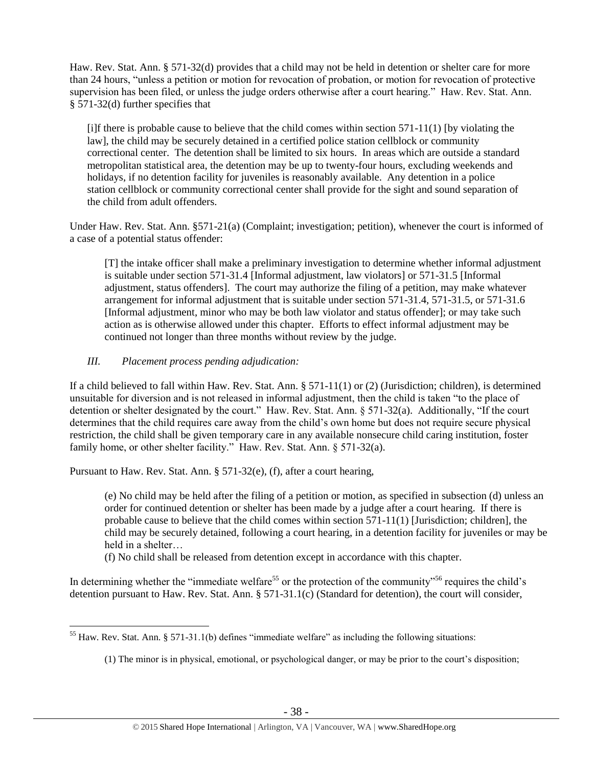Haw. Rev. Stat. Ann. § 571-32(d) provides that a child may not be held in detention or shelter care for more than 24 hours, "unless a petition or motion for revocation of probation, or motion for revocation of protective supervision has been filed, or unless the judge orders otherwise after a court hearing." Haw. Rev. Stat. Ann. § 571-32(d) further specifies that

> [i]f there is probable cause to believe that the child comes within section 571-11(1) [by violating the law], the child may be securely detained in a certified police station cellblock or community correctional center. The detention shall be limited to six hours. In areas which are outside a standard metropolitan statistical area, the detention may be up to twenty-four hours, excluding weekends and holidays, if no detention facility for juveniles is reasonably available. Any detention in a police station cellblock or community correctional center shall provide for the sight and sound separation of the child from adult offenders.

Under Haw. Rev. Stat. Ann. §571-21(a) (Complaint; investigation; petition), whenever the court is informed of a case of a potential status offender:

> [T] the intake officer shall make a preliminary investigation to determine whether informal adjustment is suitable under section 571-31.4 [Informal adjustment, law violators] or 571-31.5 [Informal adjustment, status offenders]. The court may authorize the filing of a petition, may make whatever arrangement for informal adjustment that is suitable under section 571-31.4, 571-31.5, or 571-31.6 [Informal adjustment, minor who may be both law violator and status offender]; or may take such action as is otherwise allowed under this chapter. Efforts to effect informal adjustment may be continued not longer than three months without review by the judge.

*III. Placement process pending adjudication:*

If a child believed to fall within Haw. Rev. Stat. Ann. § 571-11(1) or (2) (Jurisdiction; children), is determined unsuitable for diversion and is not released in informal adjustment, then the child is taken "to the place of detention or shelter designated by the court." Haw. Rev. Stat. Ann. § 571-32(a). Additionally, "If the court determines that the child requires care away from the child's own home but does not require secure physical restriction, the child shall be given temporary care in any available nonsecure child caring institution, foster family home, or other shelter facility." Haw. Rev. Stat. Ann. § 571-32(a).

Pursuant to Haw. Rev. Stat. Ann. § 571-32(e), (f), after a court hearing,

> (e) No child may be held after the filing of a petition or motion, as specified in subsection (d) unless an order for continued detention or shelter has been made by a judge after a court hearing. If there is probable cause to believe that the child comes within section 571-11(1) [Jurisdiction; children], the child may be securely detained, following a court hearing, in a detention facility for juveniles or may be held in a shelter…
>
> (f) No child shall be released from detention except in accordance with this chapter.

In determining whether the "immediate welfare[55] or the protection of the community"[56] requires the child's detention pursuant to Haw. Rev. Stat. Ann. § 571-31.1(c) (Standard for detention), the court will consider,

---

[55] Haw. Rev. Stat. Ann. § 571-31.1(b) defines "immediate welfare" as including the following situations:

> (1) The minor is in physical, emotional, or psychological danger, or may be prior to the court's disposition;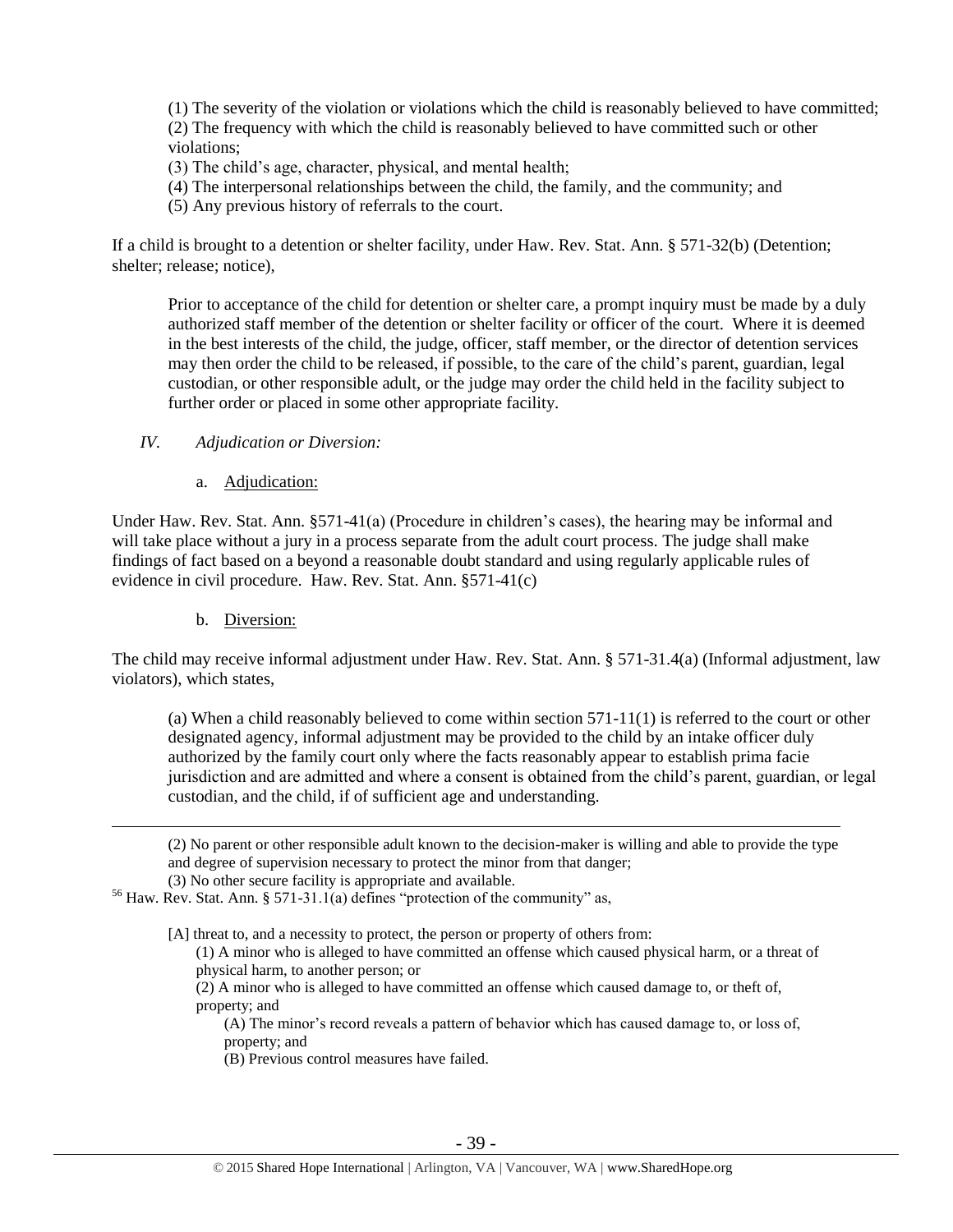(1) The severity of the violation or violations which the child is reasonably believed to have committed;
(2) The frequency with which the child is reasonably believed to have committed such or other violations;
(3) The child's age, character, physical, and mental health;
(4) The interpersonal relationships between the child, the family, and the community; and
(5) Any previous history of referrals to the court.

If a child is brought to a detention or shelter facility, under Haw. Rev. Stat. Ann. § 571-32(b) (Detention; shelter; release; notice),

> Prior to acceptance of the child for detention or shelter care, a prompt inquiry must be made by a duly authorized staff member of the detention or shelter facility or officer of the court. Where it is deemed in the best interests of the child, the judge, officer, staff member, or the director of detention services may then order the child to be released, if possible, to the care of the child's parent, guardian, legal custodian, or other responsible adult, or the judge may order the child held in the facility subject to further order or placed in some other appropriate facility.

*IV. Adjudication or Diversion:*

a. Adjudication:

Under Haw. Rev. Stat. Ann. §571-41(a) (Procedure in children's cases), the hearing may be informal and will take place without a jury in a process separate from the adult court process. The judge shall make findings of fact based on a beyond a reasonable doubt standard and using regularly applicable rules of evidence in civil procedure. Haw. Rev. Stat. Ann. §571-41(c)

b. Diversion:

The child may receive informal adjustment under Haw. Rev. Stat. Ann. § 571-31.4(a) (Informal adjustment, law violators), which states,

> (a) When a child reasonably believed to come within section 571-11(1) is referred to the court or other designated agency, informal adjustment may be provided to the child by an intake officer duly authorized by the family court only where the facts reasonably appear to establish prima facie jurisdiction and are admitted and where a consent is obtained from the child's parent, guardian, or legal custodian, and the child, if of sufficient age and understanding.

---

(2) No parent or other responsible adult known to the decision-maker is willing and able to provide the type and degree of supervision necessary to protect the minor from that danger;
(3) No other secure facility is appropriate and available.

[56] Haw. Rev. Stat. Ann. § 571-31.1(a) defines "protection of the community" as,

> [A] threat to, and a necessity to protect, the person or property of others from:
> (1) A minor who is alleged to have committed an offense which caused physical harm, or a threat of physical harm, to another person; or
> (2) A minor who is alleged to have committed an offense which caused damage to, or theft of, property; and
> (A) The minor's record reveals a pattern of behavior which has caused damage to, or loss of, property; and
> (B) Previous control measures have failed.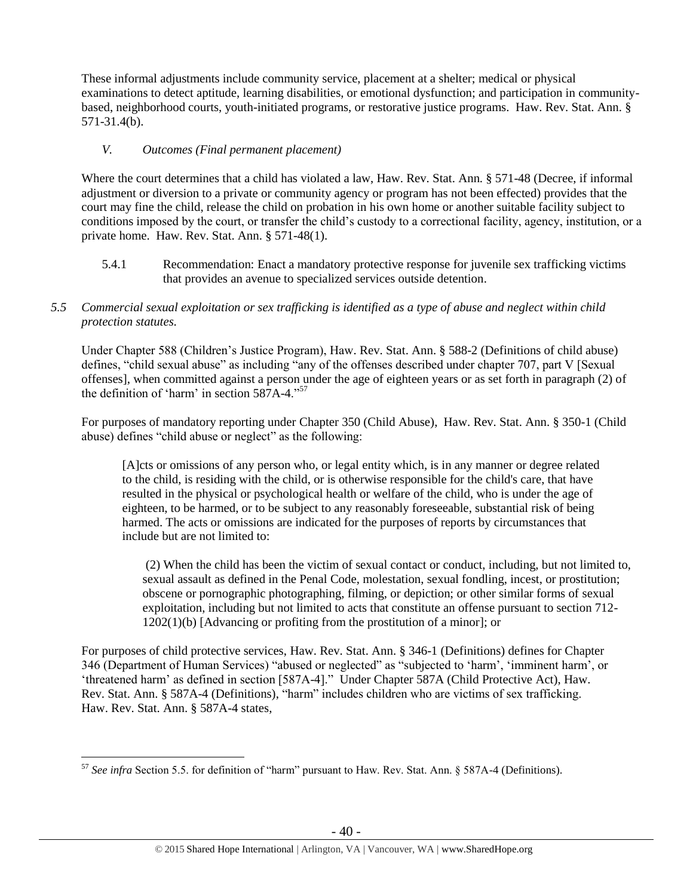These informal adjustments include community service, placement at a shelter; medical or physical examinations to detect aptitude, learning disabilities, or emotional dysfunction; and participation in community-based, neighborhood courts, youth-initiated programs, or restorative justice programs. Haw. Rev. Stat. Ann. § 571-31.4(b).

*V. Outcomes (Final permanent placement)*

Where the court determines that a child has violated a law, Haw. Rev. Stat. Ann. § 571-48 (Decree, if informal adjustment or diversion to a private or community agency or program has not been effected) provides that the court may fine the child, release the child on probation in his own home or another suitable facility subject to conditions imposed by the court, or transfer the child's custody to a correctional facility, agency, institution, or a private home. Haw. Rev. Stat. Ann. § 571-48(1).

5.4.1 Recommendation: Enact a mandatory protective response for juvenile sex trafficking victims that provides an avenue to specialized services outside detention.

*5.5 Commercial sexual exploitation or sex trafficking is identified as a type of abuse and neglect within child protection statutes.*

Under Chapter 588 (Children's Justice Program), Haw. Rev. Stat. Ann. § 588-2 (Definitions of child abuse) defines, "child sexual abuse" as including "any of the offenses described under chapter 707, part V [Sexual offenses], when committed against a person under the age of eighteen years or as set forth in paragraph (2) of the definition of 'harm' in section 587A-4."[57]

For purposes of mandatory reporting under Chapter 350 (Child Abuse), Haw. Rev. Stat. Ann. § 350-1 (Child abuse) defines "child abuse or neglect" as the following:

> [A]cts or omissions of any person who, or legal entity which, is in any manner or degree related to the child, is residing with the child, or is otherwise responsible for the child's care, that have resulted in the physical or psychological health or welfare of the child, who is under the age of eighteen, to be harmed, or to be subject to any reasonably foreseeable, substantial risk of being harmed. The acts or omissions are indicated for the purposes of reports by circumstances that include but are not limited to:
>
> (2) When the child has been the victim of sexual contact or conduct, including, but not limited to, sexual assault as defined in the Penal Code, molestation, sexual fondling, incest, or prostitution; obscene or pornographic photographing, filming, or depiction; or other similar forms of sexual exploitation, including but not limited to acts that constitute an offense pursuant to section 712-1202(1)(b) [Advancing or profiting from the prostitution of a minor]; or

For purposes of child protective services, Haw. Rev. Stat. Ann. § 346-1 (Definitions) defines for Chapter 346 (Department of Human Services) "abused or neglected" as "subjected to 'harm', 'imminent harm', or 'threatened harm' as defined in section [587A-4]." Under Chapter 587A (Child Protective Act), Haw. Rev. Stat. Ann. § 587A-4 (Definitions), "harm" includes children who are victims of sex trafficking. Haw. Rev. Stat. Ann. § 587A-4 states,

---

[57] *See infra* Section 5.5. for definition of "harm" pursuant to Haw. Rev. Stat. Ann. § 587A-4 (Definitions).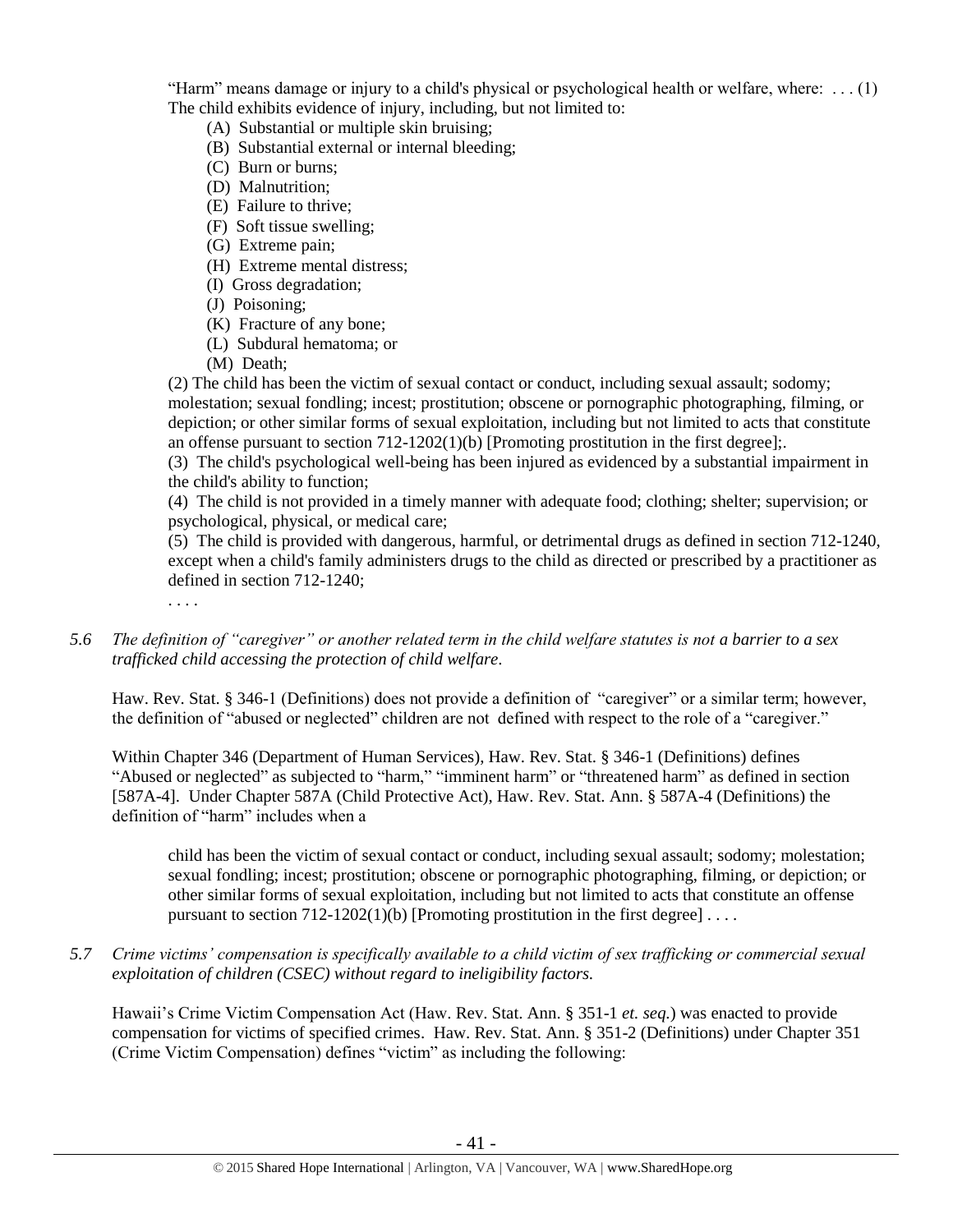"Harm" means damage or injury to a child's physical or psychological health or welfare, where: . . . (1) The child exhibits evidence of injury, including, but not limited to:

> (A) Substantial or multiple skin bruising;
> (B) Substantial external or internal bleeding;
> (C) Burn or burns;
> (D) Malnutrition;
> (E) Failure to thrive;
> (F) Soft tissue swelling;
> (G) Extreme pain;
> (H) Extreme mental distress;
> (I) Gross degradation;
> (J) Poisoning;
> (K) Fracture of any bone;
> (L) Subdural hematoma; or
> (M) Death;

(2) The child has been the victim of sexual contact or conduct, including sexual assault; sodomy; molestation; sexual fondling; incest; prostitution; obscene or pornographic photographing, filming, or depiction; or other similar forms of sexual exploitation, including but not limited to acts that constitute an offense pursuant to section 712-1202(1)(b) [Promoting prostitution in the first degree];.

(3) The child's psychological well-being has been injured as evidenced by a substantial impairment in the child's ability to function;

(4) The child is not provided in a timely manner with adequate food; clothing; shelter; supervision; or psychological, physical, or medical care;

(5) The child is provided with dangerous, harmful, or detrimental drugs as defined in section 712-1240, except when a child's family administers drugs to the child as directed or prescribed by a practitioner as defined in section 712-1240;

. . . .

*5.6 The definition of "caregiver" or another related term in the child welfare statutes is not a barrier to a sex trafficked child accessing the protection of child welfare.*

Haw. Rev. Stat. § 346-1 (Definitions) does not provide a definition of "caregiver" or a similar term; however, the definition of "abused or neglected" children are not defined with respect to the role of a "caregiver."

Within Chapter 346 (Department of Human Services), Haw. Rev. Stat. § 346-1 (Definitions) defines "Abused or neglected" as subjected to "harm," "imminent harm" or "threatened harm" as defined in section [587A-4]. Under Chapter 587A (Child Protective Act), Haw. Rev. Stat. Ann. § 587A-4 (Definitions) the definition of "harm" includes when a

> child has been the victim of sexual contact or conduct, including sexual assault; sodomy; molestation; sexual fondling; incest; prostitution; obscene or pornographic photographing, filming, or depiction; or other similar forms of sexual exploitation, including but not limited to acts that constitute an offense pursuant to section 712-1202(1)(b) [Promoting prostitution in the first degree] . . . .

*5.7 Crime victims' compensation is specifically available to a child victim of sex trafficking or commercial sexual exploitation of children (CSEC) without regard to ineligibility factors.*

Hawaii's Crime Victim Compensation Act (Haw. Rev. Stat. Ann. § 351-1 *et. seq.*) was enacted to provide compensation for victims of specified crimes. Haw. Rev. Stat. Ann. § 351-2 (Definitions) under Chapter 351 (Crime Victim Compensation) defines "victim" as including the following: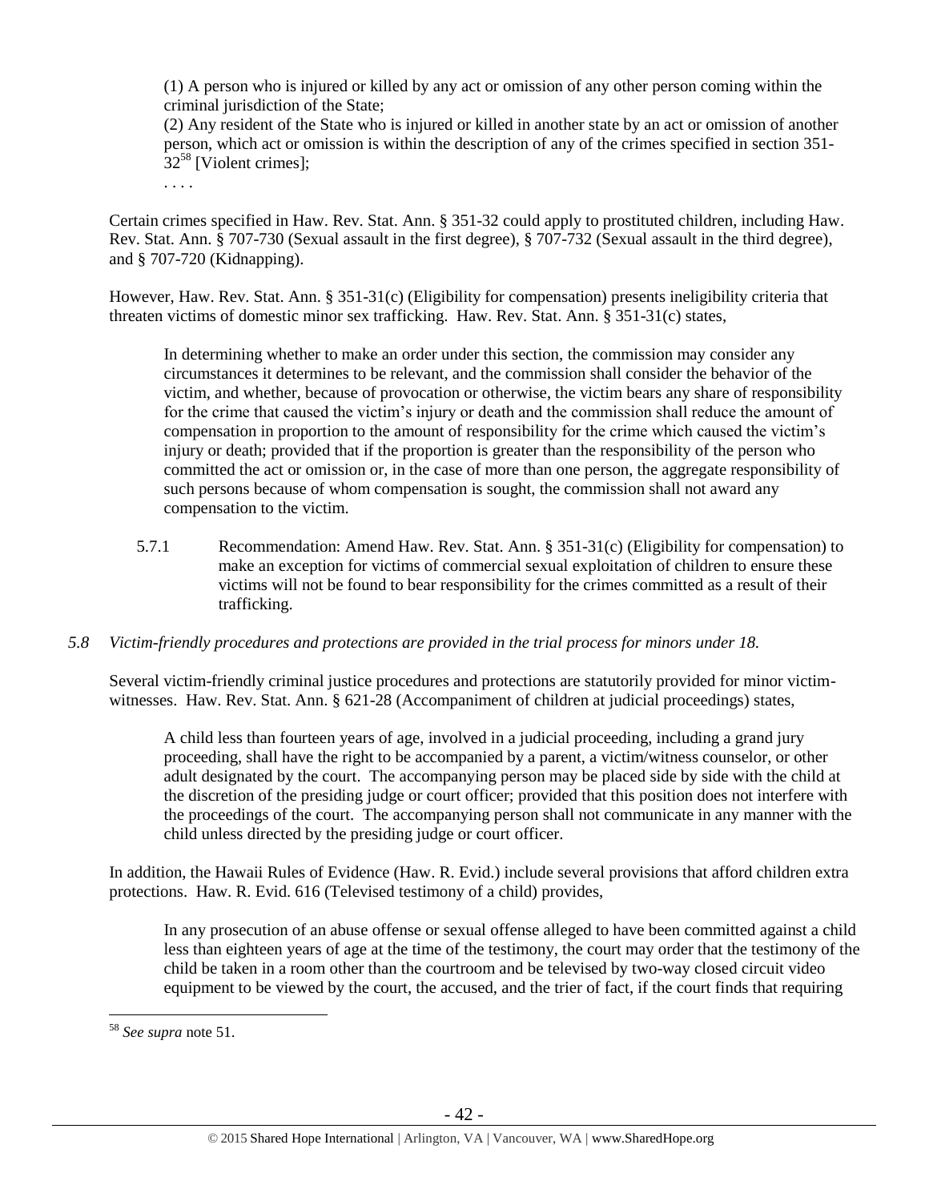(1) A person who is injured or killed by any act or omission of any other person coming within the criminal jurisdiction of the State;

(2) Any resident of the State who is injured or killed in another state by an act or omission of another person, which act or omission is within the description of any of the crimes specified in section 351-32[58] [Violent crimes];

. . . .

Certain crimes specified in Haw. Rev. Stat. Ann. § 351-32 could apply to prostituted children, including Haw. Rev. Stat. Ann. § 707-730 (Sexual assault in the first degree), § 707-732 (Sexual assault in the third degree), and § 707-720 (Kidnapping).

However, Haw. Rev. Stat. Ann. § 351-31(c) (Eligibility for compensation) presents ineligibility criteria that threaten victims of domestic minor sex trafficking. Haw. Rev. Stat. Ann. § 351-31(c) states,

> In determining whether to make an order under this section, the commission may consider any circumstances it determines to be relevant, and the commission shall consider the behavior of the victim, and whether, because of provocation or otherwise, the victim bears any share of responsibility for the crime that caused the victim's injury or death and the commission shall reduce the amount of compensation in proportion to the amount of responsibility for the crime which caused the victim's injury or death; provided that if the proportion is greater than the responsibility of the person who committed the act or omission or, in the case of more than one person, the aggregate responsibility of such persons because of whom compensation is sought, the commission shall not award any compensation to the victim.

5.7.1 Recommendation: Amend Haw. Rev. Stat. Ann. § 351-31(c) (Eligibility for compensation) to make an exception for victims of commercial sexual exploitation of children to ensure these victims will not be found to bear responsibility for the crimes committed as a result of their trafficking.

*5.8 Victim-friendly procedures and protections are provided in the trial process for minors under 18.*

Several victim-friendly criminal justice procedures and protections are statutorily provided for minor victim-witnesses. Haw. Rev. Stat. Ann. § 621-28 (Accompaniment of children at judicial proceedings) states,

> A child less than fourteen years of age, involved in a judicial proceeding, including a grand jury proceeding, shall have the right to be accompanied by a parent, a victim/witness counselor, or other adult designated by the court. The accompanying person may be placed side by side with the child at the discretion of the presiding judge or court officer; provided that this position does not interfere with the proceedings of the court. The accompanying person shall not communicate in any manner with the child unless directed by the presiding judge or court officer.

In addition, the Hawaii Rules of Evidence (Haw. R. Evid.) include several provisions that afford children extra protections. Haw. R. Evid. 616 (Televised testimony of a child) provides,

> In any prosecution of an abuse offense or sexual offense alleged to have been committed against a child less than eighteen years of age at the time of the testimony, the court may order that the testimony of the child be taken in a room other than the courtroom and be televised by two-way closed circuit video equipment to be viewed by the court, the accused, and the trier of fact, if the court finds that requiring

---

[58] *See supra* note 51.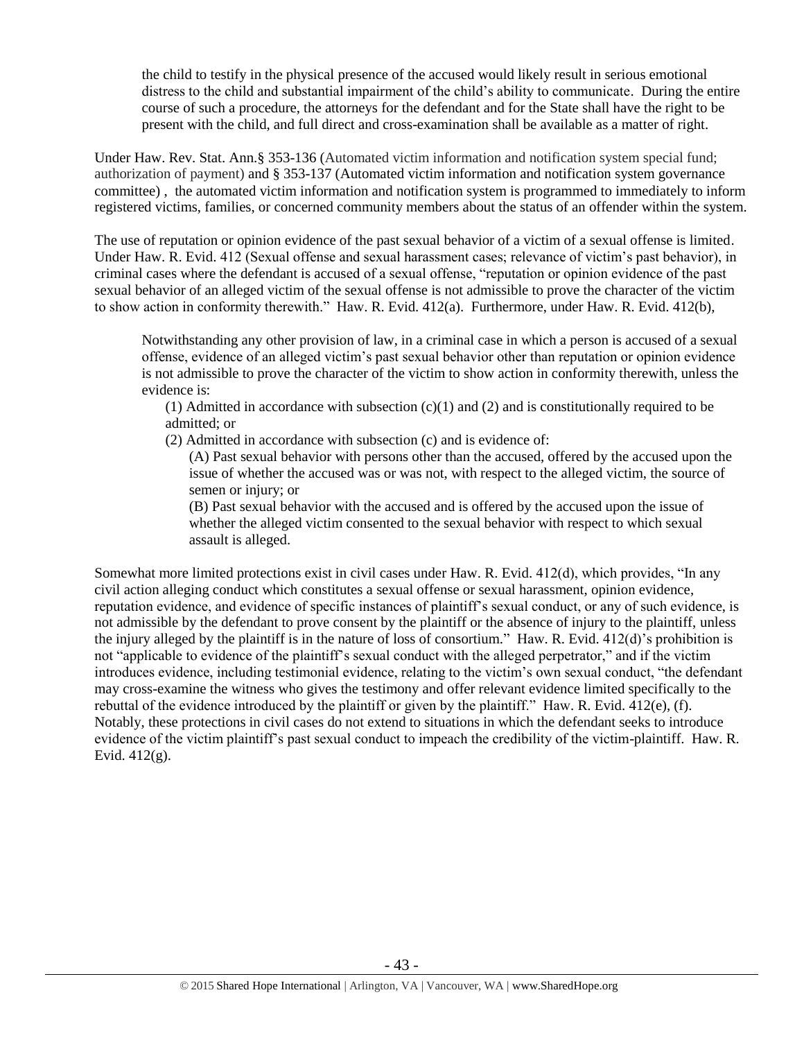> the child to testify in the physical presence of the accused would likely result in serious emotional distress to the child and substantial impairment of the child's ability to communicate. During the entire course of such a procedure, the attorneys for the defendant and for the State shall have the right to be present with the child, and full direct and cross-examination shall be available as a matter of right.

Under Haw. Rev. Stat. Ann.§ 353-136 (Automated victim information and notification system special fund; authorization of payment) and § 353-137 (Automated victim information and notification system governance committee) , the automated victim information and notification system is programmed to immediately to inform registered victims, families, or concerned community members about the status of an offender within the system.

The use of reputation or opinion evidence of the past sexual behavior of a victim of a sexual offense is limited. Under Haw. R. Evid. 412 (Sexual offense and sexual harassment cases; relevance of victim's past behavior), in criminal cases where the defendant is accused of a sexual offense, "reputation or opinion evidence of the past sexual behavior of an alleged victim of the sexual offense is not admissible to prove the character of the victim to show action in conformity therewith." Haw. R. Evid. 412(a). Furthermore, under Haw. R. Evid. 412(b),

> Notwithstanding any other provision of law, in a criminal case in which a person is accused of a sexual offense, evidence of an alleged victim's past sexual behavior other than reputation or opinion evidence is not admissible to prove the character of the victim to show action in conformity therewith, unless the evidence is:
>
> (1) Admitted in accordance with subsection (c)(1) and (2) and is constitutionally required to be admitted; or
>
> (2) Admitted in accordance with subsection (c) and is evidence of:
>
> (A) Past sexual behavior with persons other than the accused, offered by the accused upon the issue of whether the accused was or was not, with respect to the alleged victim, the source of semen or injury; or
>
> (B) Past sexual behavior with the accused and is offered by the accused upon the issue of whether the alleged victim consented to the sexual behavior with respect to which sexual assault is alleged.

Somewhat more limited protections exist in civil cases under Haw. R. Evid. 412(d), which provides, "In any civil action alleging conduct which constitutes a sexual offense or sexual harassment, opinion evidence, reputation evidence, and evidence of specific instances of plaintiff's sexual conduct, or any of such evidence, is not admissible by the defendant to prove consent by the plaintiff or the absence of injury to the plaintiff, unless the injury alleged by the plaintiff is in the nature of loss of consortium." Haw. R. Evid. 412(d)'s prohibition is not "applicable to evidence of the plaintiff's sexual conduct with the alleged perpetrator," and if the victim introduces evidence, including testimonial evidence, relating to the victim's own sexual conduct, "the defendant may cross-examine the witness who gives the testimony and offer relevant evidence limited specifically to the rebuttal of the evidence introduced by the plaintiff or given by the plaintiff." Haw. R. Evid. 412(e), (f). Notably, these protections in civil cases do not extend to situations in which the defendant seeks to introduce evidence of the victim plaintiff's past sexual conduct to impeach the credibility of the victim-plaintiff. Haw. R. Evid. 412(g).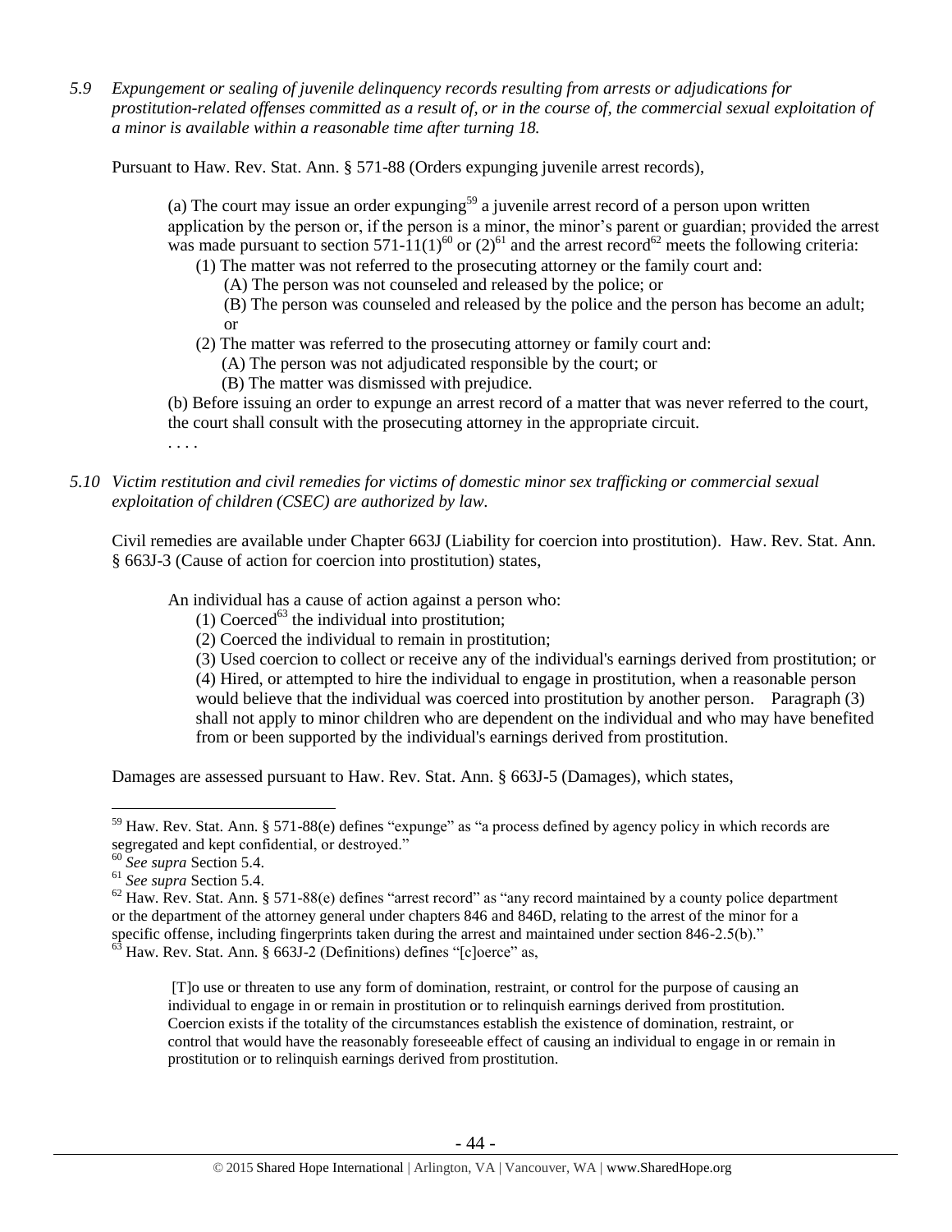*5.9 Expungement or sealing of juvenile delinquency records resulting from arrests or adjudications for prostitution-related offenses committed as a result of, or in the course of, the commercial sexual exploitation of a minor is available within a reasonable time after turning 18.*

Pursuant to Haw. Rev. Stat. Ann. § 571-88 (Orders expunging juvenile arrest records),

> (a) The court may issue an order expunging[59] a juvenile arrest record of a person upon written application by the person or, if the person is a minor, the minor's parent or guardian; provided the arrest was made pursuant to section 571-11(1)[60] or (2)[61] and the arrest record[62] meets the following criteria:
>
> (1) The matter was not referred to the prosecuting attorney or the family court and:
>
> (A) The person was not counseled and released by the police; or
>
> (B) The person was counseled and released by the police and the person has become an adult; or
>
> (2) The matter was referred to the prosecuting attorney or family court and:
>
> (A) The person was not adjudicated responsible by the court; or
>
> (B) The matter was dismissed with prejudice.
>
> (b) Before issuing an order to expunge an arrest record of a matter that was never referred to the court, the court shall consult with the prosecuting attorney in the appropriate circuit.
>
> . . . .

*5.10 Victim restitution and civil remedies for victims of domestic minor sex trafficking or commercial sexual exploitation of children (CSEC) are authorized by law.*

Civil remedies are available under Chapter 663J (Liability for coercion into prostitution). Haw. Rev. Stat. Ann. § 663J-3 (Cause of action for coercion into prostitution) states,

> An individual has a cause of action against a person who:
>
> (1) Coerced[63] the individual into prostitution;
>
> (2) Coerced the individual to remain in prostitution;
>
> (3) Used coercion to collect or receive any of the individual's earnings derived from prostitution; or
>
> (4) Hired, or attempted to hire the individual to engage in prostitution, when a reasonable person would believe that the individual was coerced into prostitution by another person. Paragraph (3) shall not apply to minor children who are dependent on the individual and who may have benefited from or been supported by the individual's earnings derived from prostitution.

Damages are assessed pursuant to Haw. Rev. Stat. Ann. § 663J-5 (Damages), which states,

---

[59] Haw. Rev. Stat. Ann. § 571-88(e) defines "expunge" as "a process defined by agency policy in which records are segregated and kept confidential, or destroyed."

[60] *See supra* Section 5.4.

[61] *See supra* Section 5.4.

[62] Haw. Rev. Stat. Ann. § 571-88(e) defines "arrest record" as "any record maintained by a county police department or the department of the attorney general under chapters 846 and 846D, relating to the arrest of the minor for a specific offense, including fingerprints taken during the arrest and maintained under section 846-2.5(b)."

[63] Haw. Rev. Stat. Ann. § 663J-2 (Definitions) defines "[c]oerce" as,

> [T]o use or threaten to use any form of domination, restraint, or control for the purpose of causing an individual to engage in or remain in prostitution or to relinquish earnings derived from prostitution. Coercion exists if the totality of the circumstances establish the existence of domination, restraint, or control that would have the reasonably foreseeable effect of causing an individual to engage in or remain in prostitution or to relinquish earnings derived from prostitution.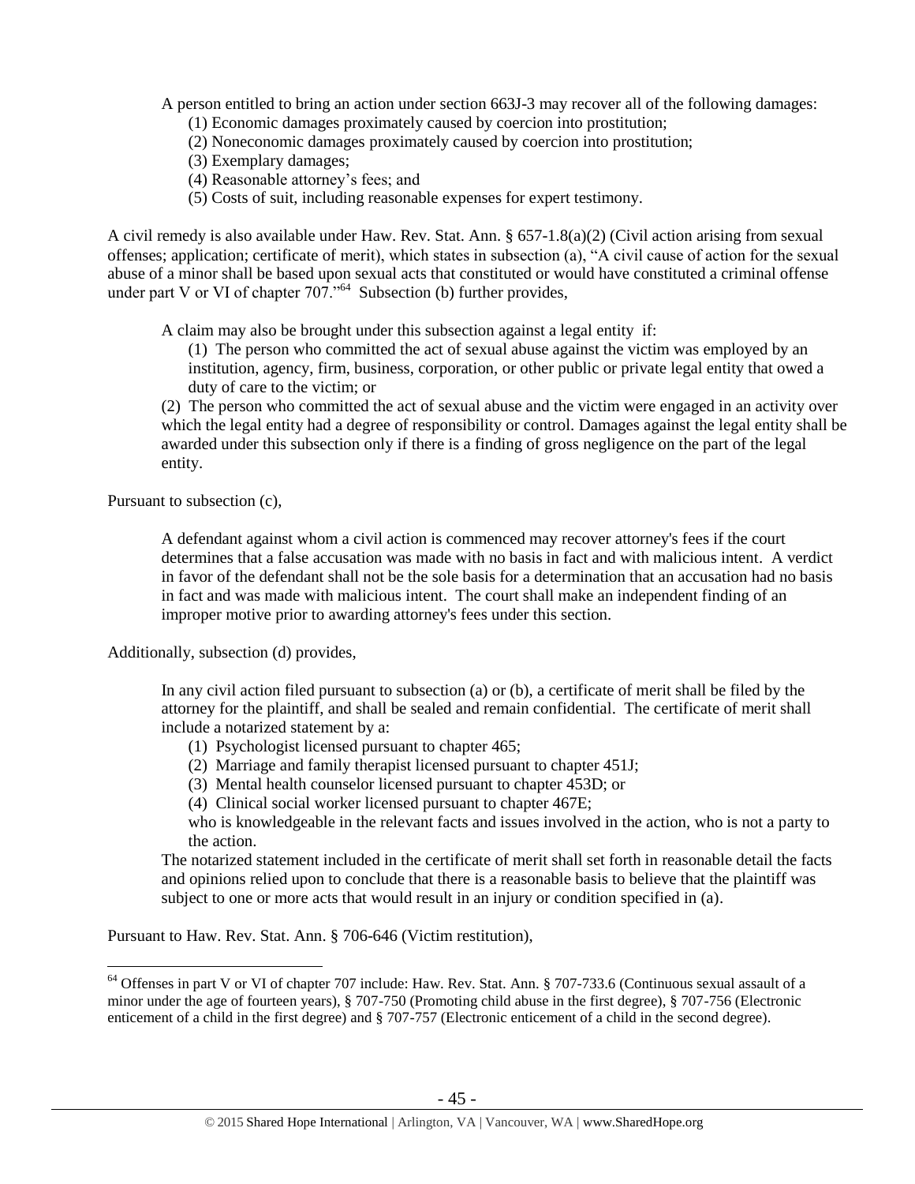A person entitled to bring an action under section 663J-3 may recover all of the following damages:

(1) Economic damages proximately caused by coercion into prostitution;
(2) Noneconomic damages proximately caused by coercion into prostitution;
(3) Exemplary damages;
(4) Reasonable attorney's fees; and
(5) Costs of suit, including reasonable expenses for expert testimony.

A civil remedy is also available under Haw. Rev. Stat. Ann. § 657-1.8(a)(2) (Civil action arising from sexual offenses; application; certificate of merit), which states in subsection (a), "A civil cause of action for the sexual abuse of a minor shall be based upon sexual acts that constituted or would have constituted a criminal offense under part V or VI of chapter 707."[64] Subsection (b) further provides,

> A claim may also be brought under this subsection against a legal entity if:
>
> (1) The person who committed the act of sexual abuse against the victim was employed by an institution, agency, firm, business, corporation, or other public or private legal entity that owed a duty of care to the victim; or
>
> (2) The person who committed the act of sexual abuse and the victim were engaged in an activity over which the legal entity had a degree of responsibility or control. Damages against the legal entity shall be awarded under this subsection only if there is a finding of gross negligence on the part of the legal entity.

Pursuant to subsection (c),

> A defendant against whom a civil action is commenced may recover attorney's fees if the court determines that a false accusation was made with no basis in fact and with malicious intent. A verdict in favor of the defendant shall not be the sole basis for a determination that an accusation had no basis in fact and was made with malicious intent. The court shall make an independent finding of an improper motive prior to awarding attorney's fees under this section.

Additionally, subsection (d) provides,

> In any civil action filed pursuant to subsection (a) or (b), a certificate of merit shall be filed by the attorney for the plaintiff, and shall be sealed and remain confidential. The certificate of merit shall include a notarized statement by a:
>
> (1) Psychologist licensed pursuant to chapter 465;
> (2) Marriage and family therapist licensed pursuant to chapter 451J;
> (3) Mental health counselor licensed pursuant to chapter 453D; or
> (4) Clinical social worker licensed pursuant to chapter 467E;
>
> who is knowledgeable in the relevant facts and issues involved in the action, who is not a party to the action.
>
> The notarized statement included in the certificate of merit shall set forth in reasonable detail the facts and opinions relied upon to conclude that there is a reasonable basis to believe that the plaintiff was subject to one or more acts that would result in an injury or condition specified in (a).

Pursuant to Haw. Rev. Stat. Ann. § 706-646 (Victim restitution),

---

[64] Offenses in part V or VI of chapter 707 include: Haw. Rev. Stat. Ann. § 707-733.6 (Continuous sexual assault of a minor under the age of fourteen years), § 707-750 (Promoting child abuse in the first degree), § 707-756 (Electronic enticement of a child in the first degree) and § 707-757 (Electronic enticement of a child in the second degree).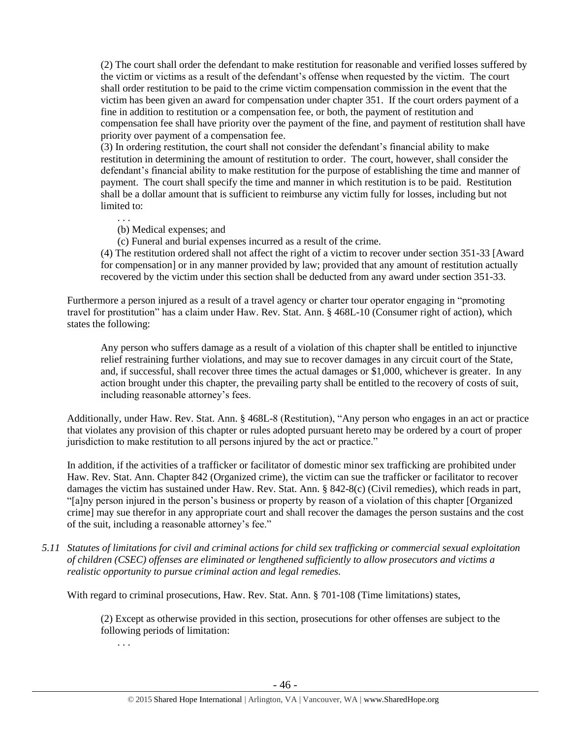> (2) The court shall order the defendant to make restitution for reasonable and verified losses suffered by the victim or victims as a result of the defendant's offense when requested by the victim. The court shall order restitution to be paid to the crime victim compensation commission in the event that the victim has been given an award for compensation under chapter 351. If the court orders payment of a fine in addition to restitution or a compensation fee, or both, the payment of restitution and compensation fee shall have priority over the payment of the fine, and payment of restitution shall have priority over payment of a compensation fee.
>
> (3) In ordering restitution, the court shall not consider the defendant's financial ability to make restitution in determining the amount of restitution to order. The court, however, shall consider the defendant's financial ability to make restitution for the purpose of establishing the time and manner of payment. The court shall specify the time and manner in which restitution is to be paid. Restitution shall be a dollar amount that is sufficient to reimburse any victim fully for losses, including but not limited to:
>
> . . .
>
> (b) Medical expenses; and
>
> (c) Funeral and burial expenses incurred as a result of the crime.
>
> (4) The restitution ordered shall not affect the right of a victim to recover under section 351-33 [Award for compensation] or in any manner provided by law; provided that any amount of restitution actually recovered by the victim under this section shall be deducted from any award under section 351-33.

Furthermore a person injured as a result of a travel agency or charter tour operator engaging in "promoting travel for prostitution" has a claim under Haw. Rev. Stat. Ann. § 468L-10 (Consumer right of action), which states the following:

> Any person who suffers damage as a result of a violation of this chapter shall be entitled to injunctive relief restraining further violations, and may sue to recover damages in any circuit court of the State, and, if successful, shall recover three times the actual damages or $1,000, whichever is greater. In any action brought under this chapter, the prevailing party shall be entitled to the recovery of costs of suit, including reasonable attorney's fees.

Additionally, under Haw. Rev. Stat. Ann. § 468L-8 (Restitution), "Any person who engages in an act or practice that violates any provision of this chapter or rules adopted pursuant hereto may be ordered by a court of proper jurisdiction to make restitution to all persons injured by the act or practice."

In addition, if the activities of a trafficker or facilitator of domestic minor sex trafficking are prohibited under Haw. Rev. Stat. Ann. Chapter 842 (Organized crime), the victim can sue the trafficker or facilitator to recover damages the victim has sustained under Haw. Rev. Stat. Ann. § 842-8(c) (Civil remedies), which reads in part, "[a]ny person injured in the person's business or property by reason of a violation of this chapter [Organized crime] may sue therefor in any appropriate court and shall recover the damages the person sustains and the cost of the suit, including a reasonable attorney's fee."

*5.11 Statutes of limitations for civil and criminal actions for child sex trafficking or commercial sexual exploitation of children (CSEC) offenses are eliminated or lengthened sufficiently to allow prosecutors and victims a realistic opportunity to pursue criminal action and legal remedies.*

With regard to criminal prosecutions, Haw. Rev. Stat. Ann. § 701-108 (Time limitations) states,

> (2) Except as otherwise provided in this section, prosecutions for other offenses are subject to the following periods of limitation:
>
> . . .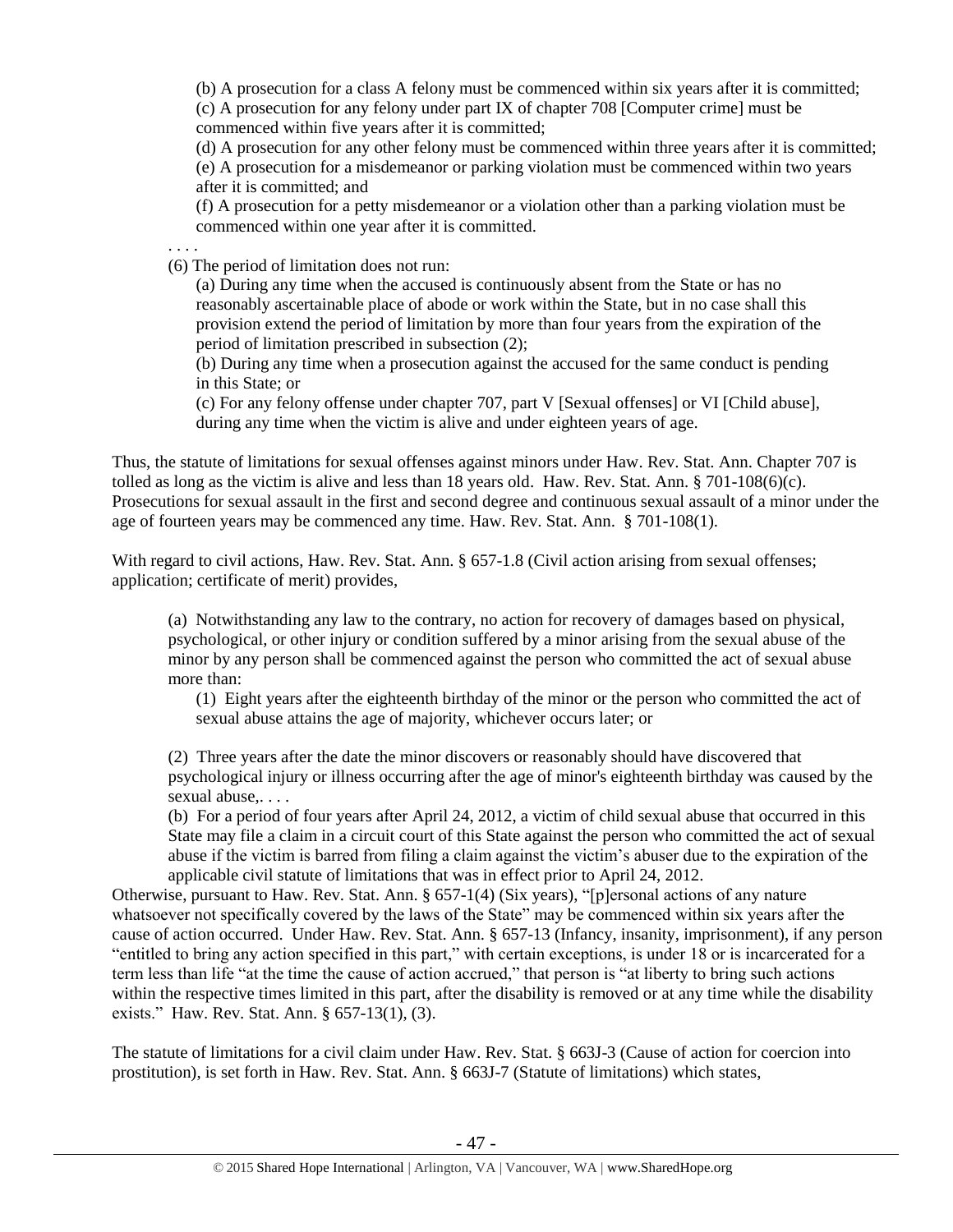> (b) A prosecution for a class A felony must be commenced within six years after it is committed;
> (c) A prosecution for any felony under part IX of chapter 708 [Computer crime] must be commenced within five years after it is committed;
> (d) A prosecution for any other felony must be commenced within three years after it is committed;
> (e) A prosecution for a misdemeanor or parking violation must be commenced within two years after it is committed; and
> (f) A prosecution for a petty misdemeanor or a violation other than a parking violation must be commenced within one year after it is committed.
>
> . . . .
>
> (6) The period of limitation does not run:
>
> (a) During any time when the accused is continuously absent from the State or has no reasonably ascertainable place of abode or work within the State, but in no case shall this provision extend the period of limitation by more than four years from the expiration of the period of limitation prescribed in subsection (2);
> (b) During any time when a prosecution against the accused for the same conduct is pending in this State; or
> (c) For any felony offense under chapter 707, part V [Sexual offenses] or VI [Child abuse], during any time when the victim is alive and under eighteen years of age.

Thus, the statute of limitations for sexual offenses against minors under Haw. Rev. Stat. Ann. Chapter 707 is tolled as long as the victim is alive and less than 18 years old. Haw. Rev. Stat. Ann. § 701-108(6)(c). Prosecutions for sexual assault in the first and second degree and continuous sexual assault of a minor under the age of fourteen years may be commenced any time. Haw. Rev. Stat. Ann. § 701-108(1).

With regard to civil actions, Haw. Rev. Stat. Ann. § 657-1.8 (Civil action arising from sexual offenses; application; certificate of merit) provides,

> (a) Notwithstanding any law to the contrary, no action for recovery of damages based on physical, psychological, or other injury or condition suffered by a minor arising from the sexual abuse of the minor by any person shall be commenced against the person who committed the act of sexual abuse more than:
>
> (1) Eight years after the eighteenth birthday of the minor or the person who committed the act of sexual abuse attains the age of majority, whichever occurs later; or
>
> (2) Three years after the date the minor discovers or reasonably should have discovered that psychological injury or illness occurring after the age of minor's eighteenth birthday was caused by the sexual abuse,. . . .
>
> (b) For a period of four years after April 24, 2012, a victim of child sexual abuse that occurred in this State may file a claim in a circuit court of this State against the person who committed the act of sexual abuse if the victim is barred from filing a claim against the victim's abuser due to the expiration of the applicable civil statute of limitations that was in effect prior to April 24, 2012.

Otherwise, pursuant to Haw. Rev. Stat. Ann. § 657-1(4) (Six years), "[p]ersonal actions of any nature whatsoever not specifically covered by the laws of the State" may be commenced within six years after the cause of action occurred. Under Haw. Rev. Stat. Ann. § 657-13 (Infancy, insanity, imprisonment), if any person "entitled to bring any action specified in this part," with certain exceptions, is under 18 or is incarcerated for a term less than life "at the time the cause of action accrued," that person is "at liberty to bring such actions within the respective times limited in this part, after the disability is removed or at any time while the disability exists." Haw. Rev. Stat. Ann. § 657-13(1), (3).

The statute of limitations for a civil claim under Haw. Rev. Stat. § 663J-3 (Cause of action for coercion into prostitution), is set forth in Haw. Rev. Stat. Ann. § 663J-7 (Statute of limitations) which states,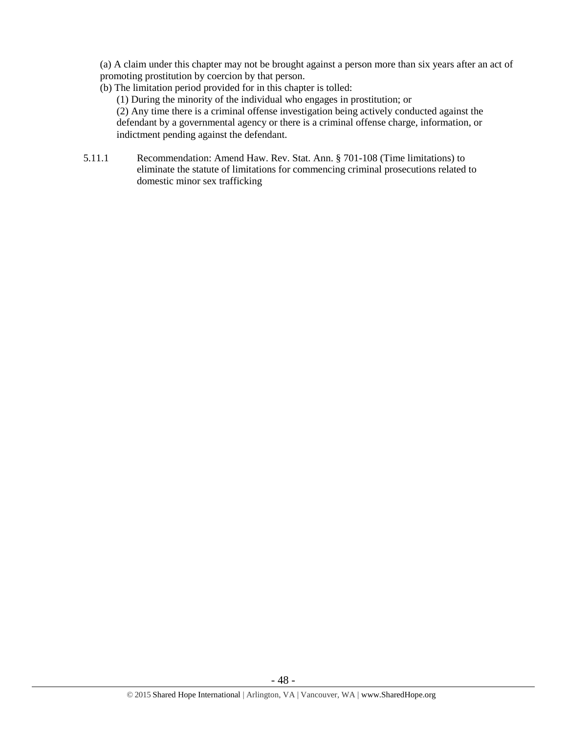(a) A claim under this chapter may not be brought against a person more than six years after an act of promoting prostitution by coercion by that person.

(b) The limitation period provided for in this chapter is tolled:

(1) During the minority of the individual who engages in prostitution; or

(2) Any time there is a criminal offense investigation being actively conducted against the defendant by a governmental agency or there is a criminal offense charge, information, or indictment pending against the defendant.

5.11.1 Recommendation: Amend Haw. Rev. Stat. Ann. § 701-108 (Time limitations) to eliminate the statute of limitations for commencing criminal prosecutions related to domestic minor sex trafficking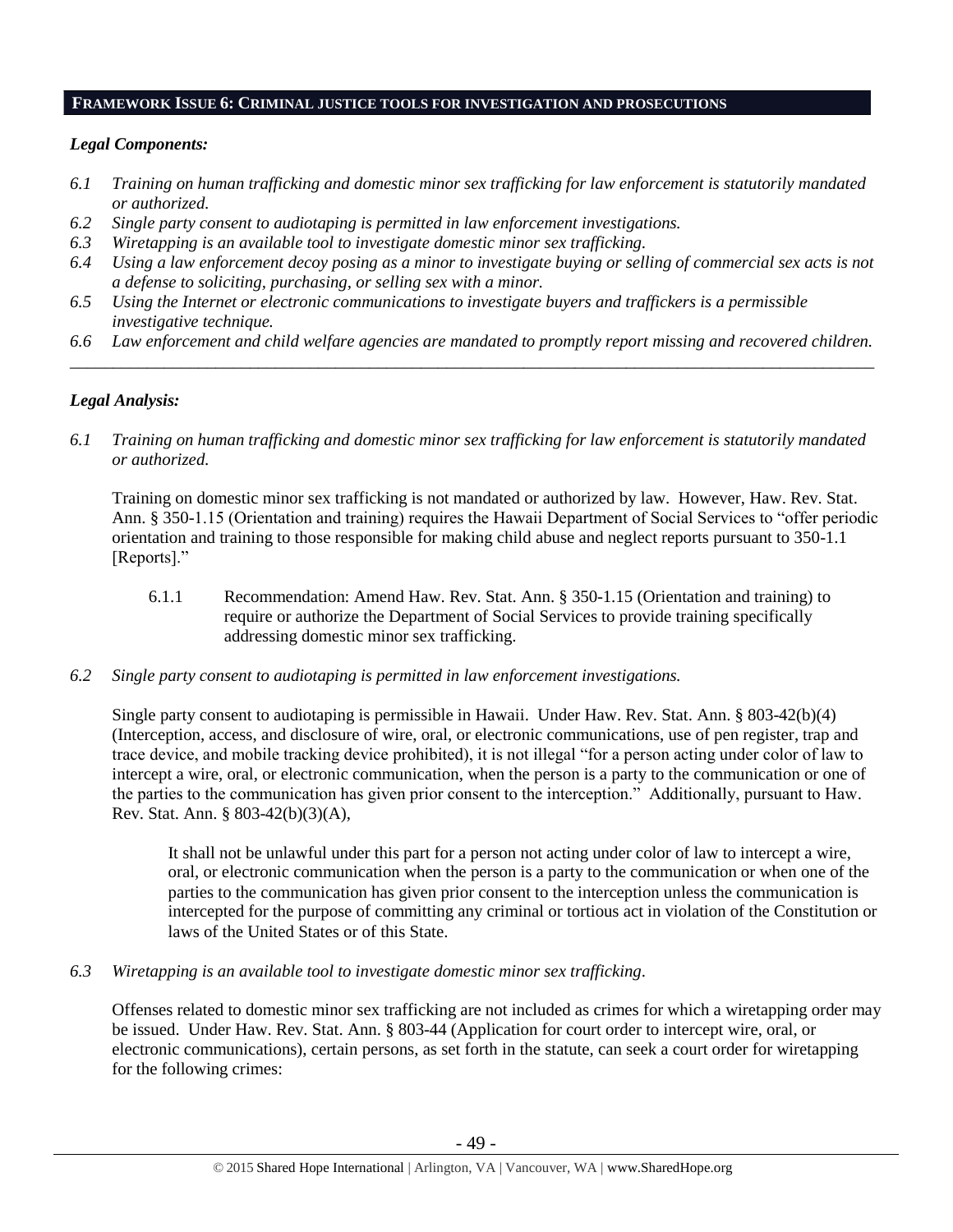## FRAMEWORK ISSUE 6: CRIMINAL JUSTICE TOOLS FOR INVESTIGATION AND PROSECUTIONS

### *Legal Components:*

*6.1 Training on human trafficking and domestic minor sex trafficking for law enforcement is statutorily mandated or authorized.*

*6.2 Single party consent to audiotaping is permitted in law enforcement investigations.*

*6.3 Wiretapping is an available tool to investigate domestic minor sex trafficking.*

*6.4 Using a law enforcement decoy posing as a minor to investigate buying or selling of commercial sex acts is not a defense to soliciting, purchasing, or selling sex with a minor.*

*6.5 Using the Internet or electronic communications to investigate buyers and traffickers is a permissible investigative technique.*

*6.6 Law enforcement and child welfare agencies are mandated to promptly report missing and recovered children.*

---

### *Legal Analysis:*

*6.1 Training on human trafficking and domestic minor sex trafficking for law enforcement is statutorily mandated or authorized.*

Training on domestic minor sex trafficking is not mandated or authorized by law. However, Haw. Rev. Stat. Ann. § 350-1.15 (Orientation and training) requires the Hawaii Department of Social Services to "offer periodic orientation and training to those responsible for making child abuse and neglect reports pursuant to 350-1.1 [Reports]."

6.1.1 Recommendation: Amend Haw. Rev. Stat. Ann. § 350-1.15 (Orientation and training) to require or authorize the Department of Social Services to provide training specifically addressing domestic minor sex trafficking.

*6.2 Single party consent to audiotaping is permitted in law enforcement investigations.*

Single party consent to audiotaping is permissible in Hawaii. Under Haw. Rev. Stat. Ann. § 803-42(b)(4) (Interception, access, and disclosure of wire, oral, or electronic communications, use of pen register, trap and trace device, and mobile tracking device prohibited), it is not illegal "for a person acting under color of law to intercept a wire, oral, or electronic communication, when the person is a party to the communication or one of the parties to the communication has given prior consent to the interception." Additionally, pursuant to Haw. Rev. Stat. Ann. § 803-42(b)(3)(A),

> It shall not be unlawful under this part for a person not acting under color of law to intercept a wire, oral, or electronic communication when the person is a party to the communication or when one of the parties to the communication has given prior consent to the interception unless the communication is intercepted for the purpose of committing any criminal or tortious act in violation of the Constitution or laws of the United States or of this State.

*6.3 Wiretapping is an available tool to investigate domestic minor sex trafficking.*

Offenses related to domestic minor sex trafficking are not included as crimes for which a wiretapping order may be issued. Under Haw. Rev. Stat. Ann. § 803-44 (Application for court order to intercept wire, oral, or electronic communications), certain persons, as set forth in the statute, can seek a court order for wiretapping for the following crimes: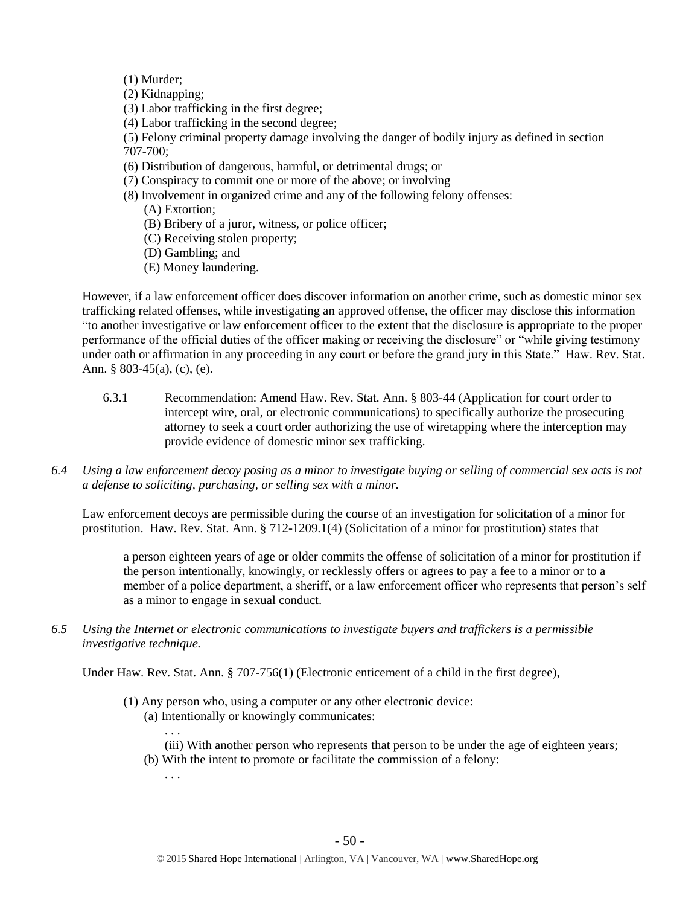(1) Murder;
(2) Kidnapping;
(3) Labor trafficking in the first degree;
(4) Labor trafficking in the second degree;
(5) Felony criminal property damage involving the danger of bodily injury as defined in section 707-700;
(6) Distribution of dangerous, harmful, or detrimental drugs; or
(7) Conspiracy to commit one or more of the above; or involving
(8) Involvement in organized crime and any of the following felony offenses:
  (A) Extortion;
  (B) Bribery of a juror, witness, or police officer;
  (C) Receiving stolen property;
  (D) Gambling; and
  (E) Money laundering.

However, if a law enforcement officer does discover information on another crime, such as domestic minor sex trafficking related offenses, while investigating an approved offense, the officer may disclose this information "to another investigative or law enforcement officer to the extent that the disclosure is appropriate to the proper performance of the official duties of the officer making or receiving the disclosure" or "while giving testimony under oath or affirmation in any proceeding in any court or before the grand jury in this State." Haw. Rev. Stat. Ann. § 803-45(a), (c), (e).

6.3.1 Recommendation: Amend Haw. Rev. Stat. Ann. § 803-44 (Application for court order to intercept wire, oral, or electronic communications) to specifically authorize the prosecuting attorney to seek a court order authorizing the use of wiretapping where the interception may provide evidence of domestic minor sex trafficking.

*6.4 Using a law enforcement decoy posing as a minor to investigate buying or selling of commercial sex acts is not a defense to soliciting, purchasing, or selling sex with a minor.*

Law enforcement decoys are permissible during the course of an investigation for solicitation of a minor for prostitution. Haw. Rev. Stat. Ann. § 712-1209.1(4) (Solicitation of a minor for prostitution) states that

> a person eighteen years of age or older commits the offense of solicitation of a minor for prostitution if the person intentionally, knowingly, or recklessly offers or agrees to pay a fee to a minor or to a member of a police department, a sheriff, or a law enforcement officer who represents that person's self as a minor to engage in sexual conduct.

*6.5 Using the Internet or electronic communications to investigate buyers and traffickers is a permissible investigative technique.*

Under Haw. Rev. Stat. Ann. § 707-756(1) (Electronic enticement of a child in the first degree),

> (1) Any person who, using a computer or any other electronic device:
>   (a) Intentionally or knowingly communicates:
>     . . .
>     (iii) With another person who represents that person to be under the age of eighteen years;
>   (b) With the intent to promote or facilitate the commission of a felony:
>     . . .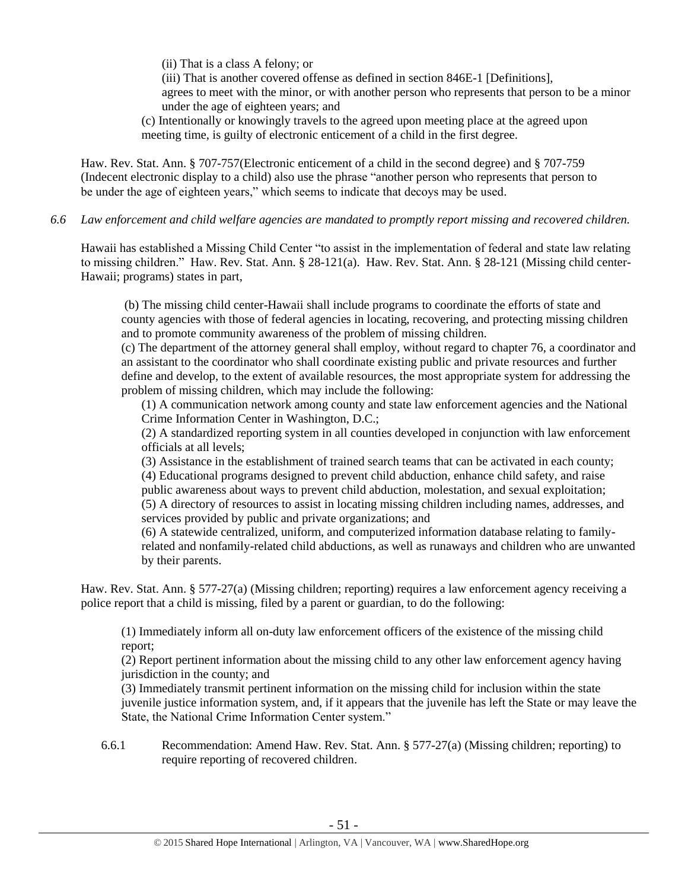(ii) That is a class A felony; or

(iii) That is another covered offense as defined in section 846E-1 [Definitions], agrees to meet with the minor, or with another person who represents that person to be a minor under the age of eighteen years; and

(c) Intentionally or knowingly travels to the agreed upon meeting place at the agreed upon meeting time, is guilty of electronic enticement of a child in the first degree.

Haw. Rev. Stat. Ann. § 707-757(Electronic enticement of a child in the second degree) and § 707-759 (Indecent electronic display to a child) also use the phrase "another person who represents that person to be under the age of eighteen years," which seems to indicate that decoys may be used.

*6.6 Law enforcement and child welfare agencies are mandated to promptly report missing and recovered children.*

Hawaii has established a Missing Child Center "to assist in the implementation of federal and state law relating to missing children." Haw. Rev. Stat. Ann. § 28-121(a). Haw. Rev. Stat. Ann. § 28-121 (Missing child center-Hawaii; programs) states in part,

> (b) The missing child center-Hawaii shall include programs to coordinate the efforts of state and county agencies with those of federal agencies in locating, recovering, and protecting missing children and to promote community awareness of the problem of missing children.
>
> (c) The department of the attorney general shall employ, without regard to chapter 76, a coordinator and an assistant to the coordinator who shall coordinate existing public and private resources and further define and develop, to the extent of available resources, the most appropriate system for addressing the problem of missing children, which may include the following:
>
> (1) A communication network among county and state law enforcement agencies and the National Crime Information Center in Washington, D.C.;
>
> (2) A standardized reporting system in all counties developed in conjunction with law enforcement officials at all levels;
>
> (3) Assistance in the establishment of trained search teams that can be activated in each county;
>
> (4) Educational programs designed to prevent child abduction, enhance child safety, and raise public awareness about ways to prevent child abduction, molestation, and sexual exploitation;
>
> (5) A directory of resources to assist in locating missing children including names, addresses, and services provided by public and private organizations; and
>
> (6) A statewide centralized, uniform, and computerized information database relating to family-related and nonfamily-related child abductions, as well as runaways and children who are unwanted by their parents.

Haw. Rev. Stat. Ann. § 577-27(a) (Missing children; reporting) requires a law enforcement agency receiving a police report that a child is missing, filed by a parent or guardian, to do the following:

> (1) Immediately inform all on-duty law enforcement officers of the existence of the missing child report;
>
> (2) Report pertinent information about the missing child to any other law enforcement agency having jurisdiction in the county; and
>
> (3) Immediately transmit pertinent information on the missing child for inclusion within the state juvenile justice information system, and, if it appears that the juvenile has left the State or may leave the State, the National Crime Information Center system."

6.6.1 Recommendation: Amend Haw. Rev. Stat. Ann. § 577-27(a) (Missing children; reporting) to require reporting of recovered children.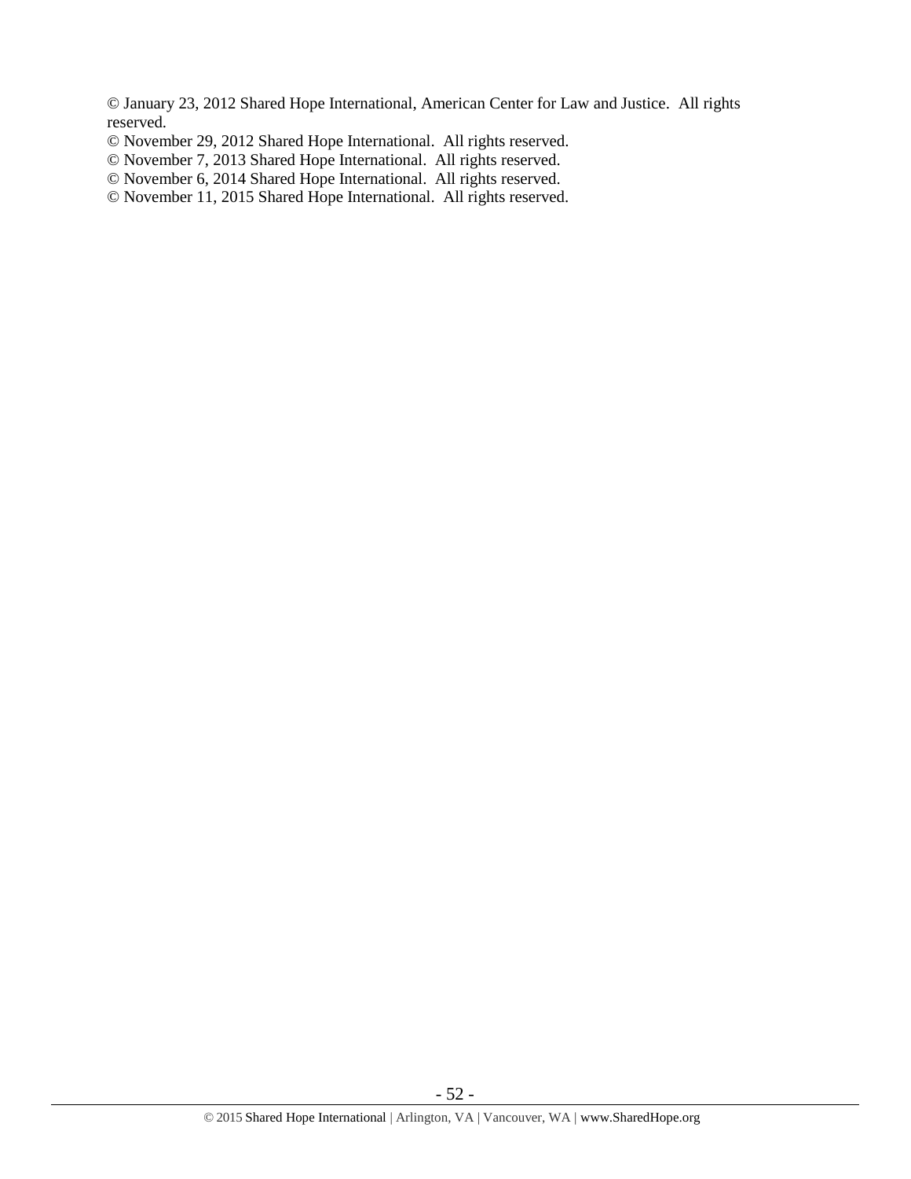© January 23, 2012 Shared Hope International, American Center for Law and Justice. All rights reserved.

© November 29, 2012 Shared Hope International. All rights reserved.

© November 7, 2013 Shared Hope International. All rights reserved.

© November 6, 2014 Shared Hope International. All rights reserved.

© November 11, 2015 Shared Hope International. All rights reserved.